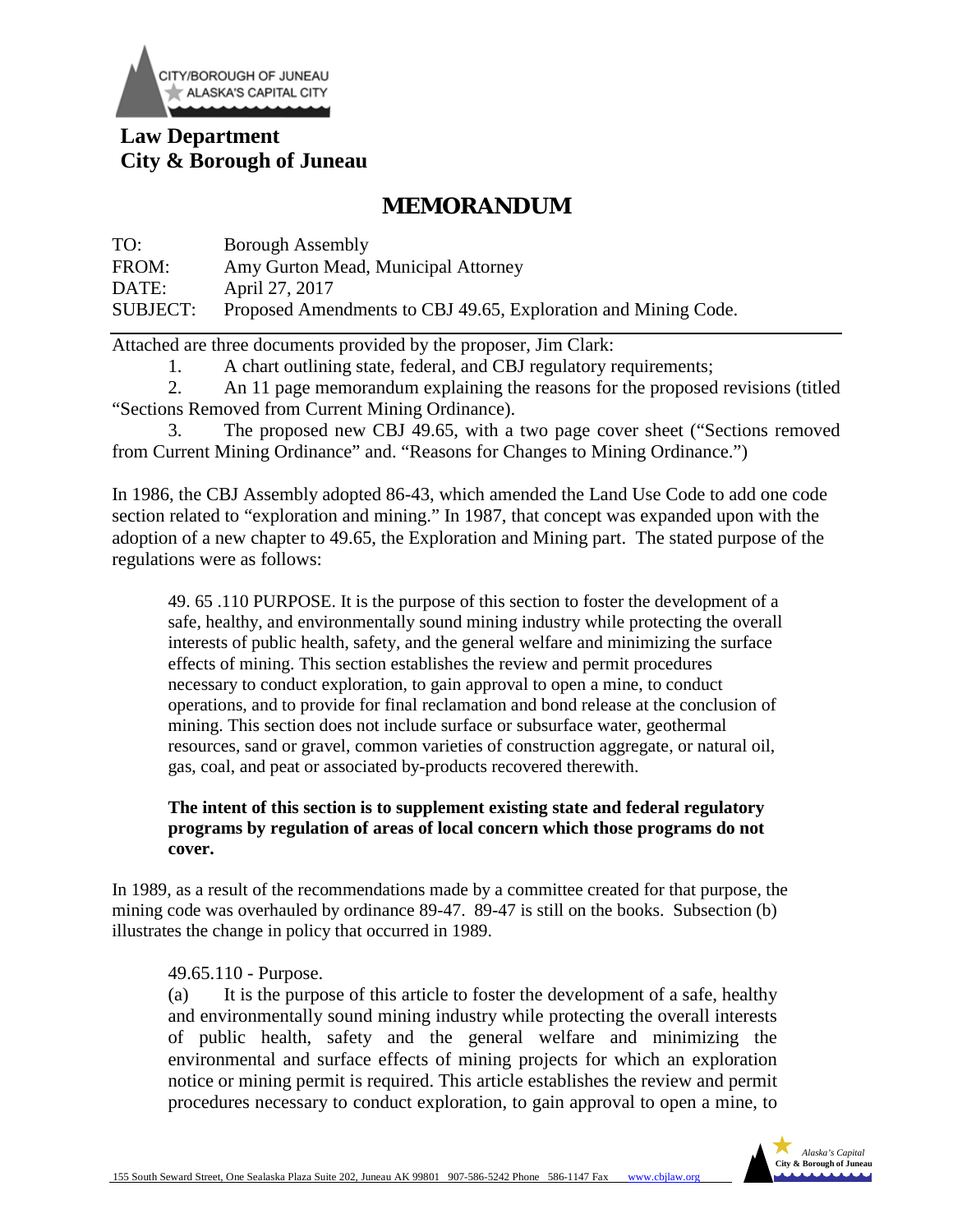**Law Department**
**City & Borough of Juneau**

# MEMORANDUM

TO: Borough Assembly
FROM: Amy Gurton Mead, Municipal Attorney
DATE: April 27, 2017
SUBJECT: Proposed Amendments to CBJ 49.65, Exploration and Mining Code.

---

Attached are three documents provided by the proposer, Jim Clark:

1. A chart outlining state, federal, and CBJ regulatory requirements;
2. An 11 page memorandum explaining the reasons for the proposed revisions (titled "Sections Removed from Current Mining Ordinance).
3. The proposed new CBJ 49.65, with a two page cover sheet ("Sections removed from Current Mining Ordinance" and. "Reasons for Changes to Mining Ordinance.")

In 1986, the CBJ Assembly adopted 86-43, which amended the Land Use Code to add one code section related to "exploration and mining." In 1987, that concept was expanded upon with the adoption of a new chapter to 49.65, the Exploration and Mining part. The stated purpose of the regulations were as follows:

> 49. 65 .110 PURPOSE. It is the purpose of this section to foster the development of a safe, healthy, and environmentally sound mining industry while protecting the overall interests of public health, safety, and the general welfare and minimizing the surface effects of mining. This section establishes the review and permit procedures necessary to conduct exploration, to gain approval to open a mine, to conduct operations, and to provide for final reclamation and bond release at the conclusion of mining. This section does not include surface or subsurface water, geothermal resources, sand or gravel, common varieties of construction aggregate, or natural oil, gas, coal, and peat or associated by-products recovered therewith.
>
> **The intent of this section is to supplement existing state and federal regulatory programs by regulation of areas of local concern which those programs do not cover.**

In 1989, as a result of the recommendations made by a committee created for that purpose, the mining code was overhauled by ordinance 89-47. 89-47 is still on the books. Subsection (b) illustrates the change in policy that occurred in 1989.

> 49.65.110 - Purpose.
>
> (a) It is the purpose of this article to foster the development of a safe, healthy and environmentally sound mining industry while protecting the overall interests of public health, safety and the general welfare and minimizing the environmental and surface effects of mining projects for which an exploration notice or mining permit is required. This article establishes the review and permit procedures necessary to conduct exploration, to gain approval to open a mine, to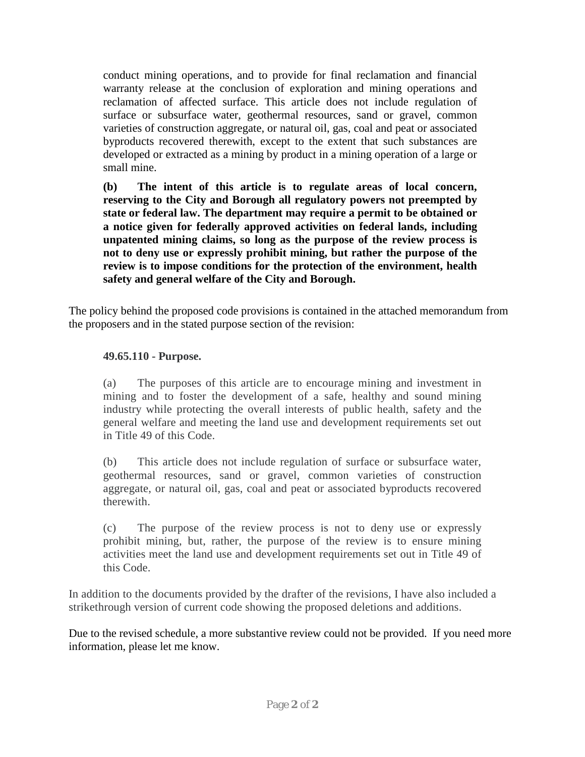conduct mining operations, and to provide for final reclamation and financial warranty release at the conclusion of exploration and mining operations and reclamation of affected surface. This article does not include regulation of surface or subsurface water, geothermal resources, sand or gravel, common varieties of construction aggregate, or natural oil, gas, coal and peat or associated byproducts recovered therewith, except to the extent that such substances are developed or extracted as a mining by product in a mining operation of a large or small mine.

**(b) The intent of this article is to regulate areas of local concern, reserving to the City and Borough all regulatory powers not preempted by state or federal law. The department may require a permit to be obtained or a notice given for federally approved activities on federal lands, including unpatented mining claims, so long as the purpose of the review process is not to deny use or expressly prohibit mining, but rather the purpose of the review is to impose conditions for the protection of the environment, health safety and general welfare of the City and Borough.**

The policy behind the proposed code provisions is contained in the attached memorandum from the proposers and in the stated purpose section of the revision:

**49.65.110 - Purpose.**

(a) The purposes of this article are to encourage mining and investment in mining and to foster the development of a safe, healthy and sound mining industry while protecting the overall interests of public health, safety and the general welfare and meeting the land use and development requirements set out in Title 49 of this Code.

(b) This article does not include regulation of surface or subsurface water, geothermal resources, sand or gravel, common varieties of construction aggregate, or natural oil, gas, coal and peat or associated byproducts recovered therewith.

(c) The purpose of the review process is not to deny use or expressly prohibit mining, but, rather, the purpose of the review is to ensure mining activities meet the land use and development requirements set out in Title 49 of this Code.

In addition to the documents provided by the drafter of the revisions, I have also included a strikethrough version of current code showing the proposed deletions and additions.

Due to the revised schedule, a more substantive review could not be provided. If you need more information, please let me know.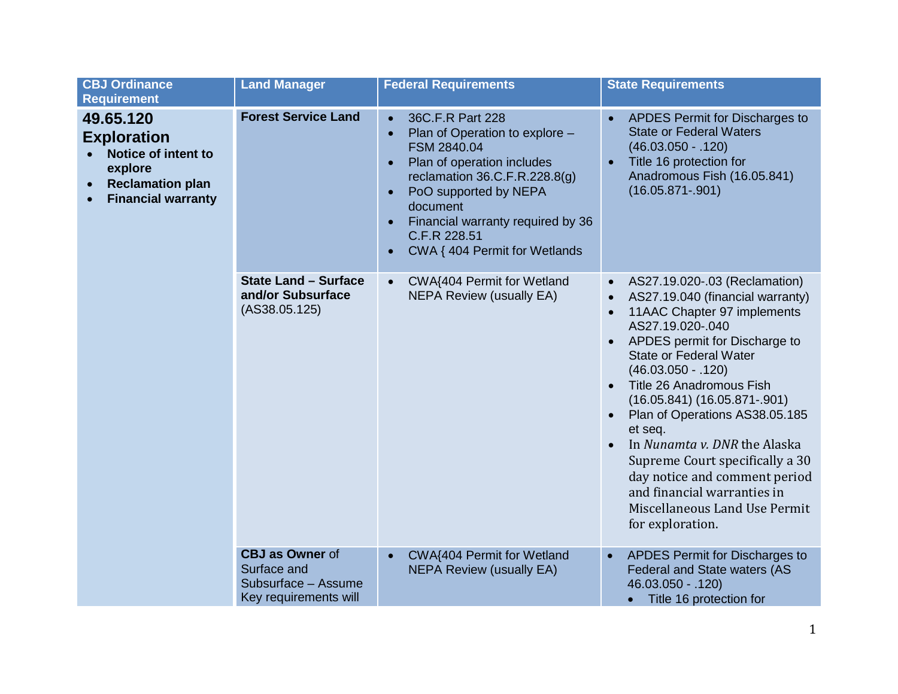| CBJ Ordinance Requirement | Land Manager | Federal Requirements | State Requirements |
| --- | --- | --- | --- |
| **49.65.120 Exploration**<br>• **Notice of intent to explore**<br>• **Reclamation plan**<br>• **Financial warranty** | **Forest Service Land** | • 36C.F.R Part 228<br>• Plan of Operation to explore – FSM 2840.04<br>• Plan of operation includes reclamation 36.C.F.R.228.8(g)<br>• PoO supported by NEPA document<br>• Financial warranty required by 36 C.F.R 228.51<br>• CWA { 404 Permit for Wetlands | • APDES Permit for Discharges to State or Federal Waters (46.03.050 - .120)<br>• Title 16 protection for Anadromous Fish (16.05.841) (16.05.871-.901) |
| | **State Land – Surface and/or Subsurface** (AS38.05.125) | • CWA{404 Permit for Wetland NEPA Review (usually EA) | • AS27.19.020-.03 (Reclamation)<br>• AS27.19.040 (financial warranty)<br>• 11AAC Chapter 97 implements AS27.19.020-.040<br>• APDES permit for Discharge to State or Federal Water (46.03.050 - .120)<br>• Title 26 Anadromous Fish (16.05.841) (16.05.871-.901)<br>• Plan of Operations AS38.05.185 et seq.<br>• In *Nunamta v. DNR* the Alaska Supreme Court specifically a 30 day notice and comment period and financial warranties in Miscellaneous Land Use Permit for exploration. |
| | **CBJ as Owner** of Surface and Subsurface – Assume Key requirements will | • CWA{404 Permit for Wetland NEPA Review (usually EA) | • APDES Permit for Discharges to Federal and State waters (AS 46.03.050 - .120)<br>• Title 16 protection for |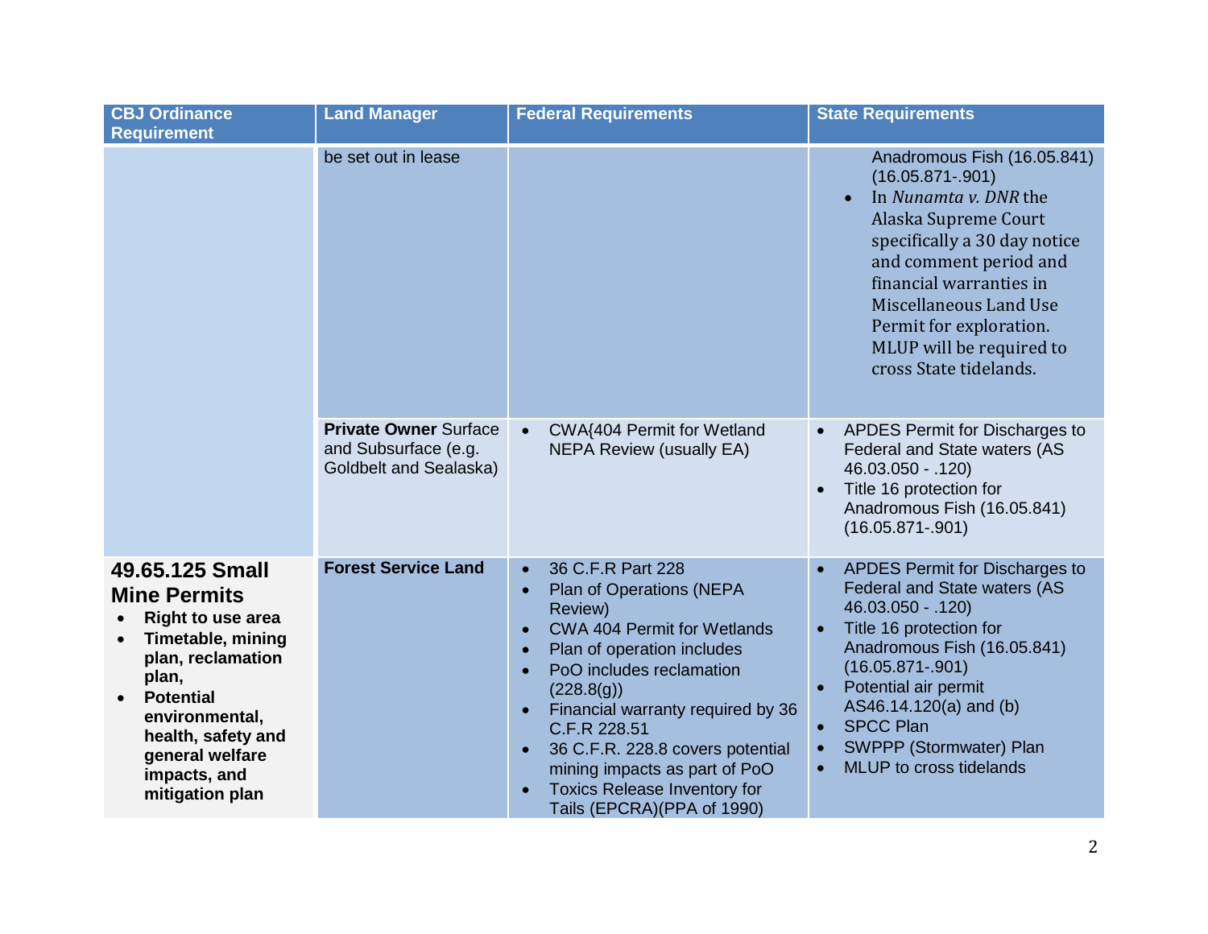| CBJ Ordinance Requirement | Land Manager | Federal Requirements | State Requirements |
|---|---|---|---|
| | be set out in lease | | Anadromous Fish (16.05.841) (16.05.871-.901)<br>• In *Nunamta v. DNR* the Alaska Supreme Court specifically a 30 day notice and comment period and financial warranties in Miscellaneous Land Use Permit for exploration. MLUP will be required to cross State tidelands. |
| | **Private Owner** Surface and Subsurface (e.g. Goldbelt and Sealaska) | • CWA{404 Permit for Wetland NEPA Review (usually EA) | • APDES Permit for Discharges to Federal and State waters (AS 46.03.050 - .120)<br>• Title 16 protection for Anadromous Fish (16.05.841) (16.05.871-.901) |
| **49.65.125 Small Mine Permits**<br>• **Right to use area**<br>• **Timetable, mining plan, reclamation plan,**<br>• **Potential environmental, health, safety and general welfare impacts, and mitigation plan** | **Forest Service Land** | • 36 C.F.R Part 228<br>• Plan of Operations (NEPA Review)<br>• CWA 404 Permit for Wetlands<br>• Plan of operation includes<br>• PoO includes reclamation (228.8(g))<br>• Financial warranty required by 36 C.F.R 228.51<br>• 36 C.F.R. 228.8 covers potential mining impacts as part of PoO<br>• Toxics Release Inventory for Tails (EPCRA)(PPA of 1990) | • APDES Permit for Discharges to Federal and State waters (AS 46.03.050 - .120)<br>• Title 16 protection for Anadromous Fish (16.05.841) (16.05.871-.901)<br>• Potential air permit AS46.14.120(a) and (b)<br>• SPCC Plan<br>• SWPPP (Stormwater) Plan<br>• MLUP to cross tidelands |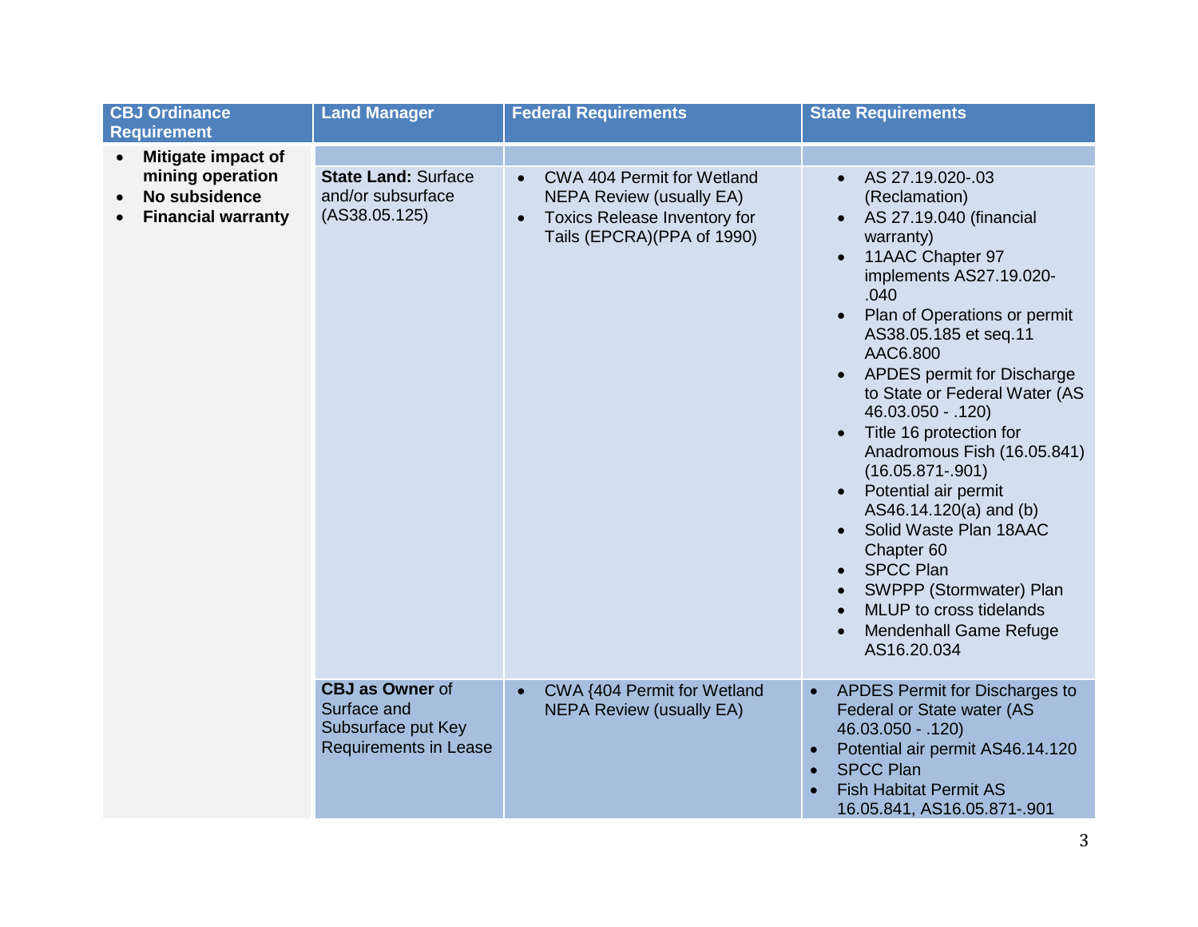| CBJ Ordinance Requirement | Land Manager | Federal Requirements | State Requirements |
|---|---|---|---|
| • **Mitigate impact of mining operation**<br>• **No subsidence**<br>• **Financial warranty** | | | |
| | **State Land:** Surface and/or subsurface (AS38.05.125) | • CWA 404 Permit for Wetland NEPA Review (usually EA)<br>• Toxics Release Inventory for Tails (EPCRA)(PPA of 1990) | • AS 27.19.020-.03 (Reclamation)<br>• AS 27.19.040 (financial warranty)<br>• 11AAC Chapter 97 implements AS27.19.020-.040<br>• Plan of Operations or permit AS38.05.185 et seq.11 AAC6.800<br>• APDES permit for Discharge to State or Federal Water (AS 46.03.050 - .120)<br>• Title 16 protection for Anadromous Fish (16.05.841) (16.05.871-.901)<br>• Potential air permit AS46.14.120(a) and (b)<br>• Solid Waste Plan 18AAC Chapter 60<br>• SPCC Plan<br>• SWPPP (Stormwater) Plan<br>• MLUP to cross tidelands<br>• Mendenhall Game Refuge AS16.20.034 |
| | **CBJ as Owner** of Surface and Subsurface put Key Requirements in Lease | • CWA {404 Permit for Wetland NEPA Review (usually EA) | • APDES Permit for Discharges to Federal or State water (AS 46.03.050 - .120)<br>• Potential air permit AS46.14.120<br>• SPCC Plan<br>• Fish Habitat Permit AS 16.05.841, AS16.05.871-.901 |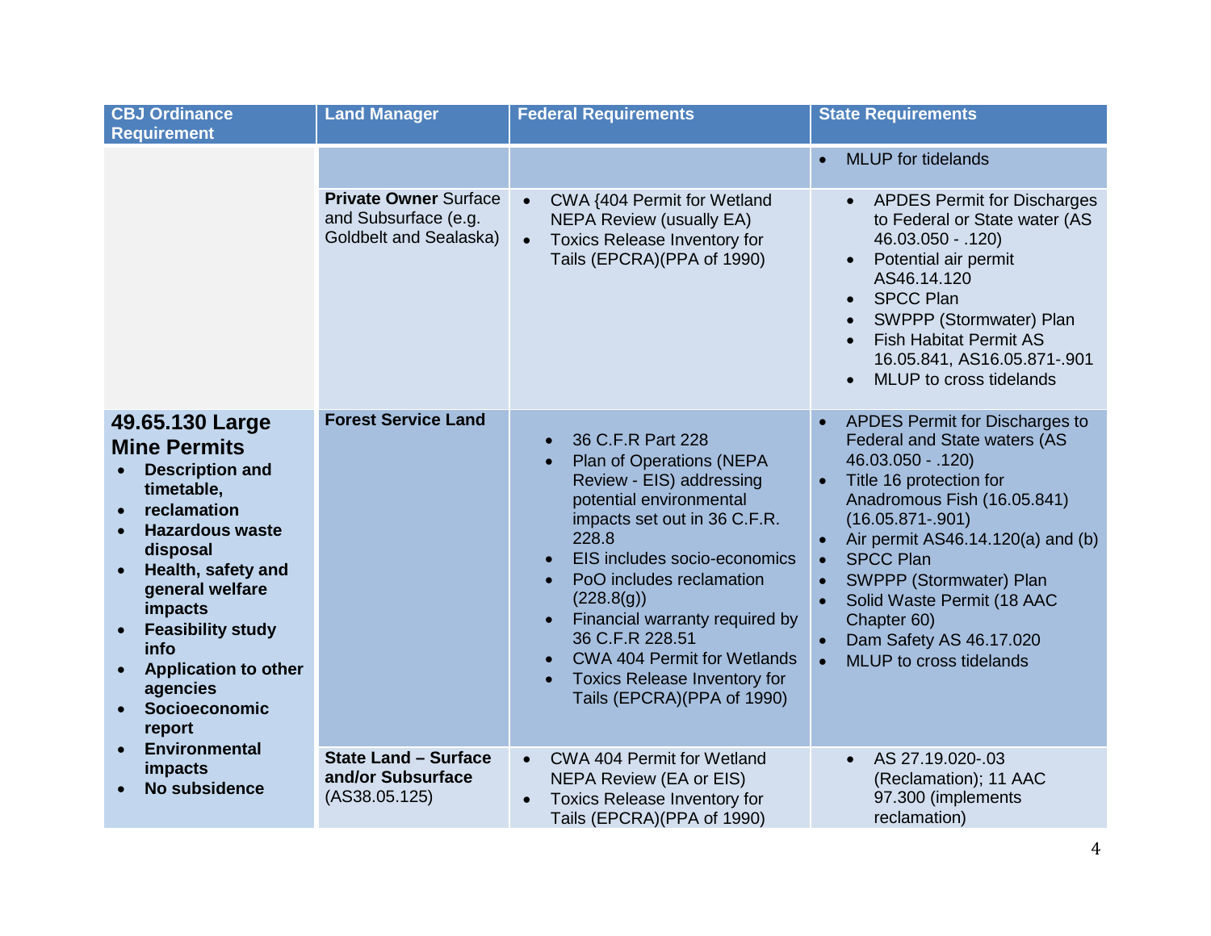| CBJ Ordinance Requirement | Land Manager | Federal Requirements | State Requirements |
|---|---|---|---|
| | | | • MLUP for tidelands |
| | **Private Owner** Surface and Subsurface (e.g. Goldbelt and Sealaska) | • CWA {404 Permit for Wetland NEPA Review (usually EA)<br>• Toxics Release Inventory for Tails (EPCRA)(PPA of 1990) | • APDES Permit for Discharges to Federal or State water (AS 46.03.050 - .120)<br>• Potential air permit AS46.14.120<br>• SPCC Plan<br>• SWPPP (Stormwater) Plan<br>• Fish Habitat Permit AS 16.05.841, AS16.05.871-.901<br>• MLUP to cross tidelands |
| **49.65.130 Large Mine Permits**<br>• **Description and timetable,**<br>• **reclamation**<br>• **Hazardous waste disposal**<br>• **Health, safety and general welfare impacts**<br>• **Feasibility study info**<br>• **Application to other agencies**<br>• **Socioeconomic report**<br>• **Environmental impacts**<br>• **No subsidence** | **Forest Service Land** | • 36 C.F.R Part 228<br>• Plan of Operations (NEPA Review - EIS) addressing potential environmental impacts set out in 36 C.F.R. 228.8<br>• EIS includes socio-economics<br>• PoO includes reclamation (228.8(g))<br>• Financial warranty required by 36 C.F.R 228.51<br>• CWA 404 Permit for Wetlands<br>• Toxics Release Inventory for Tails (EPCRA)(PPA of 1990) | • APDES Permit for Discharges to Federal and State waters (AS 46.03.050 - .120)<br>• Title 16 protection for Anadromous Fish (16.05.841) (16.05.871-.901)<br>• Air permit AS46.14.120(a) and (b)<br>• SPCC Plan<br>• SWPPP (Stormwater) Plan<br>• Solid Waste Permit (18 AAC Chapter 60)<br>• Dam Safety AS 46.17.020<br>• MLUP to cross tidelands |
| | **State Land – Surface and/or Subsurface** (AS38.05.125) | • CWA 404 Permit for Wetland NEPA Review (EA or EIS)<br>• Toxics Release Inventory for Tails (EPCRA)(PPA of 1990) | • AS 27.19.020-.03 (Reclamation); 11 AAC 97.300 (implements reclamation) |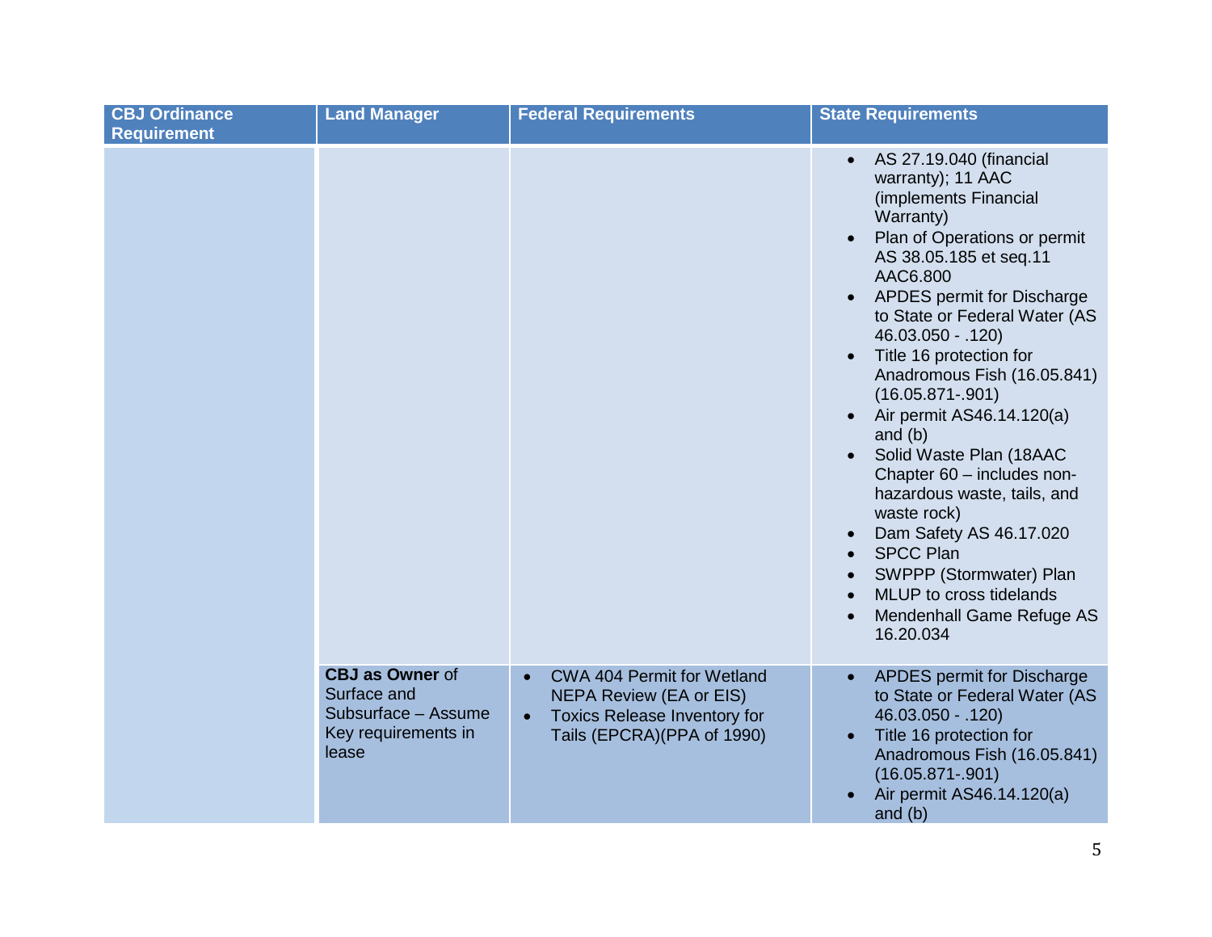| CBJ Ordinance Requirement | Land Manager | Federal Requirements | State Requirements |
|---|---|---|---|
| | | | • AS 27.19.040 (financial warranty); 11 AAC (implements Financial Warranty)<br>• Plan of Operations or permit AS 38.05.185 et seq.11 AAC6.800<br>• APDES permit for Discharge to State or Federal Water (AS 46.03.050 - .120)<br>• Title 16 protection for Anadromous Fish (16.05.841) (16.05.871-.901)<br>• Air permit AS46.14.120(a) and (b)<br>• Solid Waste Plan (18AAC Chapter 60 – includes non-hazardous waste, tails, and waste rock)<br>• Dam Safety AS 46.17.020<br>• SPCC Plan<br>• SWPPP (Stormwater) Plan<br>• MLUP to cross tidelands<br>• Mendenhall Game Refuge AS 16.20.034 |
| | **CBJ as Owner** of Surface and Subsurface – Assume Key requirements in lease | • CWA 404 Permit for Wetland NEPA Review (EA or EIS)<br>• Toxics Release Inventory for Tails (EPCRA)(PPA of 1990) | • APDES permit for Discharge to State or Federal Water (AS 46.03.050 - .120)<br>• Title 16 protection for Anadromous Fish (16.05.841) (16.05.871-.901)<br>• Air permit AS46.14.120(a) and (b) |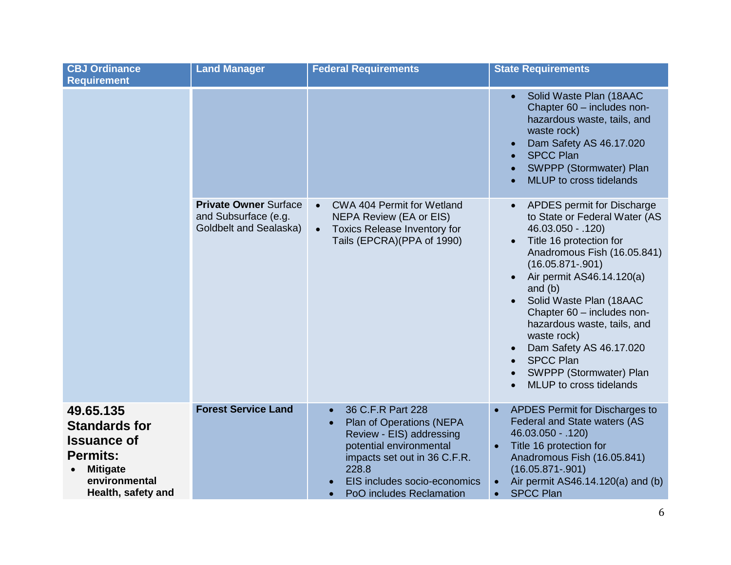| CBJ Ordinance Requirement | Land Manager | Federal Requirements | State Requirements |
|---|---|---|---|
| | | | • Solid Waste Plan (18AAC Chapter 60 – includes non-hazardous waste, tails, and waste rock)<br>• Dam Safety AS 46.17.020<br>• SPCC Plan<br>• SWPPP (Stormwater) Plan<br>• MLUP to cross tidelands |
| | **Private Owner** Surface and Subsurface (e.g. Goldbelt and Sealaska) | • CWA 404 Permit for Wetland NEPA Review (EA or EIS)<br>• Toxics Release Inventory for Tails (EPCRA)(PPA of 1990) | • APDES permit for Discharge to State or Federal Water (AS 46.03.050 - .120)<br>• Title 16 protection for Anadromous Fish (16.05.841) (16.05.871-.901)<br>• Air permit AS46.14.120(a) and (b)<br>• Solid Waste Plan (18AAC Chapter 60 – includes non-hazardous waste, tails, and waste rock)<br>• Dam Safety AS 46.17.020<br>• SPCC Plan<br>• SWPPP (Stormwater) Plan<br>• MLUP to cross tidelands |
| **49.65.135 Standards for Issuance of Permits:**<br>• **Mitigate environmental Health, safety and** | **Forest Service Land** | • 36 C.F.R Part 228<br>• Plan of Operations (NEPA Review - EIS) addressing potential environmental impacts set out in 36 C.F.R. 228.8<br>• EIS includes socio-economics<br>• PoO includes Reclamation | • APDES Permit for Discharges to Federal and State waters (AS 46.03.050 - .120)<br>• Title 16 protection for Anadromous Fish (16.05.841) (16.05.871-.901)<br>• Air permit AS46.14.120(a) and (b)<br>• SPCC Plan |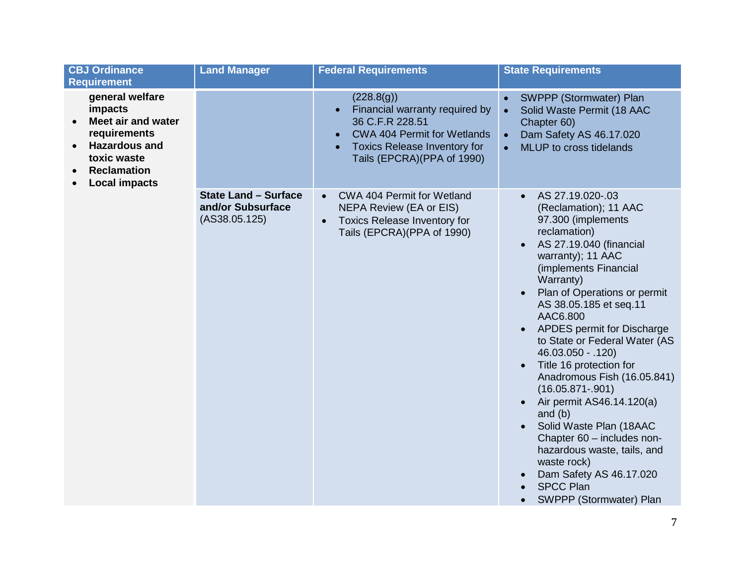| CBJ Ordinance Requirement | Land Manager | Federal Requirements | State Requirements |
|---|---|---|---|
| **general welfare impacts**<br>• **Meet air and water requirements**<br>• **Hazardous and toxic waste**<br>• **Reclamation**<br>• **Local impacts** | | (228.8(g))<br>• Financial warranty required by 36 C.F.R 228.51<br>• CWA 404 Permit for Wetlands<br>• Toxics Release Inventory for Tails (EPCRA)(PPA of 1990) | • SWPPP (Stormwater) Plan<br>• Solid Waste Permit (18 AAC Chapter 60)<br>• Dam Safety AS 46.17.020<br>• MLUP to cross tidelands |
| | **State Land – Surface and/or Subsurface** (AS38.05.125) | • CWA 404 Permit for Wetland NEPA Review (EA or EIS)<br>• Toxics Release Inventory for Tails (EPCRA)(PPA of 1990) | • AS 27.19.020-.03 (Reclamation); 11 AAC 97.300 (implements reclamation)<br>• AS 27.19.040 (financial warranty); 11 AAC (implements Financial Warranty)<br>• Plan of Operations or permit AS 38.05.185 et seq.11 AAC6.800<br>• APDES permit for Discharge to State or Federal Water (AS 46.03.050 - .120)<br>• Title 16 protection for Anadromous Fish (16.05.841) (16.05.871-.901)<br>• Air permit AS46.14.120(a) and (b)<br>• Solid Waste Plan (18AAC Chapter 60 – includes non-hazardous waste, tails, and waste rock)<br>• Dam Safety AS 46.17.020<br>• SPCC Plan<br>• SWPPP (Stormwater) Plan |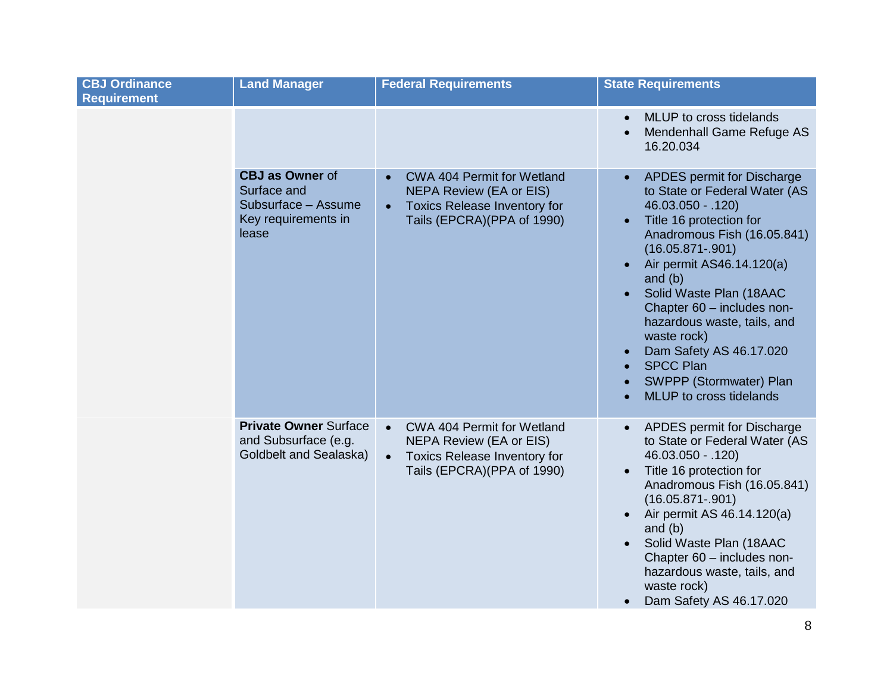| CBJ Ordinance Requirement | Land Manager | Federal Requirements | State Requirements |
|---|---|---|---|
| | | | • MLUP to cross tidelands<br>• Mendenhall Game Refuge AS 16.20.034 |
| | **CBJ as Owner** of Surface and Subsurface – Assume Key requirements in lease | • CWA 404 Permit for Wetland NEPA Review (EA or EIS)<br>• Toxics Release Inventory for Tails (EPCRA)(PPA of 1990) | • APDES permit for Discharge to State or Federal Water (AS 46.03.050 - .120)<br>• Title 16 protection for Anadromous Fish (16.05.841) (16.05.871-.901)<br>• Air permit AS46.14.120(a) and (b)<br>• Solid Waste Plan (18AAC Chapter 60 – includes non-hazardous waste, tails, and waste rock)<br>• Dam Safety AS 46.17.020<br>• SPCC Plan<br>• SWPPP (Stormwater) Plan<br>• MLUP to cross tidelands |
| | **Private Owner** Surface and Subsurface (e.g. Goldbelt and Sealaska) | • CWA 404 Permit for Wetland NEPA Review (EA or EIS)<br>• Toxics Release Inventory for Tails (EPCRA)(PPA of 1990) | • APDES permit for Discharge to State or Federal Water (AS 46.03.050 - .120)<br>• Title 16 protection for Anadromous Fish (16.05.841) (16.05.871-.901)<br>• Air permit AS 46.14.120(a) and (b)<br>• Solid Waste Plan (18AAC Chapter 60 – includes non-hazardous waste, tails, and waste rock)<br>• Dam Safety AS 46.17.020 |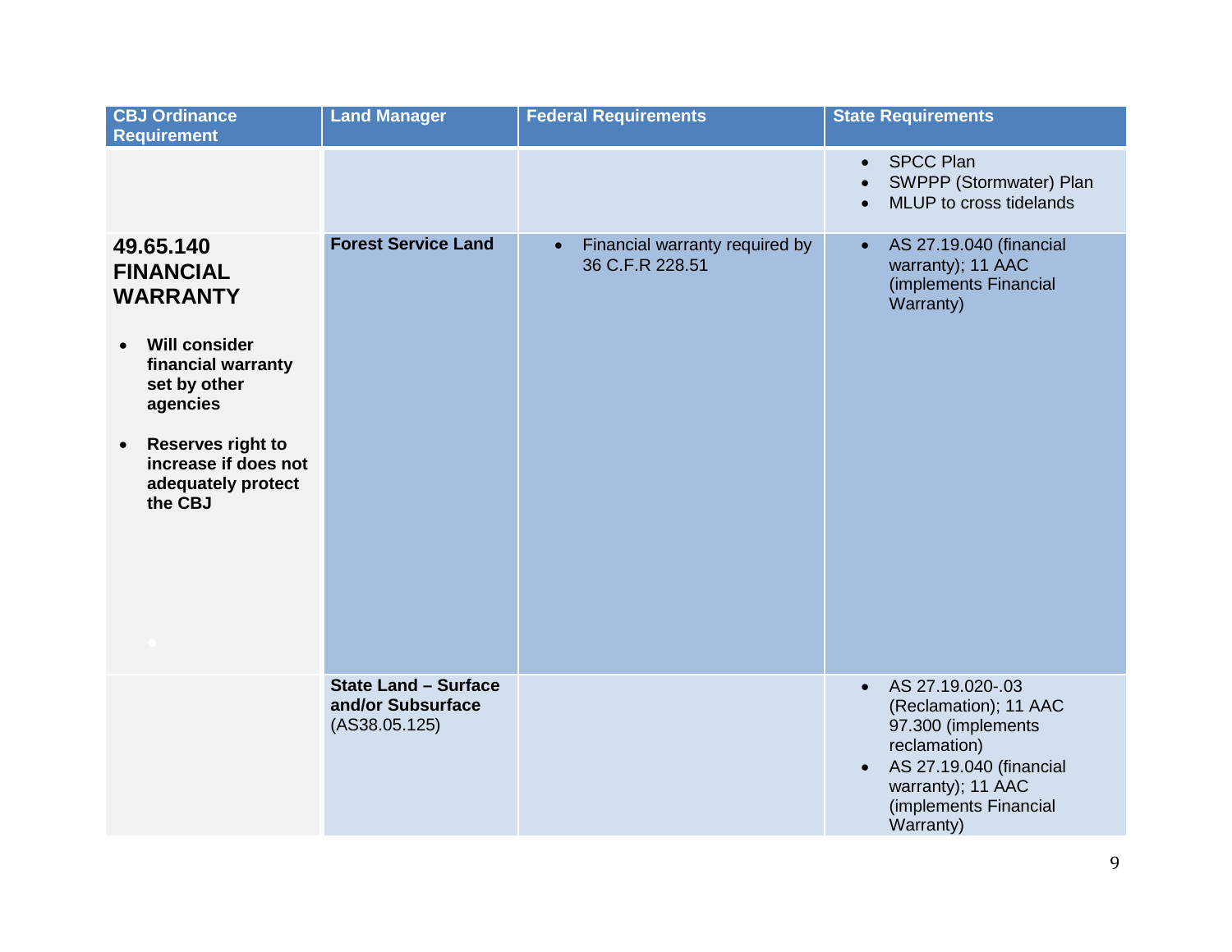| CBJ Ordinance Requirement | Land Manager | Federal Requirements | State Requirements |
|---|---|---|---|
| | | | • SPCC Plan<br>• SWPPP (Stormwater) Plan<br>• MLUP to cross tidelands |
| **49.65.140 FINANCIAL WARRANTY**<br><br>• **Will consider financial warranty set by other agencies**<br><br>• **Reserves right to increase if does not adequately protect the CBJ** | **Forest Service Land** | • Financial warranty required by 36 C.F.R 228.51 | • AS 27.19.040 (financial warranty); 11 AAC (implements Financial Warranty) |
| | **State Land – Surface and/or Subsurface** (AS38.05.125) | | • AS 27.19.020-.03 (Reclamation); 11 AAC 97.300 (implements reclamation)<br>• AS 27.19.040 (financial warranty); 11 AAC (implements Financial Warranty) |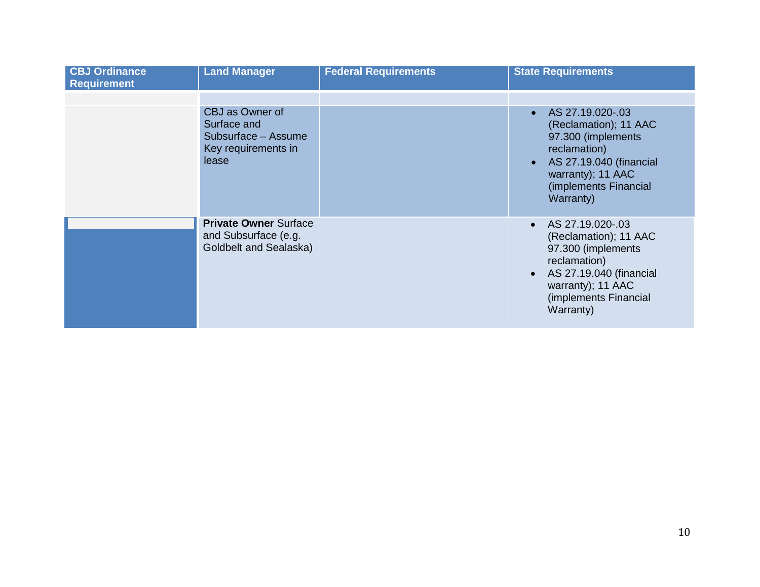| CBJ Ordinance Requirement | Land Manager | Federal Requirements | State Requirements |
|---|---|---|---|
| | | | |
| | CBJ as Owner of Surface and Subsurface – Assume Key requirements in lease | | • AS 27.19.020-.03 (Reclamation); 11 AAC 97.300 (implements reclamation)<br>• AS 27.19.040 (financial warranty); 11 AAC (implements Financial Warranty) |
| | **Private Owner** Surface and Subsurface (e.g. Goldbelt and Sealaska) | | • AS 27.19.020-.03 (Reclamation); 11 AAC 97.300 (implements reclamation)<br>• AS 27.19.040 (financial warranty); 11 AAC (implements Financial Warranty) |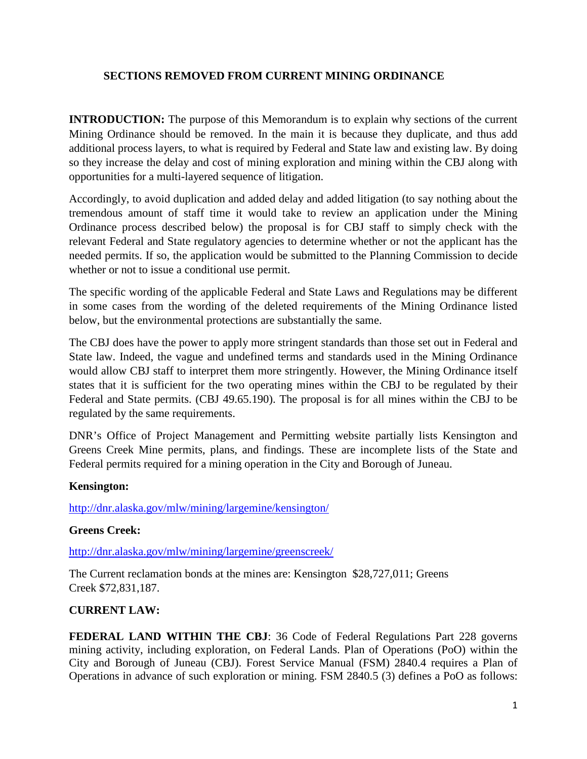## SECTIONS REMOVED FROM CURRENT MINING ORDINANCE

**INTRODUCTION:** The purpose of this Memorandum is to explain why sections of the current Mining Ordinance should be removed. In the main it is because they duplicate, and thus add additional process layers, to what is required by Federal and State law and existing law. By doing so they increase the delay and cost of mining exploration and mining within the CBJ along with opportunities for a multi-layered sequence of litigation.

Accordingly, to avoid duplication and added delay and added litigation (to say nothing about the tremendous amount of staff time it would take to review an application under the Mining Ordinance process described below) the proposal is for CBJ staff to simply check with the relevant Federal and State regulatory agencies to determine whether or not the applicant has the needed permits. If so, the application would be submitted to the Planning Commission to decide whether or not to issue a conditional use permit.

The specific wording of the applicable Federal and State Laws and Regulations may be different in some cases from the wording of the deleted requirements of the Mining Ordinance listed below, but the environmental protections are substantially the same.

The CBJ does have the power to apply more stringent standards than those set out in Federal and State law. Indeed, the vague and undefined terms and standards used in the Mining Ordinance would allow CBJ staff to interpret them more stringently. However, the Mining Ordinance itself states that it is sufficient for the two operating mines within the CBJ to be regulated by their Federal and State permits. (CBJ 49.65.190). The proposal is for all mines within the CBJ to be regulated by the same requirements.

DNR's Office of Project Management and Permitting website partially lists Kensington and Greens Creek Mine permits, plans, and findings. These are incomplete lists of the State and Federal permits required for a mining operation in the City and Borough of Juneau.

**Kensington:**

http://dnr.alaska.gov/mlw/mining/largemine/kensington/

**Greens Creek:**

http://dnr.alaska.gov/mlw/mining/largemine/greenscreek/

The Current reclamation bonds at the mines are: Kensington $28,727,011; Greens Creek $72,831,187.

**CURRENT LAW:**

**FEDERAL LAND WITHIN THE CBJ**: 36 Code of Federal Regulations Part 228 governs mining activity, including exploration, on Federal Lands. Plan of Operations (PoO) within the City and Borough of Juneau (CBJ). Forest Service Manual (FSM) 2840.4 requires a Plan of Operations in advance of such exploration or mining. FSM 2840.5 (3) defines a PoO as follows: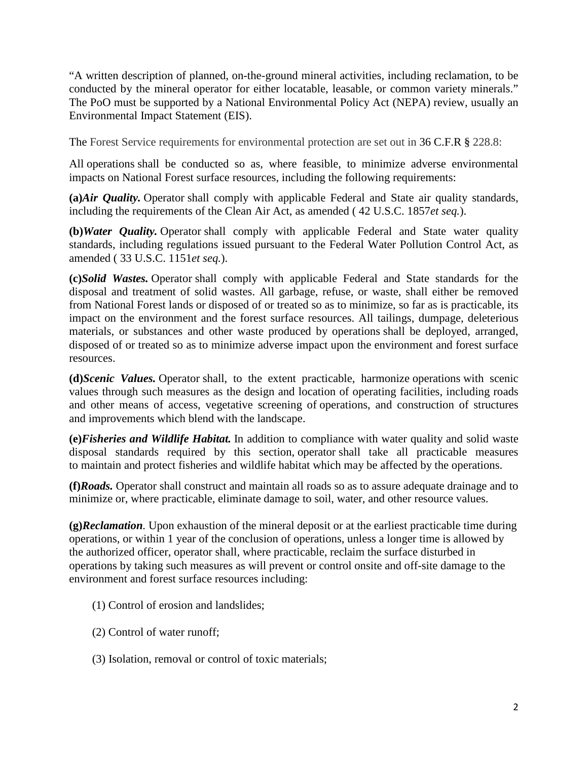"A written description of planned, on-the-ground mineral activities, including reclamation, to be conducted by the mineral operator for either locatable, leasable, or common variety minerals." The PoO must be supported by a National Environmental Policy Act (NEPA) review, usually an Environmental Impact Statement (EIS).

The Forest Service requirements for environmental protection are set out in 36 C.F.R § 228.8:

All operations shall be conducted so as, where feasible, to minimize adverse environmental impacts on National Forest surface resources, including the following requirements:

**(a)*Air Quality.*** Operator shall comply with applicable Federal and State air quality standards, including the requirements of the Clean Air Act, as amended ( 42 U.S.C. 1857*et seq.*).

**(b)*Water Quality.*** Operator shall comply with applicable Federal and State water quality standards, including regulations issued pursuant to the Federal Water Pollution Control Act, as amended ( 33 U.S.C. 1151*et seq.*).

**(c)*Solid Wastes.*** Operator shall comply with applicable Federal and State standards for the disposal and treatment of solid wastes. All garbage, refuse, or waste, shall either be removed from National Forest lands or disposed of or treated so as to minimize, so far as is practicable, its impact on the environment and the forest surface resources. All tailings, dumpage, deleterious materials, or substances and other waste produced by operations shall be deployed, arranged, disposed of or treated so as to minimize adverse impact upon the environment and forest surface resources.

**(d)*Scenic Values.*** Operator shall, to the extent practicable, harmonize operations with scenic values through such measures as the design and location of operating facilities, including roads and other means of access, vegetative screening of operations, and construction of structures and improvements which blend with the landscape.

**(e)*Fisheries and Wildlife Habitat.*** In addition to compliance with water quality and solid waste disposal standards required by this section, operator shall take all practicable measures to maintain and protect fisheries and wildlife habitat which may be affected by the operations.

**(f)*Roads.*** Operator shall construct and maintain all roads so as to assure adequate drainage and to minimize or, where practicable, eliminate damage to soil, water, and other resource values.

**(g)*Reclamation*.** Upon exhaustion of the mineral deposit or at the earliest practicable time during operations, or within 1 year of the conclusion of operations, unless a longer time is allowed by the authorized officer, operator shall, where practicable, reclaim the surface disturbed in operations by taking such measures as will prevent or control onsite and off-site damage to the environment and forest surface resources including:

(1) Control of erosion and landslides;

(2) Control of water runoff;

(3) Isolation, removal or control of toxic materials;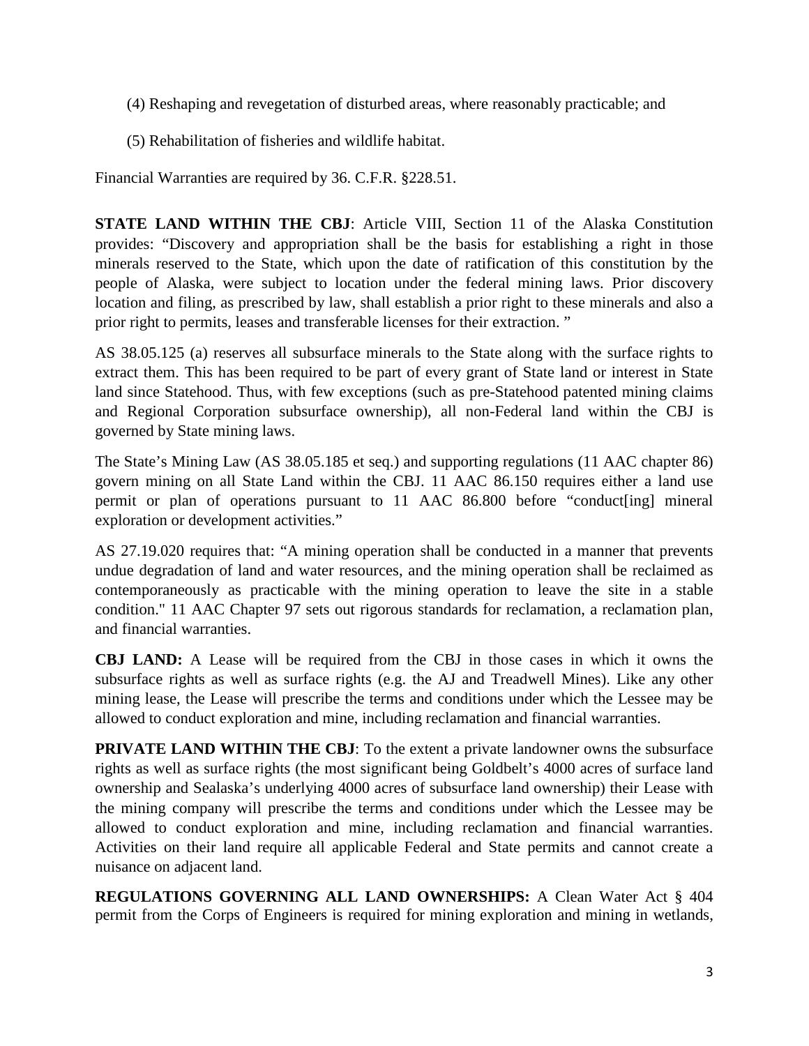(4) Reshaping and revegetation of disturbed areas, where reasonably practicable; and

(5) Rehabilitation of fisheries and wildlife habitat.

Financial Warranties are required by 36. C.F.R. §228.51.

**STATE LAND WITHIN THE CBJ**: Article VIII, Section 11 of the Alaska Constitution provides: "Discovery and appropriation shall be the basis for establishing a right in those minerals reserved to the State, which upon the date of ratification of this constitution by the people of Alaska, were subject to location under the federal mining laws. Prior discovery location and filing, as prescribed by law, shall establish a prior right to these minerals and also a prior right to permits, leases and transferable licenses for their extraction. "

AS 38.05.125 (a) reserves all subsurface minerals to the State along with the surface rights to extract them. This has been required to be part of every grant of State land or interest in State land since Statehood. Thus, with few exceptions (such as pre-Statehood patented mining claims and Regional Corporation subsurface ownership), all non-Federal land within the CBJ is governed by State mining laws.

The State's Mining Law (AS 38.05.185 et seq.) and supporting regulations (11 AAC chapter 86) govern mining on all State Land within the CBJ. 11 AAC 86.150 requires either a land use permit or plan of operations pursuant to 11 AAC 86.800 before "conduct[ing] mineral exploration or development activities."

AS 27.19.020 requires that: "A mining operation shall be conducted in a manner that prevents undue degradation of land and water resources, and the mining operation shall be reclaimed as contemporaneously as practicable with the mining operation to leave the site in a stable condition." 11 AAC Chapter 97 sets out rigorous standards for reclamation, a reclamation plan, and financial warranties.

**CBJ LAND:** A Lease will be required from the CBJ in those cases in which it owns the subsurface rights as well as surface rights (e.g. the AJ and Treadwell Mines). Like any other mining lease, the Lease will prescribe the terms and conditions under which the Lessee may be allowed to conduct exploration and mine, including reclamation and financial warranties.

**PRIVATE LAND WITHIN THE CBJ**: To the extent a private landowner owns the subsurface rights as well as surface rights (the most significant being Goldbelt's 4000 acres of surface land ownership and Sealaska's underlying 4000 acres of subsurface land ownership) their Lease with the mining company will prescribe the terms and conditions under which the Lessee may be allowed to conduct exploration and mine, including reclamation and financial warranties. Activities on their land require all applicable Federal and State permits and cannot create a nuisance on adjacent land.

**REGULATIONS GOVERNING ALL LAND OWNERSHIPS:** A Clean Water Act § 404 permit from the Corps of Engineers is required for mining exploration and mining in wetlands,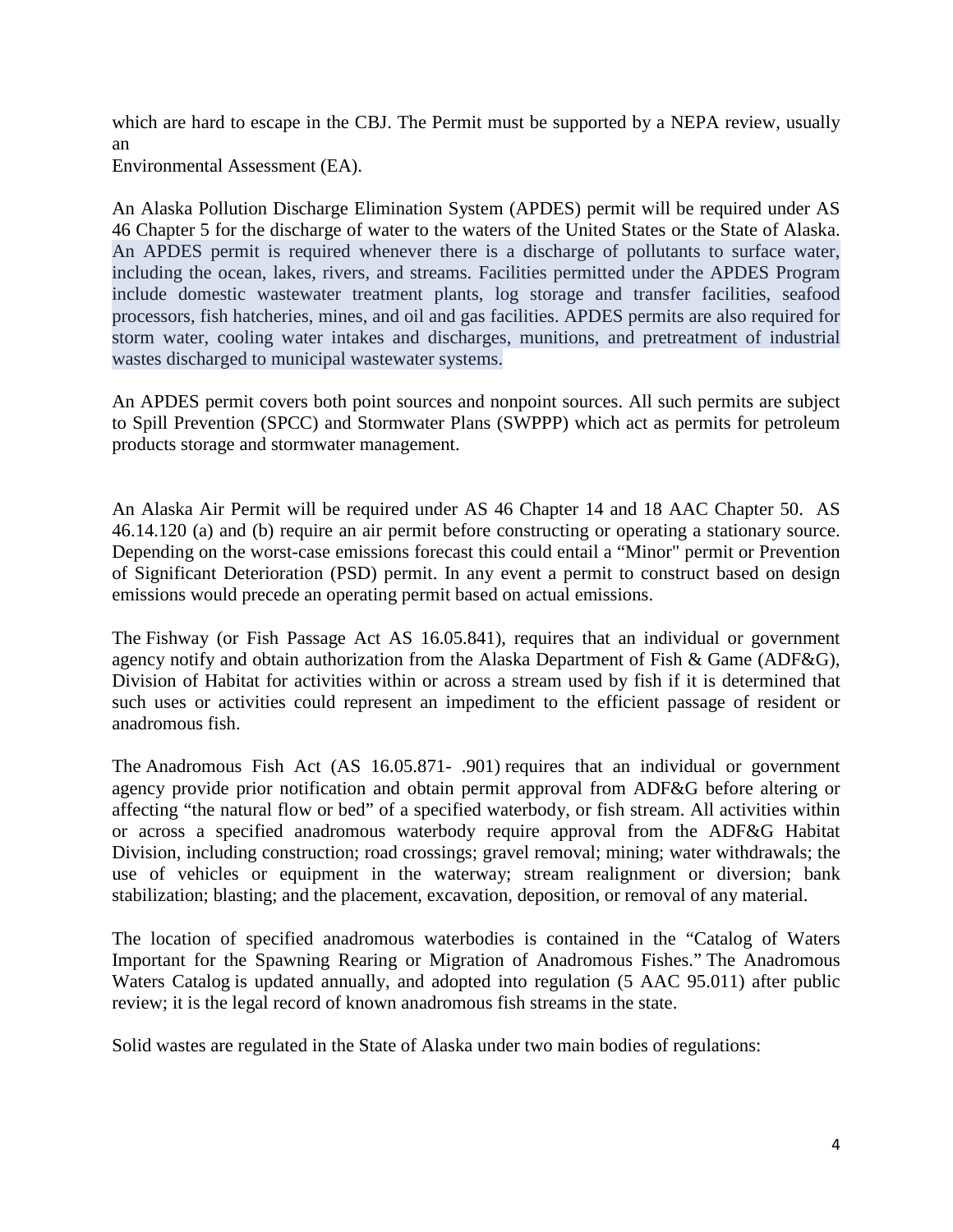which are hard to escape in the CBJ. The Permit must be supported by a NEPA review, usually an Environmental Assessment (EA).

An Alaska Pollution Discharge Elimination System (APDES) permit will be required under AS 46 Chapter 5 for the discharge of water to the waters of the United States or the State of Alaska. An APDES permit is required whenever there is a discharge of pollutants to surface water, including the ocean, lakes, rivers, and streams. Facilities permitted under the APDES Program include domestic wastewater treatment plants, log storage and transfer facilities, seafood processors, fish hatcheries, mines, and oil and gas facilities. APDES permits are also required for storm water, cooling water intakes and discharges, munitions, and pretreatment of industrial wastes discharged to municipal wastewater systems.

An APDES permit covers both point sources and nonpoint sources. All such permits are subject to Spill Prevention (SPCC) and Stormwater Plans (SWPPP) which act as permits for petroleum products storage and stormwater management.

An Alaska Air Permit will be required under AS 46 Chapter 14 and 18 AAC Chapter 50. AS 46.14.120 (a) and (b) require an air permit before constructing or operating a stationary source. Depending on the worst-case emissions forecast this could entail a "Minor" permit or Prevention of Significant Deterioration (PSD) permit. In any event a permit to construct based on design emissions would precede an operating permit based on actual emissions.

The Fishway (or Fish Passage Act AS 16.05.841), requires that an individual or government agency notify and obtain authorization from the Alaska Department of Fish & Game (ADF&G), Division of Habitat for activities within or across a stream used by fish if it is determined that such uses or activities could represent an impediment to the efficient passage of resident or anadromous fish.

The Anadromous Fish Act (AS 16.05.871- .901) requires that an individual or government agency provide prior notification and obtain permit approval from ADF&G before altering or affecting "the natural flow or bed" of a specified waterbody, or fish stream. All activities within or across a specified anadromous waterbody require approval from the ADF&G Habitat Division, including construction; road crossings; gravel removal; mining; water withdrawals; the use of vehicles or equipment in the waterway; stream realignment or diversion; bank stabilization; blasting; and the placement, excavation, deposition, or removal of any material.

The location of specified anadromous waterbodies is contained in the "Catalog of Waters Important for the Spawning Rearing or Migration of Anadromous Fishes." The Anadromous Waters Catalog is updated annually, and adopted into regulation (5 AAC 95.011) after public review; it is the legal record of known anadromous fish streams in the state.

Solid wastes are regulated in the State of Alaska under two main bodies of regulations: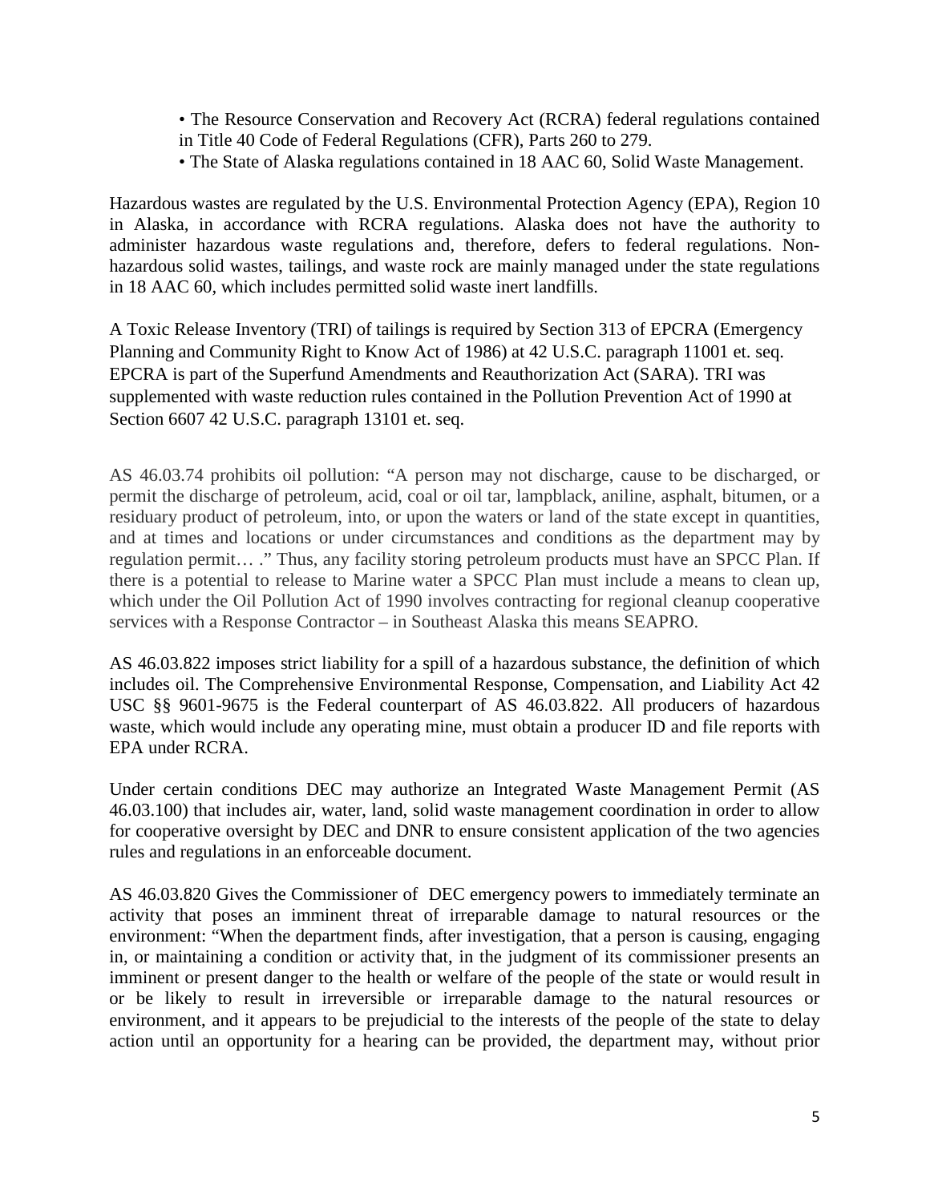- The Resource Conservation and Recovery Act (RCRA) federal regulations contained in Title 40 Code of Federal Regulations (CFR), Parts 260 to 279.
- The State of Alaska regulations contained in 18 AAC 60, Solid Waste Management.

Hazardous wastes are regulated by the U.S. Environmental Protection Agency (EPA), Region 10 in Alaska, in accordance with RCRA regulations. Alaska does not have the authority to administer hazardous waste regulations and, therefore, defers to federal regulations. Non-hazardous solid wastes, tailings, and waste rock are mainly managed under the state regulations in 18 AAC 60, which includes permitted solid waste inert landfills.

A Toxic Release Inventory (TRI) of tailings is required by Section 313 of EPCRA (Emergency Planning and Community Right to Know Act of 1986) at 42 U.S.C. paragraph 11001 et. seq. EPCRA is part of the Superfund Amendments and Reauthorization Act (SARA). TRI was supplemented with waste reduction rules contained in the Pollution Prevention Act of 1990 at Section 6607 42 U.S.C. paragraph 13101 et. seq.

AS 46.03.74 prohibits oil pollution: "A person may not discharge, cause to be discharged, or permit the discharge of petroleum, acid, coal or oil tar, lampblack, aniline, asphalt, bitumen, or a residuary product of petroleum, into, or upon the waters or land of the state except in quantities, and at times and locations or under circumstances and conditions as the department may by regulation permit… ." Thus, any facility storing petroleum products must have an SPCC Plan. If there is a potential to release to Marine water a SPCC Plan must include a means to clean up, which under the Oil Pollution Act of 1990 involves contracting for regional cleanup cooperative services with a Response Contractor – in Southeast Alaska this means SEAPRO.

AS 46.03.822 imposes strict liability for a spill of a hazardous substance, the definition of which includes oil. The Comprehensive Environmental Response, Compensation, and Liability Act 42 USC §§ 9601-9675 is the Federal counterpart of AS 46.03.822. All producers of hazardous waste, which would include any operating mine, must obtain a producer ID and file reports with EPA under RCRA.

Under certain conditions DEC may authorize an Integrated Waste Management Permit (AS 46.03.100) that includes air, water, land, solid waste management coordination in order to allow for cooperative oversight by DEC and DNR to ensure consistent application of the two agencies rules and regulations in an enforceable document.

AS 46.03.820 Gives the Commissioner of DEC emergency powers to immediately terminate an activity that poses an imminent threat of irreparable damage to natural resources or the environment: "When the department finds, after investigation, that a person is causing, engaging in, or maintaining a condition or activity that, in the judgment of its commissioner presents an imminent or present danger to the health or welfare of the people of the state or would result in or be likely to result in irreversible or irreparable damage to the natural resources or environment, and it appears to be prejudicial to the interests of the people of the state to delay action until an opportunity for a hearing can be provided, the department may, without prior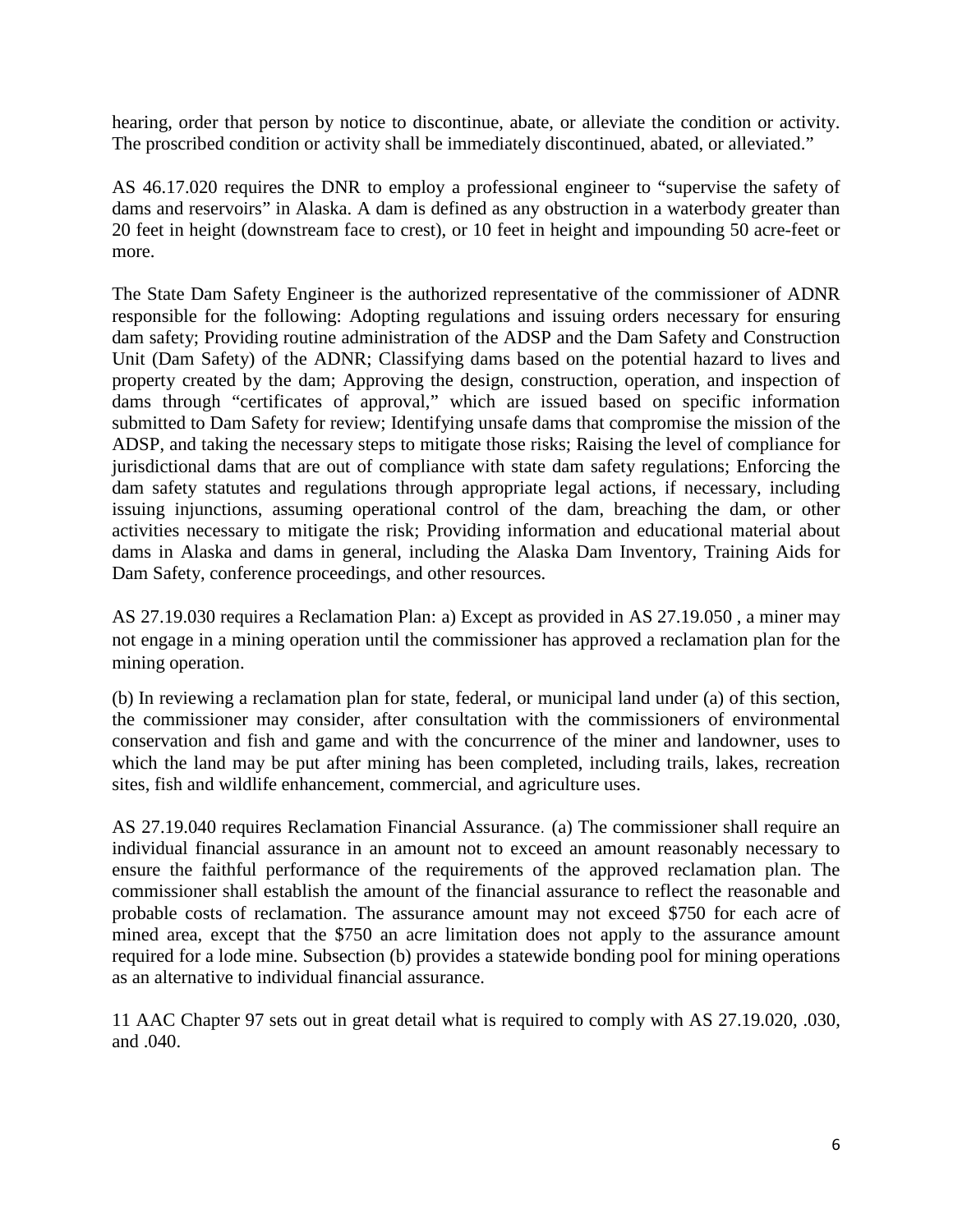hearing, order that person by notice to discontinue, abate, or alleviate the condition or activity. The proscribed condition or activity shall be immediately discontinued, abated, or alleviated."

AS 46.17.020 requires the DNR to employ a professional engineer to "supervise the safety of dams and reservoirs" in Alaska. A dam is defined as any obstruction in a waterbody greater than 20 feet in height (downstream face to crest), or 10 feet in height and impounding 50 acre-feet or more.

The State Dam Safety Engineer is the authorized representative of the commissioner of ADNR responsible for the following: Adopting regulations and issuing orders necessary for ensuring dam safety; Providing routine administration of the ADSP and the Dam Safety and Construction Unit (Dam Safety) of the ADNR; Classifying dams based on the potential hazard to lives and property created by the dam; Approving the design, construction, operation, and inspection of dams through "certificates of approval," which are issued based on specific information submitted to Dam Safety for review; Identifying unsafe dams that compromise the mission of the ADSP, and taking the necessary steps to mitigate those risks; Raising the level of compliance for jurisdictional dams that are out of compliance with state dam safety regulations; Enforcing the dam safety statutes and regulations through appropriate legal actions, if necessary, including issuing injunctions, assuming operational control of the dam, breaching the dam, or other activities necessary to mitigate the risk; Providing information and educational material about dams in Alaska and dams in general, including the Alaska Dam Inventory, Training Aids for Dam Safety, conference proceedings, and other resources.

AS 27.19.030 requires a Reclamation Plan: a) Except as provided in AS 27.19.050 , a miner may not engage in a mining operation until the commissioner has approved a reclamation plan for the mining operation.

(b) In reviewing a reclamation plan for state, federal, or municipal land under (a) of this section, the commissioner may consider, after consultation with the commissioners of environmental conservation and fish and game and with the concurrence of the miner and landowner, uses to which the land may be put after mining has been completed, including trails, lakes, recreation sites, fish and wildlife enhancement, commercial, and agriculture uses.

AS 27.19.040 requires Reclamation Financial Assurance. (a) The commissioner shall require an individual financial assurance in an amount not to exceed an amount reasonably necessary to ensure the faithful performance of the requirements of the approved reclamation plan. The commissioner shall establish the amount of the financial assurance to reflect the reasonable and probable costs of reclamation. The assurance amount may not exceed $750 for each acre of mined area, except that the $750 an acre limitation does not apply to the assurance amount required for a lode mine. Subsection (b) provides a statewide bonding pool for mining operations as an alternative to individual financial assurance.

11 AAC Chapter 97 sets out in great detail what is required to comply with AS 27.19.020, .030, and .040.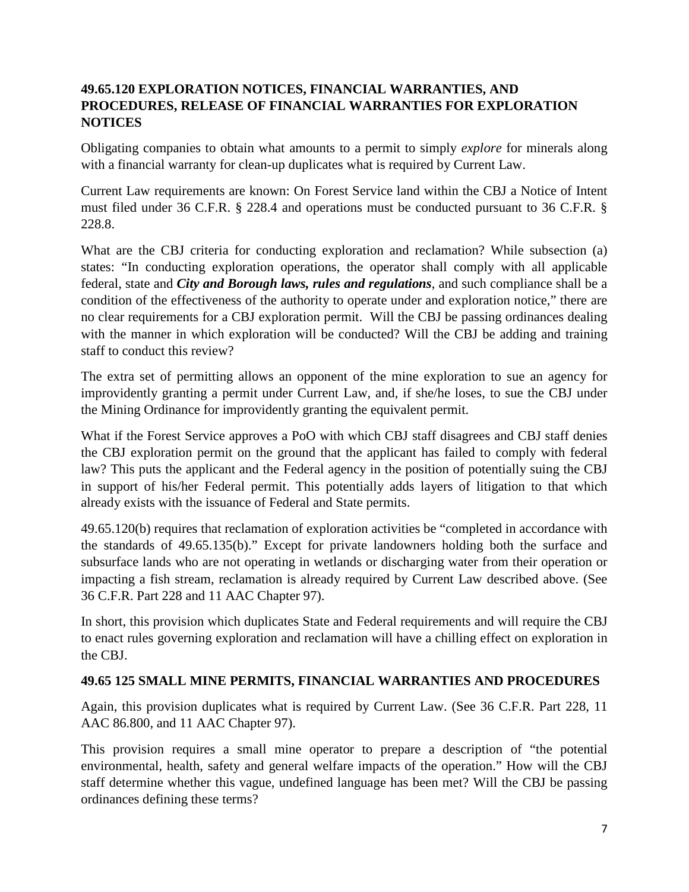## 49.65.120 EXPLORATION NOTICES, FINANCIAL WARRANTIES, AND PROCEDURES, RELEASE OF FINANCIAL WARRANTIES FOR EXPLORATION NOTICES

Obligating companies to obtain what amounts to a permit to simply *explore* for minerals along with a financial warranty for clean-up duplicates what is required by Current Law.

Current Law requirements are known: On Forest Service land within the CBJ a Notice of Intent must filed under 36 C.F.R. § 228.4 and operations must be conducted pursuant to 36 C.F.R. § 228.8.

What are the CBJ criteria for conducting exploration and reclamation? While subsection (a) states: "In conducting exploration operations, the operator shall comply with all applicable federal, state and ***City and Borough laws, rules and regulations***, and such compliance shall be a condition of the effectiveness of the authority to operate under and exploration notice," there are no clear requirements for a CBJ exploration permit. Will the CBJ be passing ordinances dealing with the manner in which exploration will be conducted? Will the CBJ be adding and training staff to conduct this review?

The extra set of permitting allows an opponent of the mine exploration to sue an agency for improvidently granting a permit under Current Law, and, if she/he loses, to sue the CBJ under the Mining Ordinance for improvidently granting the equivalent permit.

What if the Forest Service approves a PoO with which CBJ staff disagrees and CBJ staff denies the CBJ exploration permit on the ground that the applicant has failed to comply with federal law? This puts the applicant and the Federal agency in the position of potentially suing the CBJ in support of his/her Federal permit. This potentially adds layers of litigation to that which already exists with the issuance of Federal and State permits.

49.65.120(b) requires that reclamation of exploration activities be "completed in accordance with the standards of 49.65.135(b)." Except for private landowners holding both the surface and subsurface lands who are not operating in wetlands or discharging water from their operation or impacting a fish stream, reclamation is already required by Current Law described above. (See 36 C.F.R. Part 228 and 11 AAC Chapter 97).

In short, this provision which duplicates State and Federal requirements and will require the CBJ to enact rules governing exploration and reclamation will have a chilling effect on exploration in the CBJ.

## 49.65 125 SMALL MINE PERMITS, FINANCIAL WARRANTIES AND PROCEDURES

Again, this provision duplicates what is required by Current Law. (See 36 C.F.R. Part 228, 11 AAC 86.800, and 11 AAC Chapter 97).

This provision requires a small mine operator to prepare a description of "the potential environmental, health, safety and general welfare impacts of the operation." How will the CBJ staff determine whether this vague, undefined language has been met? Will the CBJ be passing ordinances defining these terms?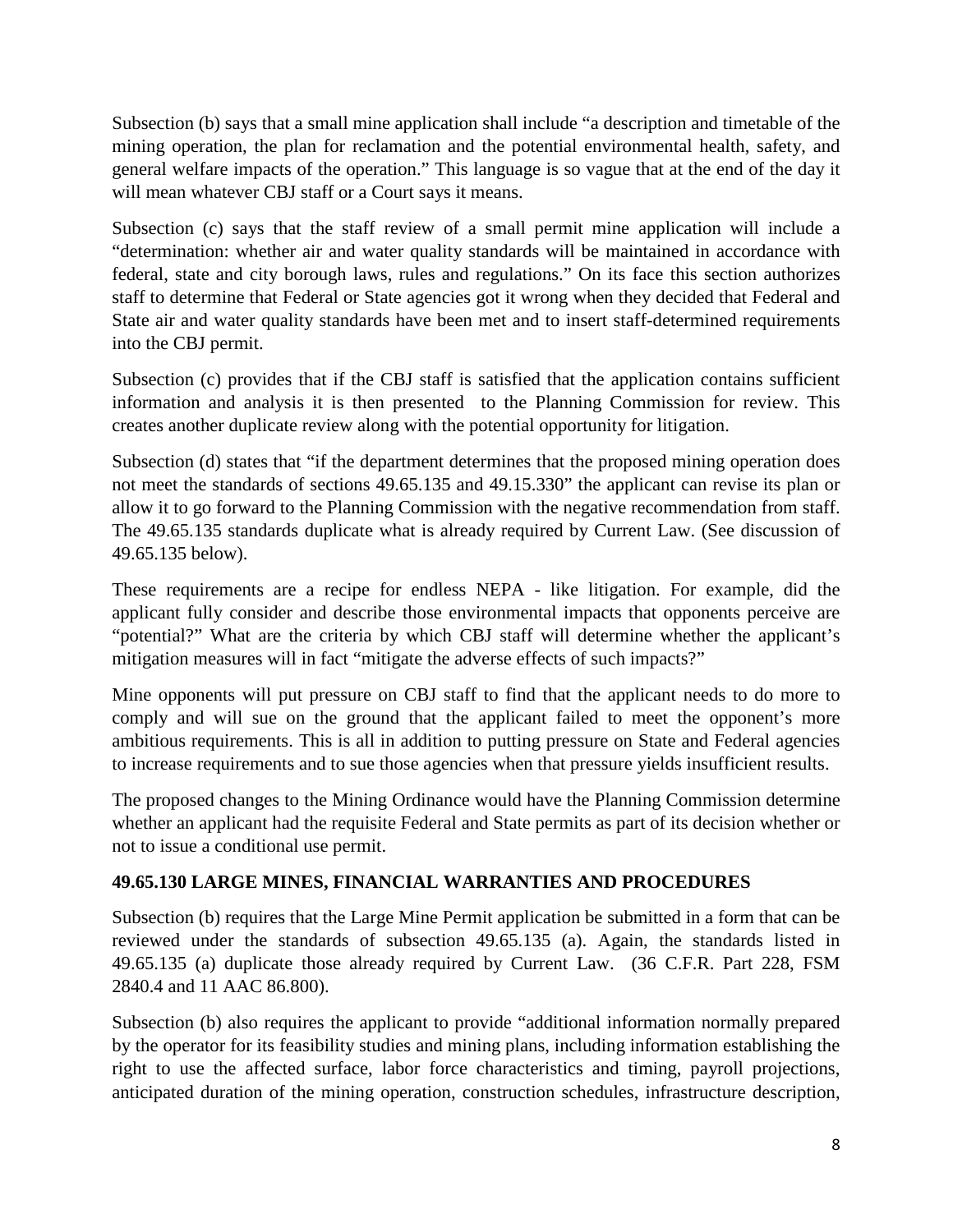Subsection (b) says that a small mine application shall include "a description and timetable of the mining operation, the plan for reclamation and the potential environmental health, safety, and general welfare impacts of the operation." This language is so vague that at the end of the day it will mean whatever CBJ staff or a Court says it means.

Subsection (c) says that the staff review of a small permit mine application will include a "determination: whether air and water quality standards will be maintained in accordance with federal, state and city borough laws, rules and regulations." On its face this section authorizes staff to determine that Federal or State agencies got it wrong when they decided that Federal and State air and water quality standards have been met and to insert staff-determined requirements into the CBJ permit.

Subsection (c) provides that if the CBJ staff is satisfied that the application contains sufficient information and analysis it is then presented to the Planning Commission for review. This creates another duplicate review along with the potential opportunity for litigation.

Subsection (d) states that "if the department determines that the proposed mining operation does not meet the standards of sections 49.65.135 and 49.15.330" the applicant can revise its plan or allow it to go forward to the Planning Commission with the negative recommendation from staff. The 49.65.135 standards duplicate what is already required by Current Law. (See discussion of 49.65.135 below).

These requirements are a recipe for endless NEPA - like litigation. For example, did the applicant fully consider and describe those environmental impacts that opponents perceive are "potential?" What are the criteria by which CBJ staff will determine whether the applicant's mitigation measures will in fact "mitigate the adverse effects of such impacts?"

Mine opponents will put pressure on CBJ staff to find that the applicant needs to do more to comply and will sue on the ground that the applicant failed to meet the opponent's more ambitious requirements. This is all in addition to putting pressure on State and Federal agencies to increase requirements and to sue those agencies when that pressure yields insufficient results.

The proposed changes to the Mining Ordinance would have the Planning Commission determine whether an applicant had the requisite Federal and State permits as part of its decision whether or not to issue a conditional use permit.

**49.65.130 LARGE MINES, FINANCIAL WARRANTIES AND PROCEDURES**

Subsection (b) requires that the Large Mine Permit application be submitted in a form that can be reviewed under the standards of subsection 49.65.135 (a). Again, the standards listed in 49.65.135 (a) duplicate those already required by Current Law. (36 C.F.R. Part 228, FSM 2840.4 and 11 AAC 86.800).

Subsection (b) also requires the applicant to provide "additional information normally prepared by the operator for its feasibility studies and mining plans, including information establishing the right to use the affected surface, labor force characteristics and timing, payroll projections, anticipated duration of the mining operation, construction schedules, infrastructure description,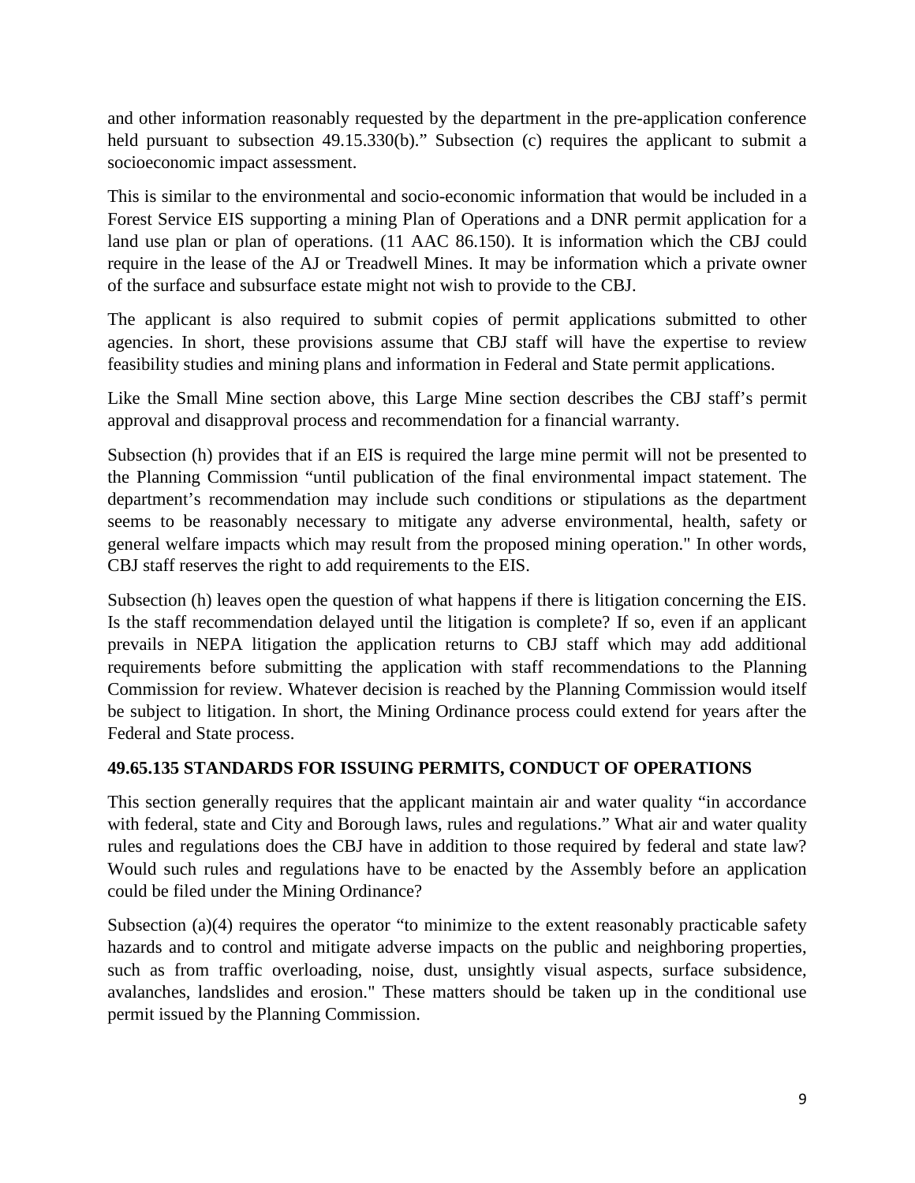and other information reasonably requested by the department in the pre-application conference held pursuant to subsection 49.15.330(b)." Subsection (c) requires the applicant to submit a socioeconomic impact assessment.

This is similar to the environmental and socio-economic information that would be included in a Forest Service EIS supporting a mining Plan of Operations and a DNR permit application for a land use plan or plan of operations. (11 AAC 86.150). It is information which the CBJ could require in the lease of the AJ or Treadwell Mines. It may be information which a private owner of the surface and subsurface estate might not wish to provide to the CBJ.

The applicant is also required to submit copies of permit applications submitted to other agencies. In short, these provisions assume that CBJ staff will have the expertise to review feasibility studies and mining plans and information in Federal and State permit applications.

Like the Small Mine section above, this Large Mine section describes the CBJ staff's permit approval and disapproval process and recommendation for a financial warranty.

Subsection (h) provides that if an EIS is required the large mine permit will not be presented to the Planning Commission "until publication of the final environmental impact statement. The department's recommendation may include such conditions or stipulations as the department seems to be reasonably necessary to mitigate any adverse environmental, health, safety or general welfare impacts which may result from the proposed mining operation." In other words, CBJ staff reserves the right to add requirements to the EIS.

Subsection (h) leaves open the question of what happens if there is litigation concerning the EIS. Is the staff recommendation delayed until the litigation is complete? If so, even if an applicant prevails in NEPA litigation the application returns to CBJ staff which may add additional requirements before submitting the application with staff recommendations to the Planning Commission for review. Whatever decision is reached by the Planning Commission would itself be subject to litigation. In short, the Mining Ordinance process could extend for years after the Federal and State process.

**49.65.135 STANDARDS FOR ISSUING PERMITS, CONDUCT OF OPERATIONS**

This section generally requires that the applicant maintain air and water quality "in accordance with federal, state and City and Borough laws, rules and regulations." What air and water quality rules and regulations does the CBJ have in addition to those required by federal and state law? Would such rules and regulations have to be enacted by the Assembly before an application could be filed under the Mining Ordinance?

Subsection (a)(4) requires the operator "to minimize to the extent reasonably practicable safety hazards and to control and mitigate adverse impacts on the public and neighboring properties, such as from traffic overloading, noise, dust, unsightly visual aspects, surface subsidence, avalanches, landslides and erosion." These matters should be taken up in the conditional use permit issued by the Planning Commission.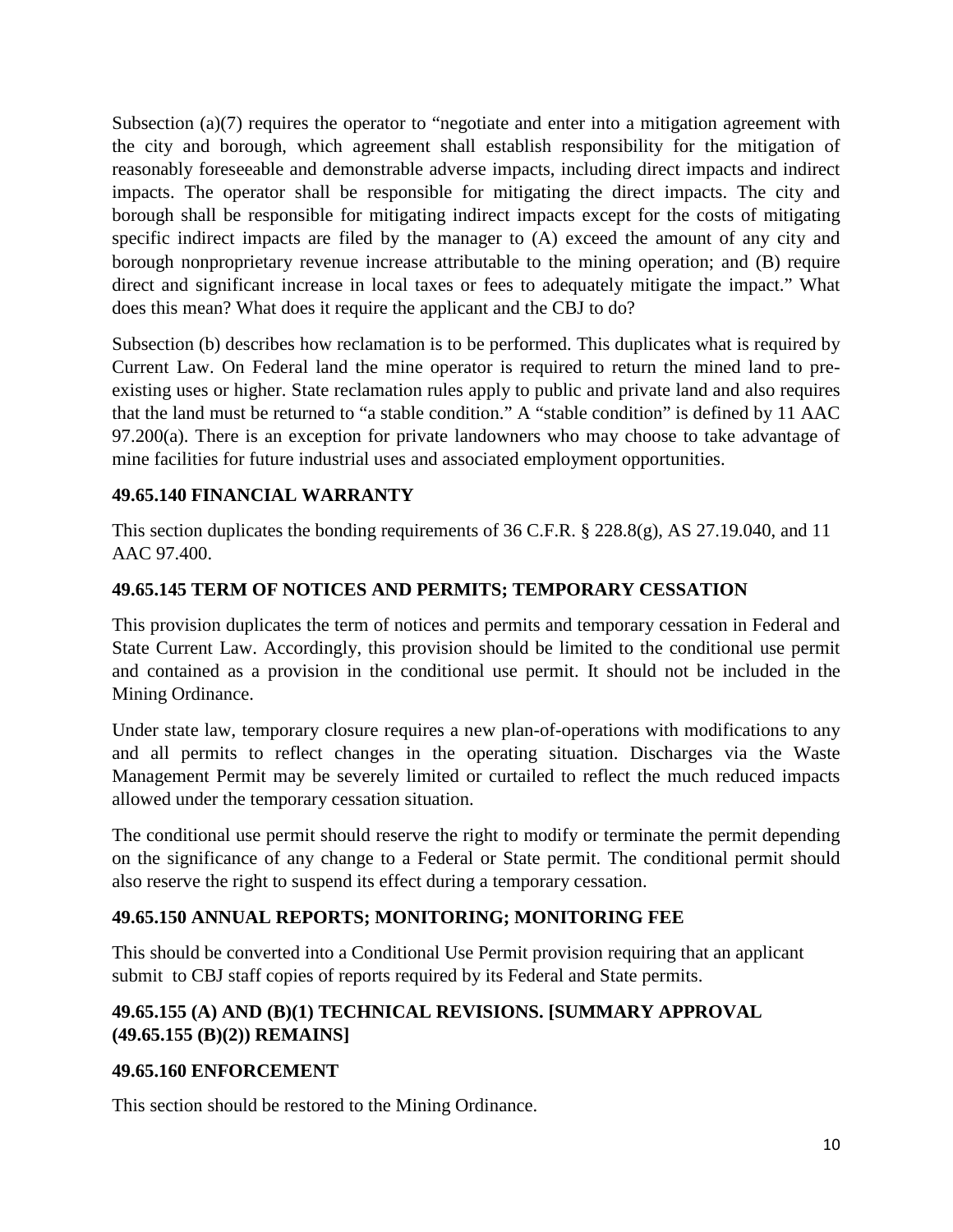Subsection (a)(7) requires the operator to "negotiate and enter into a mitigation agreement with the city and borough, which agreement shall establish responsibility for the mitigation of reasonably foreseeable and demonstrable adverse impacts, including direct impacts and indirect impacts. The operator shall be responsible for mitigating the direct impacts. The city and borough shall be responsible for mitigating indirect impacts except for the costs of mitigating specific indirect impacts are filed by the manager to (A) exceed the amount of any city and borough nonproprietary revenue increase attributable to the mining operation; and (B) require direct and significant increase in local taxes or fees to adequately mitigate the impact." What does this mean? What does it require the applicant and the CBJ to do?

Subsection (b) describes how reclamation is to be performed. This duplicates what is required by Current Law. On Federal land the mine operator is required to return the mined land to pre-existing uses or higher. State reclamation rules apply to public and private land and also requires that the land must be returned to "a stable condition." A "stable condition" is defined by 11 AAC 97.200(a). There is an exception for private landowners who may choose to take advantage of mine facilities for future industrial uses and associated employment opportunities.

### 49.65.140 FINANCIAL WARRANTY

This section duplicates the bonding requirements of 36 C.F.R. § 228.8(g), AS 27.19.040, and 11 AAC 97.400.

### 49.65.145 TERM OF NOTICES AND PERMITS; TEMPORARY CESSATION

This provision duplicates the term of notices and permits and temporary cessation in Federal and State Current Law. Accordingly, this provision should be limited to the conditional use permit and contained as a provision in the conditional use permit. It should not be included in the Mining Ordinance.

Under state law, temporary closure requires a new plan-of-operations with modifications to any and all permits to reflect changes in the operating situation. Discharges via the Waste Management Permit may be severely limited or curtailed to reflect the much reduced impacts allowed under the temporary cessation situation.

The conditional use permit should reserve the right to modify or terminate the permit depending on the significance of any change to a Federal or State permit. The conditional permit should also reserve the right to suspend its effect during a temporary cessation.

### 49.65.150 ANNUAL REPORTS; MONITORING; MONITORING FEE

This should be converted into a Conditional Use Permit provision requiring that an applicant submit to CBJ staff copies of reports required by its Federal and State permits.

### 49.65.155 (A) AND (B)(1) TECHNICAL REVISIONS. [SUMMARY APPROVAL (49.65.155 (B)(2)) REMAINS]

### 49.65.160 ENFORCEMENT

This section should be restored to the Mining Ordinance.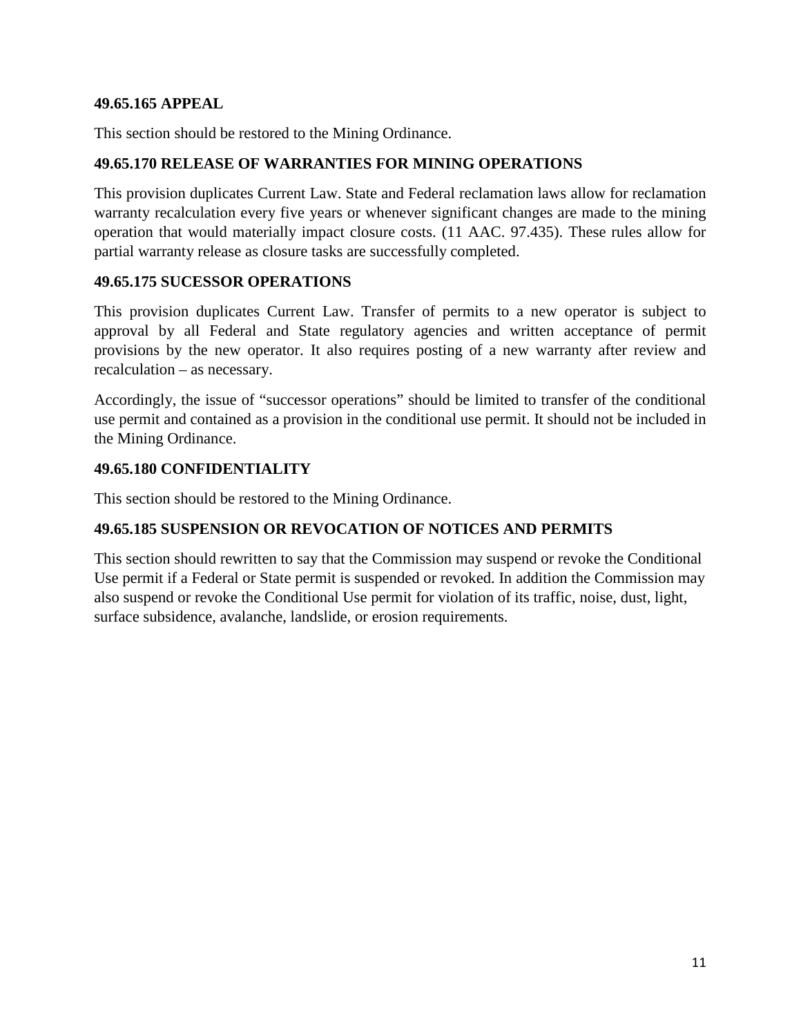**49.65.165 APPEAL**

This section should be restored to the Mining Ordinance.

**49.65.170 RELEASE OF WARRANTIES FOR MINING OPERATIONS**

This provision duplicates Current Law. State and Federal reclamation laws allow for reclamation warranty recalculation every five years or whenever significant changes are made to the mining operation that would materially impact closure costs. (11 AAC. 97.435). These rules allow for partial warranty release as closure tasks are successfully completed.

**49.65.175 SUCESSOR OPERATIONS**

This provision duplicates Current Law. Transfer of permits to a new operator is subject to approval by all Federal and State regulatory agencies and written acceptance of permit provisions by the new operator. It also requires posting of a new warranty after review and recalculation – as necessary.

Accordingly, the issue of "successor operations" should be limited to transfer of the conditional use permit and contained as a provision in the conditional use permit. It should not be included in the Mining Ordinance.

**49.65.180 CONFIDENTIALITY**

This section should be restored to the Mining Ordinance.

**49.65.185 SUSPENSION OR REVOCATION OF NOTICES AND PERMITS**

This section should rewritten to say that the Commission may suspend or revoke the Conditional Use permit if a Federal or State permit is suspended or revoked. In addition the Commission may also suspend or revoke the Conditional Use permit for violation of its traffic, noise, dust, light, surface subsidence, avalanche, landslide, or erosion requirements.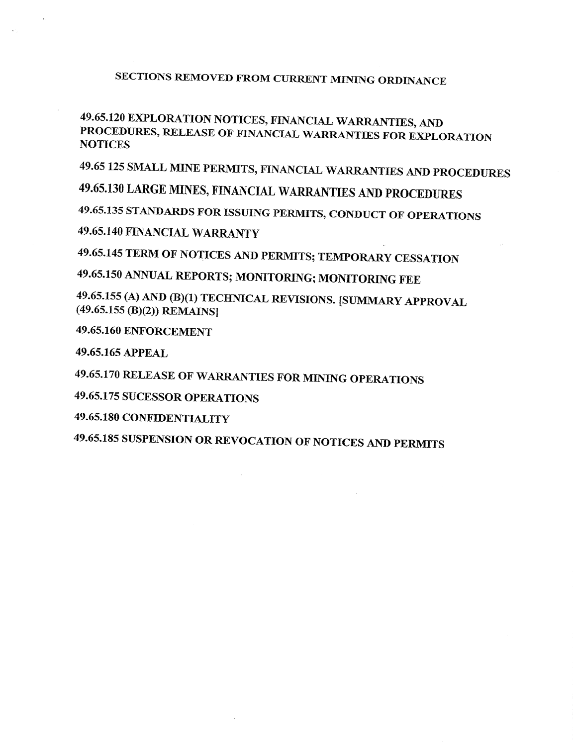# SECTIONS REMOVED FROM CURRENT MINING ORDINANCE

49.65.120 EXPLORATION NOTICES, FINANCIAL WARRANTIES, AND PROCEDURES, RELEASE OF FINANCIAL WARRANTIES FOR EXPLORATION NOTICES

49.65 125 SMALL MINE PERMITS, FINANCIAL WARRANTIES AND PROCEDURES

49.65.130 LARGE MINES, FINANCIAL WARRANTIES AND PROCEDURES

49.65.135 STANDARDS FOR ISSUING PERMITS, CONDUCT OF OPERATIONS

49.65.140 FINANCIAL WARRANTY

49.65.145 TERM OF NOTICES AND PERMITS; TEMPORARY CESSATION

49.65.150 ANNUAL REPORTS; MONITORING; MONITORING FEE

49.65.155 (A) AND (B)(1) TECHNICAL REVISIONS. [SUMMARY APPROVAL (49.65.155 (B)(2)) REMAINS]

49.65.160 ENFORCEMENT

49.65.165 APPEAL

49.65.170 RELEASE OF WARRANTIES FOR MINING OPERATIONS

49.65.175 SUCESSOR OPERATIONS

49.65.180 CONFIDENTIALITY

49.65.185 SUSPENSION OR REVOCATION OF NOTICES AND PERMITS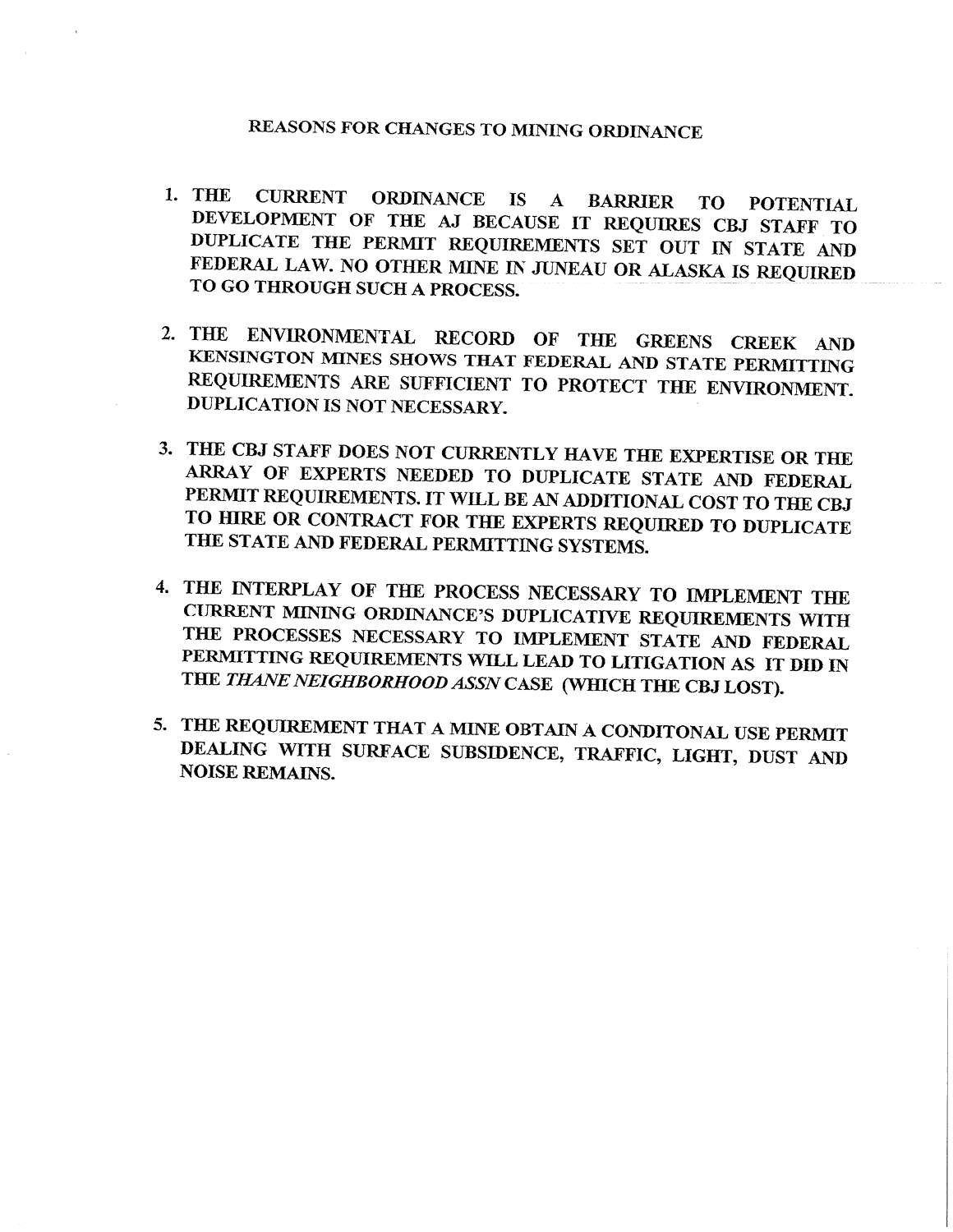# REASONS FOR CHANGES TO MINING ORDINANCE

1. THE CURRENT ORDINANCE IS A BARRIER TO POTENTIAL DEVELOPMENT OF THE AJ BECAUSE IT REQUIRES CBJ STAFF TO DUPLICATE THE PERMIT REQUIREMENTS SET OUT IN STATE AND FEDERAL LAW. NO OTHER MINE IN JUNEAU OR ALASKA IS REQUIRED TO GO THROUGH SUCH A PROCESS.

2. THE ENVIRONMENTAL RECORD OF THE GREENS CREEK AND KENSINGTON MINES SHOWS THAT FEDERAL AND STATE PERMITTING REQUIREMENTS ARE SUFFICIENT TO PROTECT THE ENVIRONMENT. DUPLICATION IS NOT NECESSARY.

3. THE CBJ STAFF DOES NOT CURRENTLY HAVE THE EXPERTISE OR THE ARRAY OF EXPERTS NEEDED TO DUPLICATE STATE AND FEDERAL PERMIT REQUIREMENTS. IT WILL BE AN ADDITIONAL COST TO THE CBJ TO HIRE OR CONTRACT FOR THE EXPERTS REQUIRED TO DUPLICATE THE STATE AND FEDERAL PERMITTING SYSTEMS.

4. THE INTERPLAY OF THE PROCESS NECESSARY TO IMPLEMENT THE CURRENT MINING ORDINANCE'S DUPLICATIVE REQUIREMENTS WITH THE PROCESSES NECESSARY TO IMPLEMENT STATE AND FEDERAL PERMITTING REQUIREMENTS WILL LEAD TO LITIGATION AS IT DID IN THE *THANE NEIGHBORHOOD ASSN* CASE (WHICH THE CBJ LOST).

5. THE REQUIREMENT THAT A MINE OBTAIN A CONDITONAL USE PERMIT DEALING WITH SURFACE SUBSIDENCE, TRAFFIC, LIGHT, DUST AND NOISE REMAINS.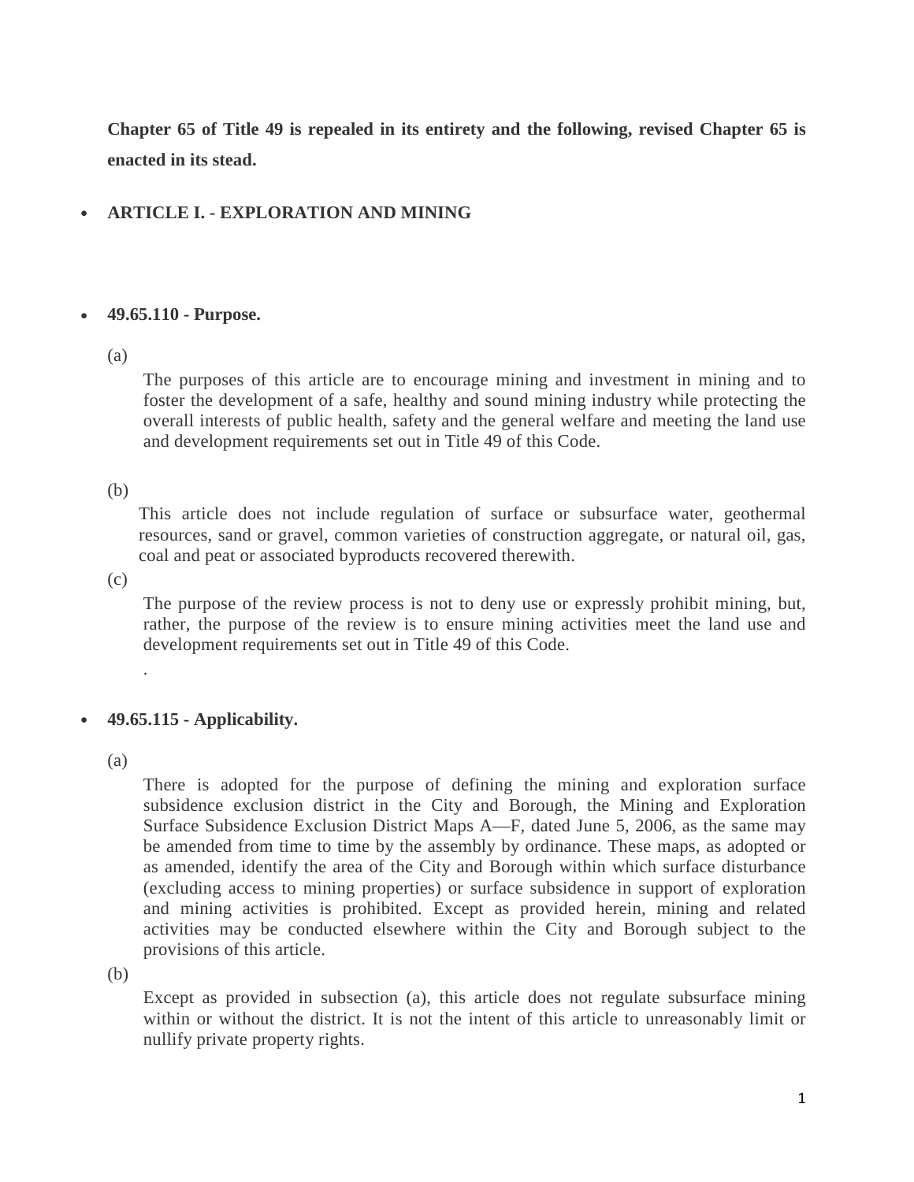**Chapter 65 of Title 49 is repealed in its entirety and the following, revised Chapter 65 is enacted in its stead.**

- **ARTICLE I. - EXPLORATION AND MINING**

- **49.65.110 - Purpose.**

(a)

The purposes of this article are to encourage mining and investment in mining and to foster the development of a safe, healthy and sound mining industry while protecting the overall interests of public health, safety and the general welfare and meeting the land use and development requirements set out in Title 49 of this Code.

(b)

This article does not include regulation of surface or subsurface water, geothermal resources, sand or gravel, common varieties of construction aggregate, or natural oil, gas, coal and peat or associated byproducts recovered therewith.

(c)

The purpose of the review process is not to deny use or expressly prohibit mining, but, rather, the purpose of the review is to ensure mining activities meet the land use and development requirements set out in Title 49 of this Code.

.

- **49.65.115 - Applicability.**

(a)

There is adopted for the purpose of defining the mining and exploration surface subsidence exclusion district in the City and Borough, the Mining and Exploration Surface Subsidence Exclusion District Maps A—F, dated June 5, 2006, as the same may be amended from time to time by the assembly by ordinance. These maps, as adopted or as amended, identify the area of the City and Borough within which surface disturbance (excluding access to mining properties) or surface subsidence in support of exploration and mining activities is prohibited. Except as provided herein, mining and related activities may be conducted elsewhere within the City and Borough subject to the provisions of this article.

(b)

Except as provided in subsection (a), this article does not regulate subsurface mining within or without the district. It is not the intent of this article to unreasonably limit or nullify private property rights.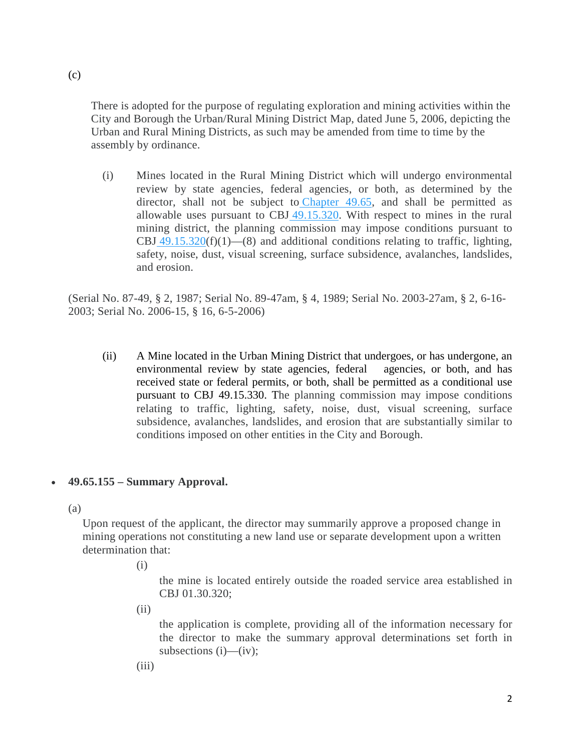(c)

There is adopted for the purpose of regulating exploration and mining activities within the City and Borough the Urban/Rural Mining District Map, dated June 5, 2006, depicting the Urban and Rural Mining Districts, as such may be amended from time to time by the assembly by ordinance.

(i) Mines located in the Rural Mining District which will undergo environmental review by state agencies, federal agencies, or both, as determined by the director, shall not be subject to Chapter 49.65, and shall be permitted as allowable uses pursuant to CBJ 49.15.320. With respect to mines in the rural mining district, the planning commission may impose conditions pursuant to CBJ 49.15.320(f)(1)—(8) and additional conditions relating to traffic, lighting, safety, noise, dust, visual screening, surface subsidence, avalanches, landslides, and erosion.

(Serial No. 87-49, § 2, 1987; Serial No. 89-47am, § 4, 1989; Serial No. 2003-27am, § 2, 6-16-2003; Serial No. 2006-15, § 16, 6-5-2006)

(ii) A Mine located in the Urban Mining District that undergoes, or has undergone, an environmental review by state agencies, federal agencies, or both, and has received state or federal permits, or both, shall be permitted as a conditional use pursuant to CBJ 49.15.330. The planning commission may impose conditions relating to traffic, lighting, safety, noise, dust, visual screening, surface subsidence, avalanches, landslides, and erosion that are substantially similar to conditions imposed on other entities in the City and Borough.

- **49.65.155 – Summary Approval.**

(a)

Upon request of the applicant, the director may summarily approve a proposed change in mining operations not constituting a new land use or separate development upon a written determination that:

(i)

the mine is located entirely outside the roaded service area established in CBJ 01.30.320;

(ii)

the application is complete, providing all of the information necessary for the director to make the summary approval determinations set forth in subsections (i)—(iv);

(iii)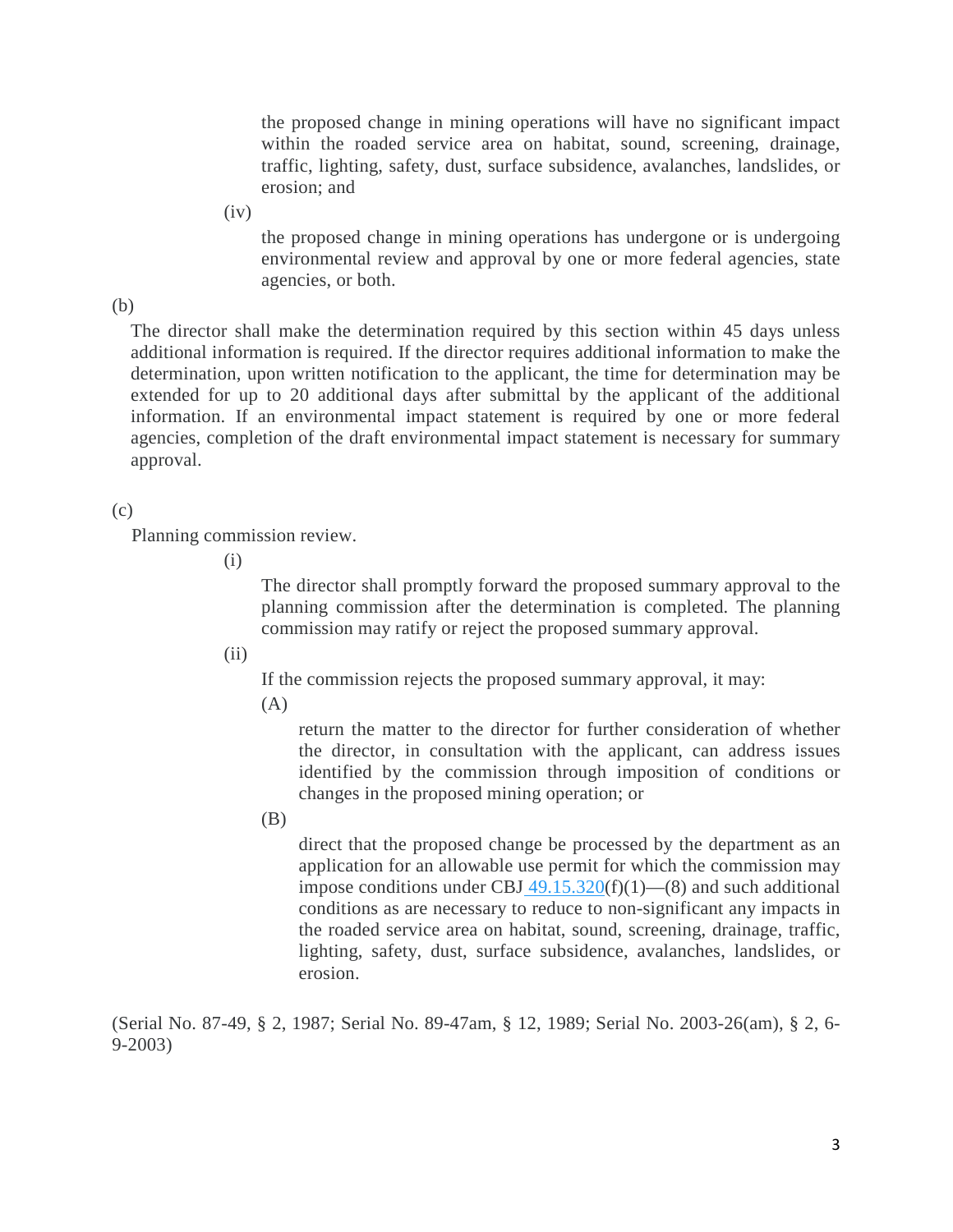the proposed change in mining operations will have no significant impact within the roaded service area on habitat, sound, screening, drainage, traffic, lighting, safety, dust, surface subsidence, avalanches, landslides, or erosion; and

(iv)

the proposed change in mining operations has undergone or is undergoing environmental review and approval by one or more federal agencies, state agencies, or both.

(b)

The director shall make the determination required by this section within 45 days unless additional information is required. If the director requires additional information to make the determination, upon written notification to the applicant, the time for determination may be extended for up to 20 additional days after submittal by the applicant of the additional information. If an environmental impact statement is required by one or more federal agencies, completion of the draft environmental impact statement is necessary for summary approval.

(c)

Planning commission review.

(i)

The director shall promptly forward the proposed summary approval to the planning commission after the determination is completed. The planning commission may ratify or reject the proposed summary approval.

(ii)

If the commission rejects the proposed summary approval, it may:

(A)

return the matter to the director for further consideration of whether the director, in consultation with the applicant, can address issues identified by the commission through imposition of conditions or changes in the proposed mining operation; or

(B)

direct that the proposed change be processed by the department as an application for an allowable use permit for which the commission may impose conditions under CBJ 49.15.320(f)(1)—(8) and such additional conditions as are necessary to reduce to non-significant any impacts in the roaded service area on habitat, sound, screening, drainage, traffic, lighting, safety, dust, surface subsidence, avalanches, landslides, or erosion.

(Serial No. 87-49, § 2, 1987; Serial No. 89-47am, § 12, 1989; Serial No. 2003-26(am), § 2, 6-9-2003)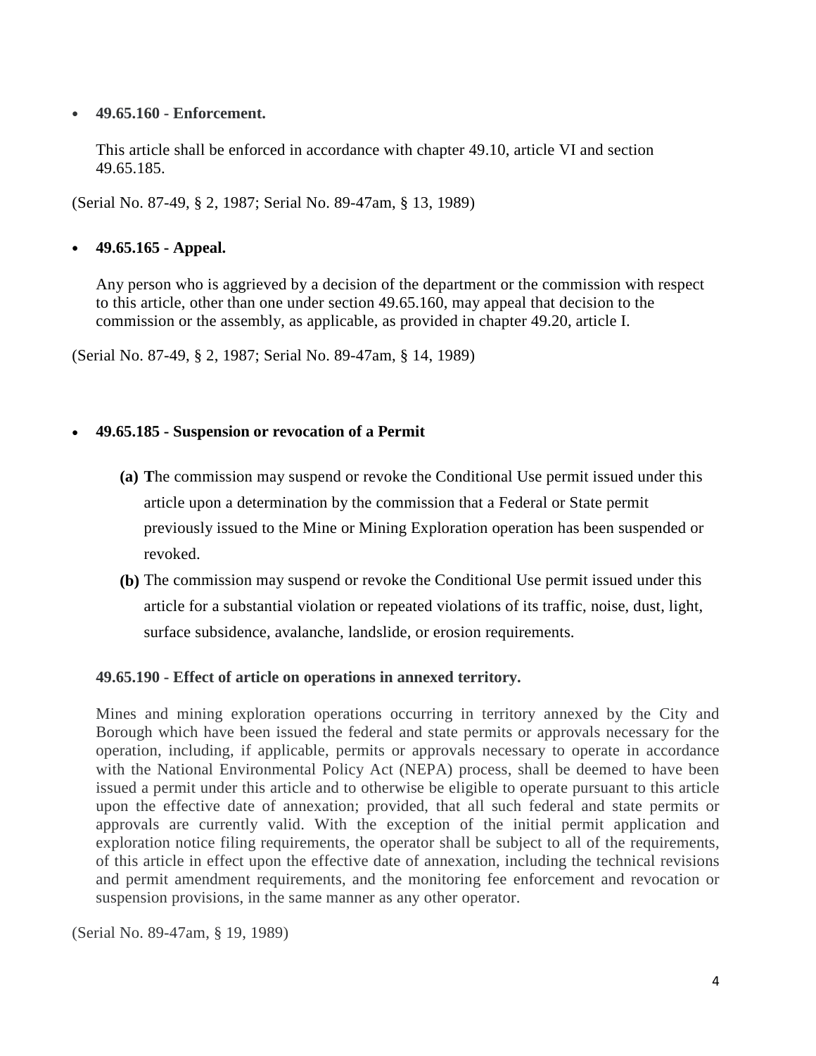- **49.65.160 - Enforcement.**

  This article shall be enforced in accordance with chapter 49.10, article VI and section 49.65.185.

(Serial No. 87-49, § 2, 1987; Serial No. 89-47am, § 13, 1989)

- **49.65.165 - Appeal.**

  Any person who is aggrieved by a decision of the department or the commission with respect to this article, other than one under section 49.65.160, may appeal that decision to the commission or the assembly, as applicable, as provided in chapter 49.20, article I.

(Serial No. 87-49, § 2, 1987; Serial No. 89-47am, § 14, 1989)

- **49.65.185 - Suspension or revocation of a Permit**

  **(a)** **T**he commission may suspend or revoke the Conditional Use permit issued under this article upon a determination by the commission that a Federal or State permit previously issued to the Mine or Mining Exploration operation has been suspended or revoked.

  **(b)** The commission may suspend or revoke the Conditional Use permit issued under this article for a substantial violation or repeated violations of its traffic, noise, dust, light, surface subsidence, avalanche, landslide, or erosion requirements.

**49.65.190 - Effect of article on operations in annexed territory.**

Mines and mining exploration operations occurring in territory annexed by the City and Borough which have been issued the federal and state permits or approvals necessary for the operation, including, if applicable, permits or approvals necessary to operate in accordance with the National Environmental Policy Act (NEPA) process, shall be deemed to have been issued a permit under this article and to otherwise be eligible to operate pursuant to this article upon the effective date of annexation; provided, that all such federal and state permits or approvals are currently valid. With the exception of the initial permit application and exploration notice filing requirements, the operator shall be subject to all of the requirements, of this article in effect upon the effective date of annexation, including the technical revisions and permit amendment requirements, and the monitoring fee enforcement and revocation or suspension provisions, in the same manner as any other operator.

(Serial No. 89-47am, § 19, 1989)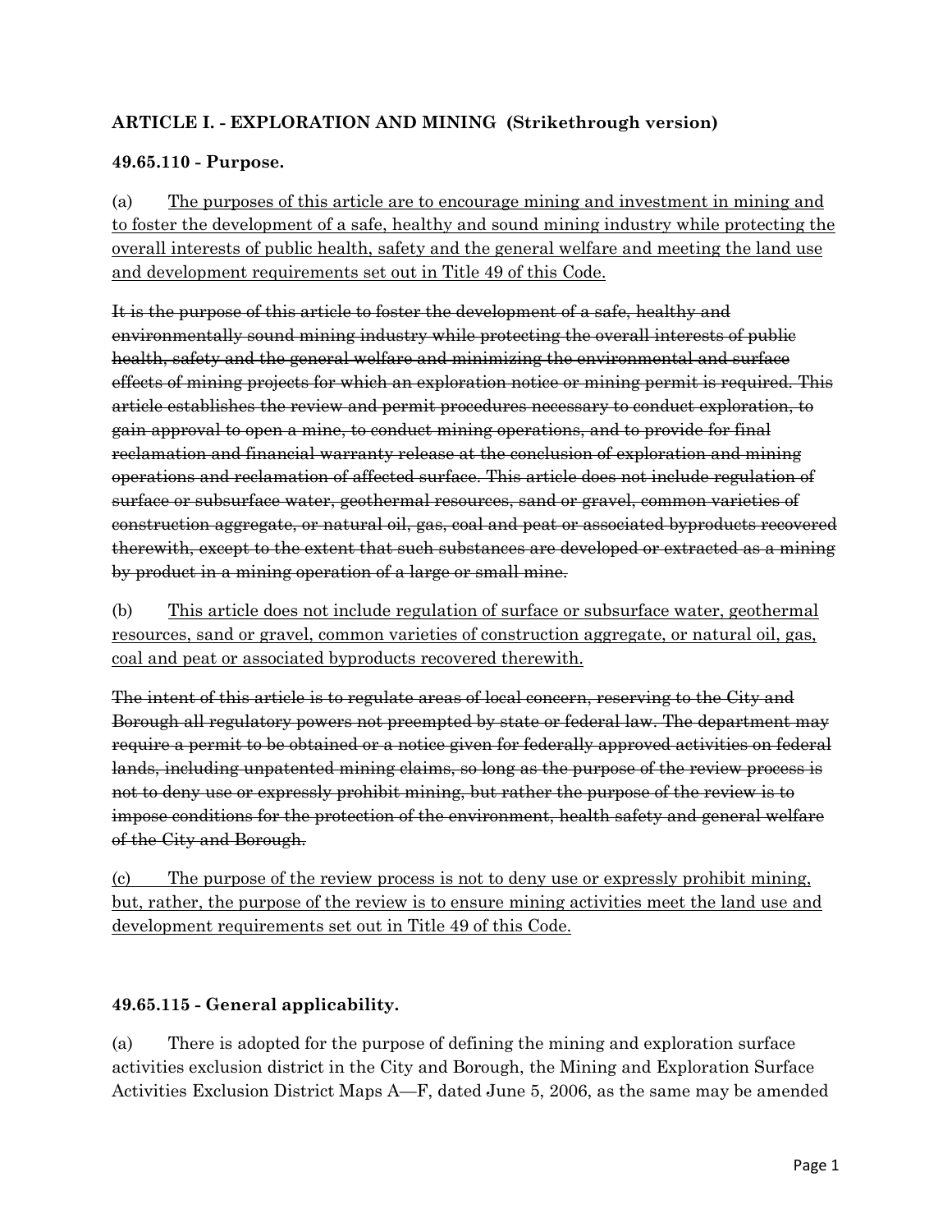**ARTICLE I. - EXPLORATION AND MINING (Strikethrough version)**

**49.65.110 - Purpose.**

(a) <u>The purposes of this article are to encourage mining and investment in mining and to foster the development of a safe, healthy and sound mining industry while protecting the overall interests of public health, safety and the general welfare and meeting the land use and development requirements set out in Title 49 of this Code.</u>

~~It is the purpose of this article to foster the development of a safe, healthy and environmentally sound mining industry while protecting the overall interests of public health, safety and the general welfare and minimizing the environmental and surface effects of mining projects for which an exploration notice or mining permit is required. This article establishes the review and permit procedures necessary to conduct exploration, to gain approval to open a mine, to conduct mining operations, and to provide for final reclamation and financial warranty release at the conclusion of exploration and mining operations and reclamation of affected surface. This article does not include regulation of surface or subsurface water, geothermal resources, sand or gravel, common varieties of construction aggregate, or natural oil, gas, coal and peat or associated byproducts recovered therewith, except to the extent that such substances are developed or extracted as a mining by product in a mining operation of a large or small mine.~~

(b) <u>This article does not include regulation of surface or subsurface water, geothermal resources, sand or gravel, common varieties of construction aggregate, or natural oil, gas, coal and peat or associated byproducts recovered therewith.</u>

~~The intent of this article is to regulate areas of local concern, reserving to the City and Borough all regulatory powers not preempted by state or federal law. The department may require a permit to be obtained or a notice given for federally approved activities on federal lands, including unpatented mining claims, so long as the purpose of the review process is not to deny use or expressly prohibit mining, but rather the purpose of the review is to impose conditions for the protection of the environment, health safety and general welfare of the City and Borough.~~

<u>(c) The purpose of the review process is not to deny use or expressly prohibit mining, but, rather, the purpose of the review is to ensure mining activities meet the land use and development requirements set out in Title 49 of this Code.</u>

**49.65.115 - General applicability.**

(a) There is adopted for the purpose of defining the mining and exploration surface activities exclusion district in the City and Borough, the Mining and Exploration Surface Activities Exclusion District Maps A—F, dated June 5, 2006, as the same may be amended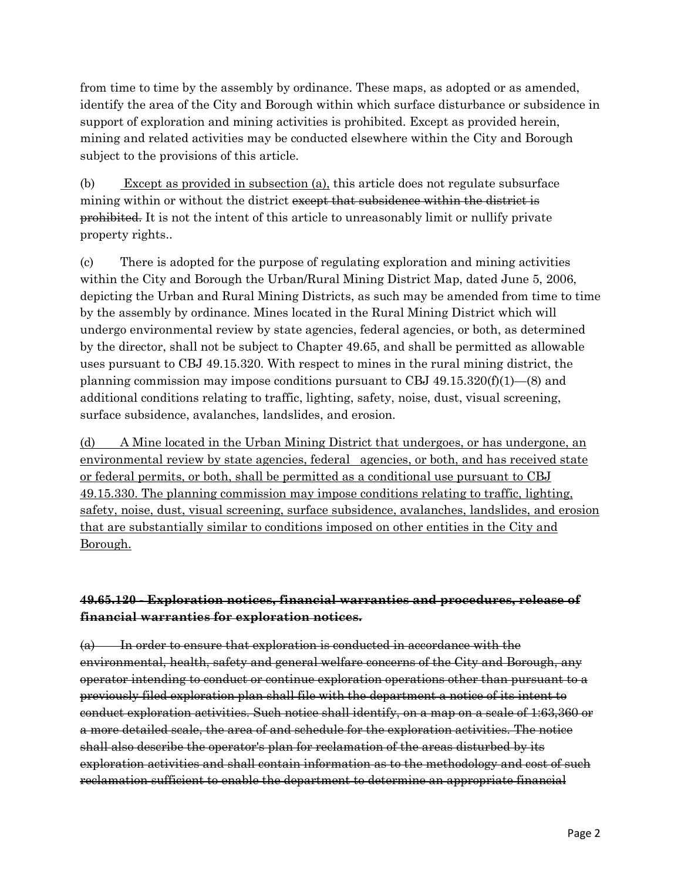from time to time by the assembly by ordinance. These maps, as adopted or as amended, identify the area of the City and Borough within which surface disturbance or subsidence in support of exploration and mining activities is prohibited. Except as provided herein, mining and related activities may be conducted elsewhere within the City and Borough subject to the provisions of this article.

(b) <u>Except as provided in subsection (a),</u> this article does not regulate subsurface mining within or without the district ~~except that subsidence within the district is prohibited.~~ It is not the intent of this article to unreasonably limit or nullify private property rights..

(c) There is adopted for the purpose of regulating exploration and mining activities within the City and Borough the Urban/Rural Mining District Map, dated June 5, 2006, depicting the Urban and Rural Mining Districts, as such may be amended from time to time by the assembly by ordinance. Mines located in the Rural Mining District which will undergo environmental review by state agencies, federal agencies, or both, as determined by the director, shall not be subject to Chapter 49.65, and shall be permitted as allowable uses pursuant to CBJ 49.15.320. With respect to mines in the rural mining district, the planning commission may impose conditions pursuant to CBJ 49.15.320(f)(1)—(8) and additional conditions relating to traffic, lighting, safety, noise, dust, visual screening, surface subsidence, avalanches, landslides, and erosion.

<u>(d) A Mine located in the Urban Mining District that undergoes, or has undergone, an environmental review by state agencies, federal agencies, or both, and has received state or federal permits, or both, shall be permitted as a conditional use pursuant to CBJ 49.15.330. The planning commission may impose conditions relating to traffic, lighting, safety, noise, dust, visual screening, surface subsidence, avalanches, landslides, and erosion that are substantially similar to conditions imposed on other entities in the City and Borough.</u>

**~~49.65.120 - Exploration notices, financial warranties and procedures, release of financial warranties for exploration notices.~~**

~~(a) In order to ensure that exploration is conducted in accordance with the environmental, health, safety and general welfare concerns of the City and Borough, any operator intending to conduct or continue exploration operations other than pursuant to a previously filed exploration plan shall file with the department a notice of its intent to conduct exploration activities. Such notice shall identify, on a map on a scale of 1:63,360 or a more detailed scale, the area of and schedule for the exploration activities. The notice shall also describe the operator's plan for reclamation of the areas disturbed by its exploration activities and shall contain information as to the methodology and cost of such reclamation sufficient to enable the department to determine an appropriate financial~~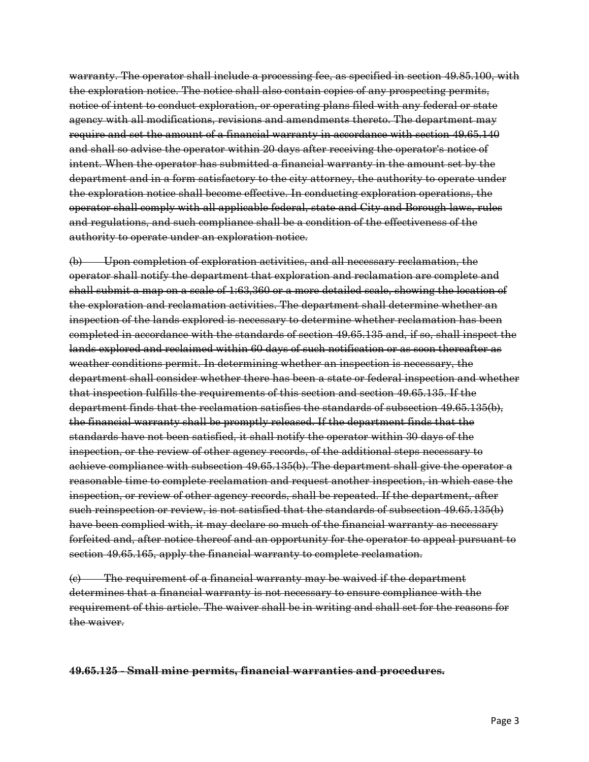~~warranty. The operator shall include a processing fee, as specified in section 49.85.100, with the exploration notice. The notice shall also contain copies of any prospecting permits, notice of intent to conduct exploration, or operating plans filed with any federal or state agency with all modifications, revisions and amendments thereto. The department may require and set the amount of a financial warranty in accordance with section 49.65.140 and shall so advise the operator within 20 days after receiving the operator's notice of intent. When the operator has submitted a financial warranty in the amount set by the department and in a form satisfactory to the city attorney, the authority to operate under the exploration notice shall become effective. In conducting exploration operations, the operator shall comply with all applicable federal, state and City and Borough laws, rules and regulations, and such compliance shall be a condition of the effectiveness of the authority to operate under an exploration notice.~~

~~(b) Upon completion of exploration activities, and all necessary reclamation, the operator shall notify the department that exploration and reclamation are complete and shall submit a map on a scale of 1:63,360 or a more detailed scale, showing the location of the exploration and reclamation activities. The department shall determine whether an inspection of the lands explored is necessary to determine whether reclamation has been completed in accordance with the standards of section 49.65.135 and, if so, shall inspect the lands explored and reclaimed within 60 days of such notification or as soon thereafter as weather conditions permit. In determining whether an inspection is necessary, the department shall consider whether there has been a state or federal inspection and whether that inspection fulfills the requirements of this section and section 49.65.135. If the department finds that the reclamation satisfies the standards of subsection 49.65.135(b), the financial warranty shall be promptly released. If the department finds that the standards have not been satisfied, it shall notify the operator within 30 days of the inspection, or the review of other agency records, of the additional steps necessary to achieve compliance with subsection 49.65.135(b). The department shall give the operator a reasonable time to complete reclamation and request another inspection, in which case the inspection, or review of other agency records, shall be repeated. If the department, after such reinspection or review, is not satisfied that the standards of subsection 49.65.135(b) have been complied with, it may declare so much of the financial warranty as necessary forfeited and, after notice thereof and an opportunity for the operator to appeal pursuant to section 49.65.165, apply the financial warranty to complete reclamation.~~

~~(c) The requirement of a financial warranty may be waived if the department determines that a financial warranty is not necessary to ensure compliance with the requirement of this article. The waiver shall be in writing and shall set for the reasons for the waiver.~~

**~~49.65.125 - Small mine permits, financial warranties and procedures.~~**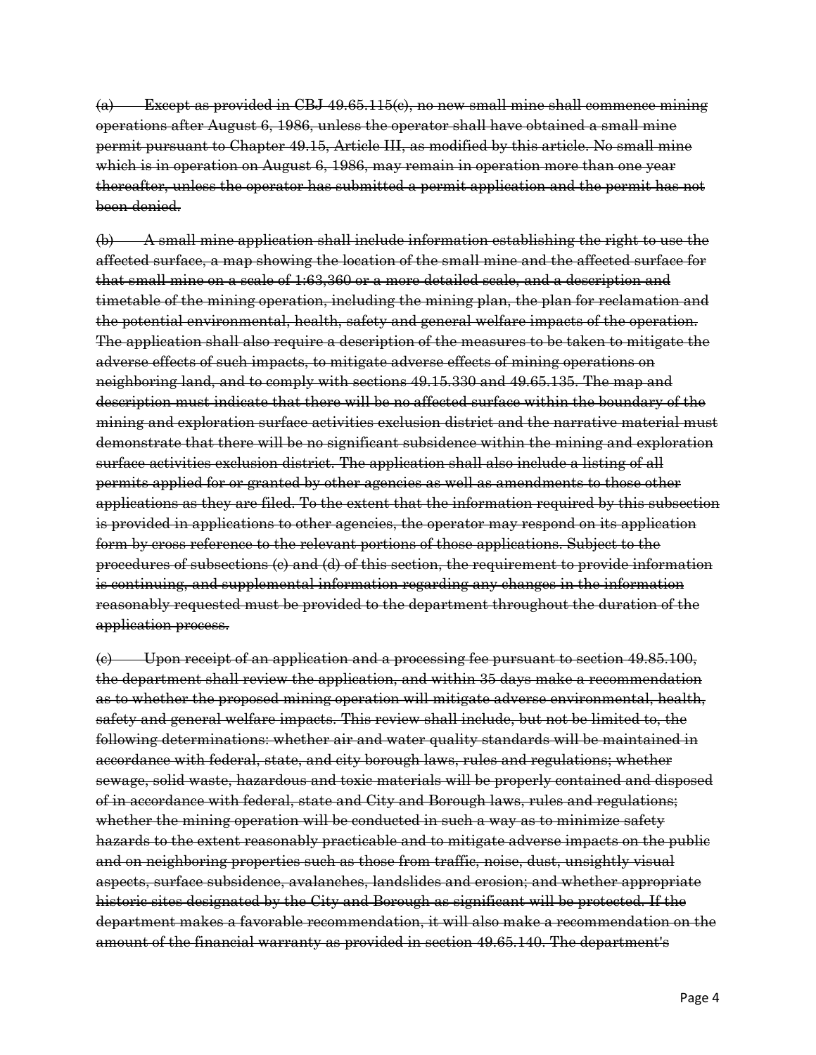~~(a) Except as provided in CBJ 49.65.115(c), no new small mine shall commence mining operations after August 6, 1986, unless the operator shall have obtained a small mine permit pursuant to Chapter 49.15, Article III, as modified by this article. No small mine which is in operation on August 6, 1986, may remain in operation more than one year thereafter, unless the operator has submitted a permit application and the permit has not been denied.~~

~~(b) A small mine application shall include information establishing the right to use the affected surface, a map showing the location of the small mine and the affected surface for that small mine on a scale of 1:63,360 or a more detailed scale, and a description and timetable of the mining operation, including the mining plan, the plan for reclamation and the potential environmental, health, safety and general welfare impacts of the operation. The application shall also require a description of the measures to be taken to mitigate the adverse effects of such impacts, to mitigate adverse effects of mining operations on neighboring land, and to comply with sections 49.15.330 and 49.65.135. The map and description must indicate that there will be no affected surface within the boundary of the mining and exploration surface activities exclusion district and the narrative material must demonstrate that there will be no significant subsidence within the mining and exploration surface activities exclusion district. The application shall also include a listing of all permits applied for or granted by other agencies as well as amendments to those other applications as they are filed. To the extent that the information required by this subsection is provided in applications to other agencies, the operator may respond on its application form by cross reference to the relevant portions of those applications. Subject to the procedures of subsections (c) and (d) of this section, the requirement to provide information is continuing, and supplemental information regarding any changes in the information reasonably requested must be provided to the department throughout the duration of the application process.~~

~~(c) Upon receipt of an application and a processing fee pursuant to section 49.85.100, the department shall review the application, and within 35 days make a recommendation as to whether the proposed mining operation will mitigate adverse environmental, health, safety and general welfare impacts. This review shall include, but not be limited to, the following determinations: whether air and water quality standards will be maintained in accordance with federal, state, and city borough laws, rules and regulations; whether sewage, solid waste, hazardous and toxic materials will be properly contained and disposed of in accordance with federal, state and City and Borough laws, rules and regulations; whether the mining operation will be conducted in such a way as to minimize safety hazards to the extent reasonably practicable and to mitigate adverse impacts on the public and on neighboring properties such as those from traffic, noise, dust, unsightly visual aspects, surface subsidence, avalanches, landslides and erosion; and whether appropriate historic sites designated by the City and Borough as significant will be protected. If the department makes a favorable recommendation, it will also make a recommendation on the amount of the financial warranty as provided in section 49.65.140. The department's~~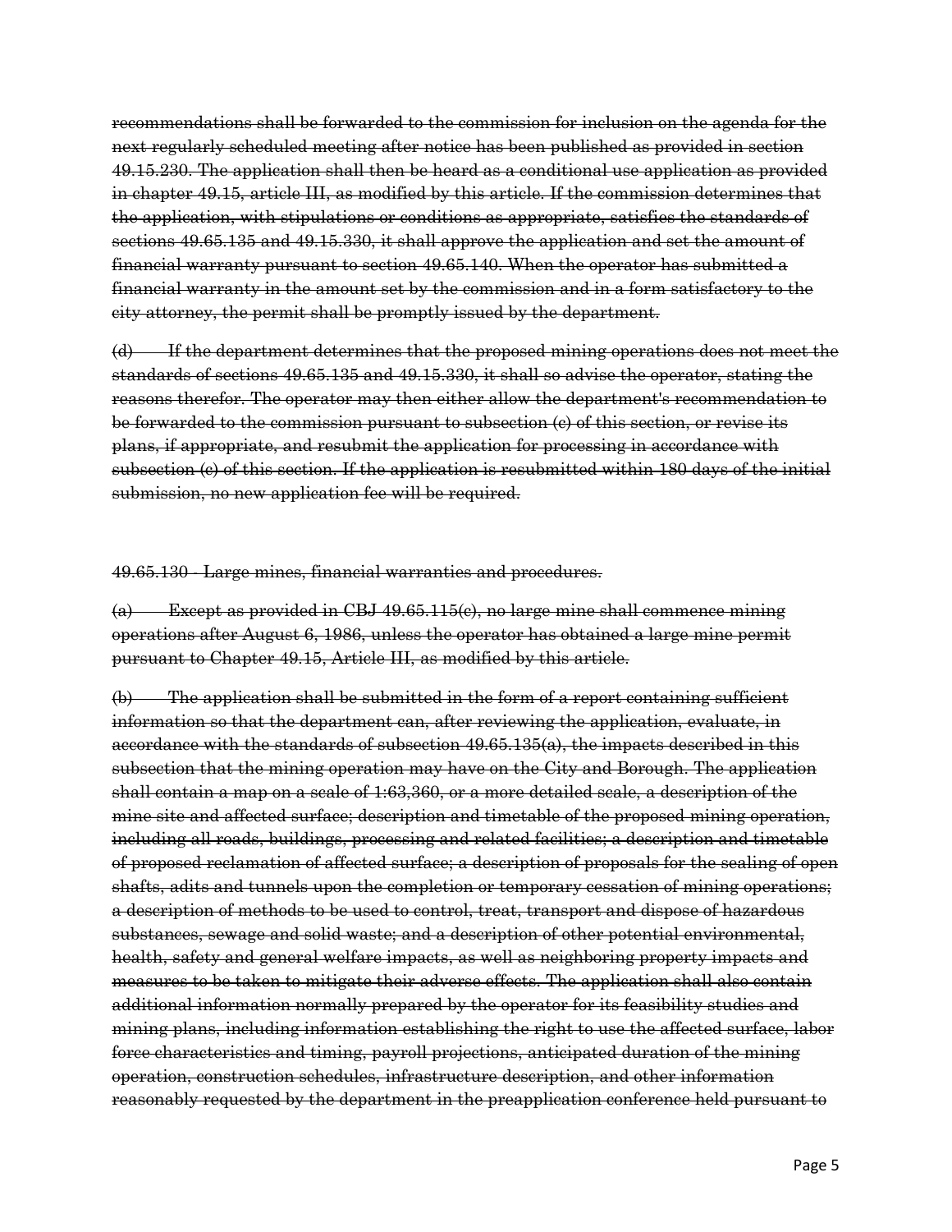~~recommendations shall be forwarded to the commission for inclusion on the agenda for the next regularly scheduled meeting after notice has been published as provided in section 49.15.230. The application shall then be heard as a conditional use application as provided in chapter 49.15, article III, as modified by this article. If the commission determines that the application, with stipulations or conditions as appropriate, satisfies the standards of sections 49.65.135 and 49.15.330, it shall approve the application and set the amount of financial warranty pursuant to section 49.65.140. When the operator has submitted a financial warranty in the amount set by the commission and in a form satisfactory to the city attorney, the permit shall be promptly issued by the department.~~

~~(d) If the department determines that the proposed mining operations does not meet the standards of sections 49.65.135 and 49.15.330, it shall so advise the operator, stating the reasons therefor. The operator may then either allow the department's recommendation to be forwarded to the commission pursuant to subsection (c) of this section, or revise its plans, if appropriate, and resubmit the application for processing in accordance with subsection (c) of this section. If the application is resubmitted within 180 days of the initial submission, no new application fee will be required.~~

~~49.65.130 - Large mines, financial warranties and procedures.~~

~~(a) Except as provided in CBJ 49.65.115(c), no large mine shall commence mining operations after August 6, 1986, unless the operator has obtained a large mine permit pursuant to Chapter 49.15, Article III, as modified by this article.~~

~~(b) The application shall be submitted in the form of a report containing sufficient information so that the department can, after reviewing the application, evaluate, in accordance with the standards of subsection 49.65.135(a), the impacts described in this subsection that the mining operation may have on the City and Borough. The application shall contain a map on a scale of 1:63,360, or a more detailed scale, a description of the mine site and affected surface; description and timetable of the proposed mining operation, including all roads, buildings, processing and related facilities; a description and timetable of proposed reclamation of affected surface; a description of proposals for the sealing of open shafts, adits and tunnels upon the completion or temporary cessation of mining operations; a description of methods to be used to control, treat, transport and dispose of hazardous substances, sewage and solid waste; and a description of other potential environmental, health, safety and general welfare impacts, as well as neighboring property impacts and measures to be taken to mitigate their adverse effects. The application shall also contain additional information normally prepared by the operator for its feasibility studies and mining plans, including information establishing the right to use the affected surface, labor force characteristics and timing, payroll projections, anticipated duration of the mining operation, construction schedules, infrastructure description, and other information reasonably requested by the department in the preapplication conference held pursuant to~~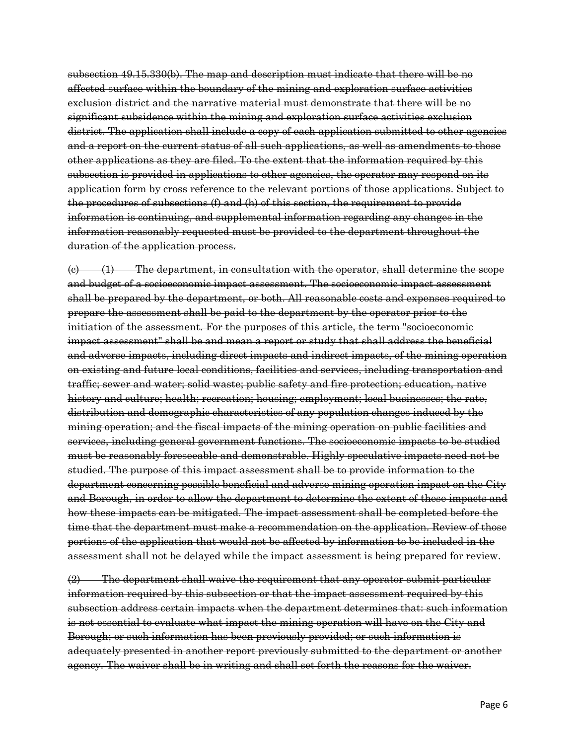~~subsection 49.15.330(b). The map and description must indicate that there will be no affected surface within the boundary of the mining and exploration surface activities exclusion district and the narrative material must demonstrate that there will be no significant subsidence within the mining and exploration surface activities exclusion district. The application shall include a copy of each application submitted to other agencies and a report on the current status of all such applications, as well as amendments to those other applications as they are filed. To the extent that the information required by this subsection is provided in applications to other agencies, the operator may respond on its application form by cross reference to the relevant portions of those applications. Subject to the procedures of subsections (f) and (h) of this section, the requirement to provide information is continuing, and supplemental information regarding any changes in the information reasonably requested must be provided to the department throughout the duration of the application process.~~

~~(c) (1) The department, in consultation with the operator, shall determine the scope and budget of a socioeconomic impact assessment. The socioeconomic impact assessment shall be prepared by the department, or both. All reasonable costs and expenses required to prepare the assessment shall be paid to the department by the operator prior to the initiation of the assessment. For the purposes of this article, the term "socioeconomic impact assessment" shall be and mean a report or study that shall address the beneficial and adverse impacts, including direct impacts and indirect impacts, of the mining operation on existing and future local conditions, facilities and services, including transportation and traffic; sewer and water; solid waste; public safety and fire protection; education, native history and culture; health; recreation; housing; employment; local businesses; the rate, distribution and demographic characteristics of any population changes induced by the mining operation; and the fiscal impacts of the mining operation on public facilities and services, including general government functions. The socioeconomic impacts to be studied must be reasonably foreseeable and demonstrable. Highly speculative impacts need not be studied. The purpose of this impact assessment shall be to provide information to the department concerning possible beneficial and adverse mining operation impact on the City and Borough, in order to allow the department to determine the extent of these impacts and how these impacts can be mitigated. The impact assessment shall be completed before the time that the department must make a recommendation on the application. Review of those portions of the application that would not be affected by information to be included in the assessment shall not be delayed while the impact assessment is being prepared for review.~~

~~(2) The department shall waive the requirement that any operator submit particular information required by this subsection or that the impact assessment required by this subsection address certain impacts when the department determines that: such information is not essential to evaluate what impact the mining operation will have on the City and Borough; or such information has been previously provided; or such information is adequately presented in another report previously submitted to the department or another agency. The waiver shall be in writing and shall set forth the reasons for the waiver.~~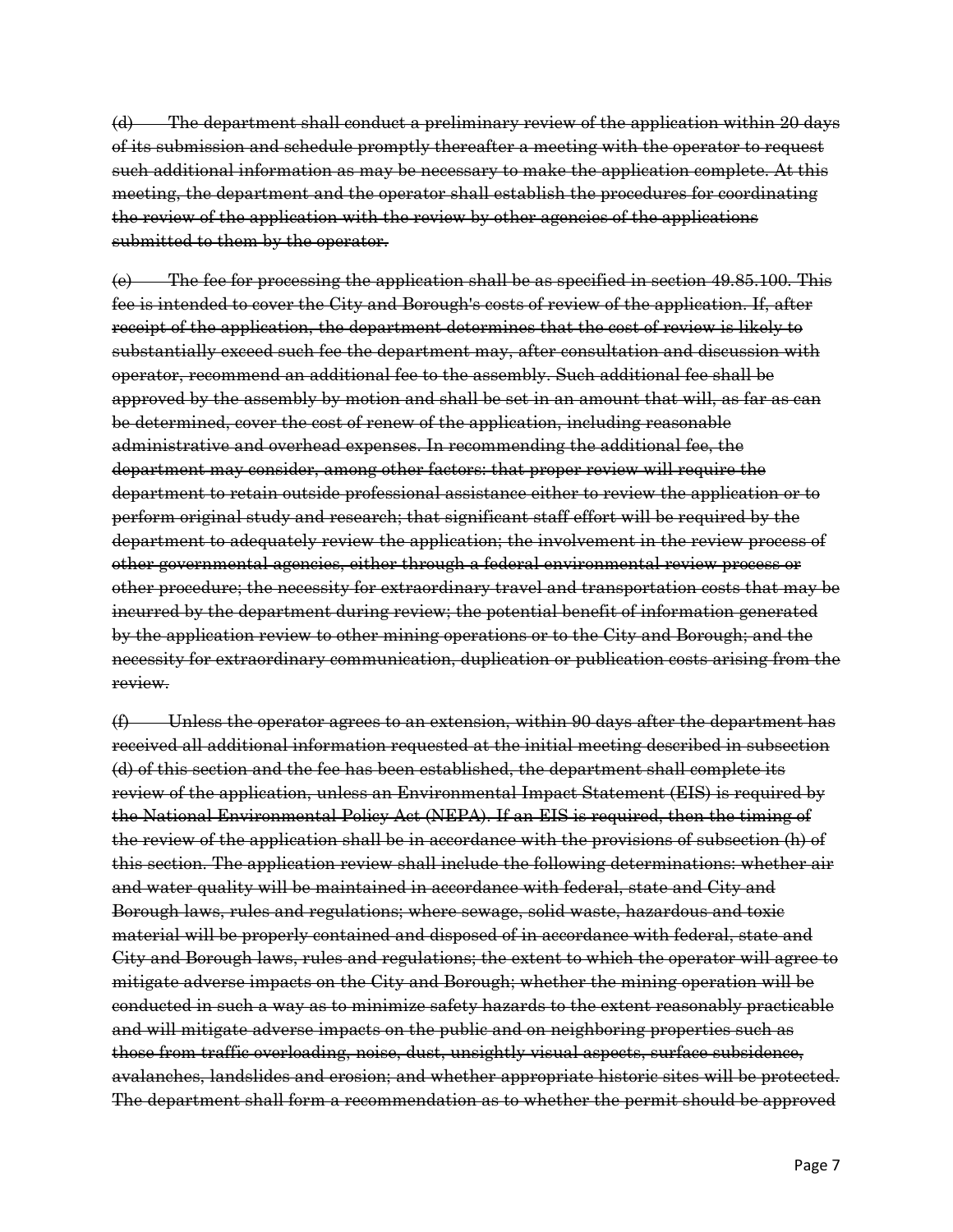~~(d) The department shall conduct a preliminary review of the application within 20 days of its submission and schedule promptly thereafter a meeting with the operator to request such additional information as may be necessary to make the application complete. At this meeting, the department and the operator shall establish the procedures for coordinating the review of the application with the review by other agencies of the applications submitted to them by the operator.~~

~~(e) The fee for processing the application shall be as specified in section 49.85.100. This fee is intended to cover the City and Borough's costs of review of the application. If, after receipt of the application, the department determines that the cost of review is likely to substantially exceed such fee the department may, after consultation and discussion with operator, recommend an additional fee to the assembly. Such additional fee shall be approved by the assembly by motion and shall be set in an amount that will, as far as can be determined, cover the cost of renew of the application, including reasonable administrative and overhead expenses. In recommending the additional fee, the department may consider, among other factors: that proper review will require the department to retain outside professional assistance either to review the application or to perform original study and research; that significant staff effort will be required by the department to adequately review the application; the involvement in the review process of other governmental agencies, either through a federal environmental review process or other procedure; the necessity for extraordinary travel and transportation costs that may be incurred by the department during review; the potential benefit of information generated by the application review to other mining operations or to the City and Borough; and the necessity for extraordinary communication, duplication or publication costs arising from the review.~~

~~(f) Unless the operator agrees to an extension, within 90 days after the department has received all additional information requested at the initial meeting described in subsection (d) of this section and the fee has been established, the department shall complete its review of the application, unless an Environmental Impact Statement (EIS) is required by the National Environmental Policy Act (NEPA). If an EIS is required, then the timing of the review of the application shall be in accordance with the provisions of subsection (h) of this section. The application review shall include the following determinations: whether air and water quality will be maintained in accordance with federal, state and City and Borough laws, rules and regulations; where sewage, solid waste, hazardous and toxic material will be properly contained and disposed of in accordance with federal, state and City and Borough laws, rules and regulations; the extent to which the operator will agree to mitigate adverse impacts on the City and Borough; whether the mining operation will be conducted in such a way as to minimize safety hazards to the extent reasonably practicable and will mitigate adverse impacts on the public and on neighboring properties such as those from traffic overloading, noise, dust, unsightly visual aspects, surface subsidence, avalanches, landslides and erosion; and whether appropriate historic sites will be protected. The department shall form a recommendation as to whether the permit should be approved~~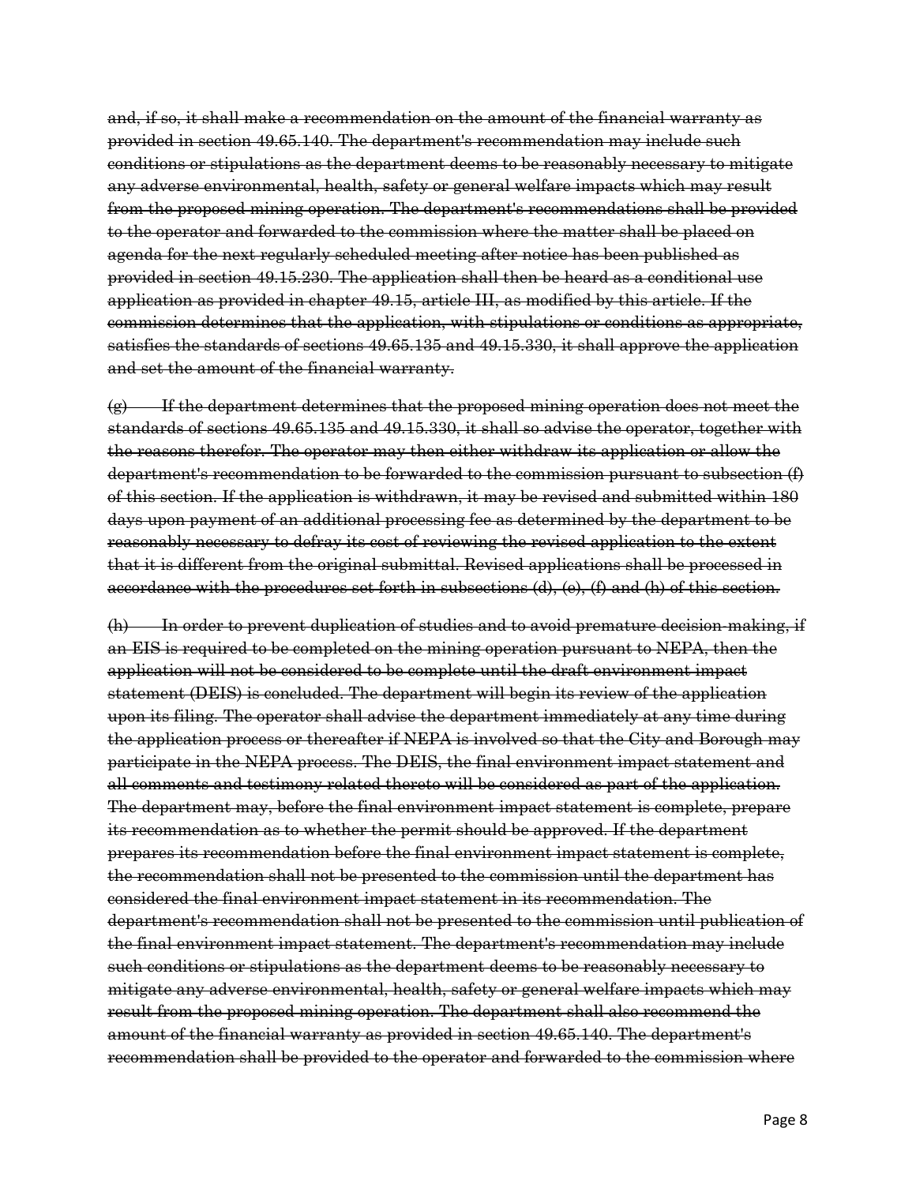~~and, if so, it shall make a recommendation on the amount of the financial warranty as provided in section 49.65.140. The department's recommendation may include such conditions or stipulations as the department deems to be reasonably necessary to mitigate any adverse environmental, health, safety or general welfare impacts which may result from the proposed mining operation. The department's recommendations shall be provided to the operator and forwarded to the commission where the matter shall be placed on agenda for the next regularly scheduled meeting after notice has been published as provided in section 49.15.230. The application shall then be heard as a conditional use application as provided in chapter 49.15, article III, as modified by this article. If the commission determines that the application, with stipulations or conditions as appropriate, satisfies the standards of sections 49.65.135 and 49.15.330, it shall approve the application and set the amount of the financial warranty.~~

~~(g) If the department determines that the proposed mining operation does not meet the standards of sections 49.65.135 and 49.15.330, it shall so advise the operator, together with the reasons therefor. The operator may then either withdraw its application or allow the department's recommendation to be forwarded to the commission pursuant to subsection (f) of this section. If the application is withdrawn, it may be revised and submitted within 180 days upon payment of an additional processing fee as determined by the department to be reasonably necessary to defray its cost of reviewing the revised application to the extent that it is different from the original submittal. Revised applications shall be processed in accordance with the procedures set forth in subsections (d), (e), (f) and (h) of this section.~~

~~(h) In order to prevent duplication of studies and to avoid premature decision-making, if an EIS is required to be completed on the mining operation pursuant to NEPA, then the application will not be considered to be complete until the draft environment impact statement (DEIS) is concluded. The department will begin its review of the application upon its filing. The operator shall advise the department immediately at any time during the application process or thereafter if NEPA is involved so that the City and Borough may participate in the NEPA process. The DEIS, the final environment impact statement and all comments and testimony related thereto will be considered as part of the application. The department may, before the final environment impact statement is complete, prepare its recommendation as to whether the permit should be approved. If the department prepares its recommendation before the final environment impact statement is complete, the recommendation shall not be presented to the commission until the department has considered the final environment impact statement in its recommendation. The department's recommendation shall not be presented to the commission until publication of the final environment impact statement. The department's recommendation may include such conditions or stipulations as the department deems to be reasonably necessary to mitigate any adverse environmental, health, safety or general welfare impacts which may result from the proposed mining operation. The department shall also recommend the amount of the financial warranty as provided in section 49.65.140. The department's recommendation shall be provided to the operator and forwarded to the commission where~~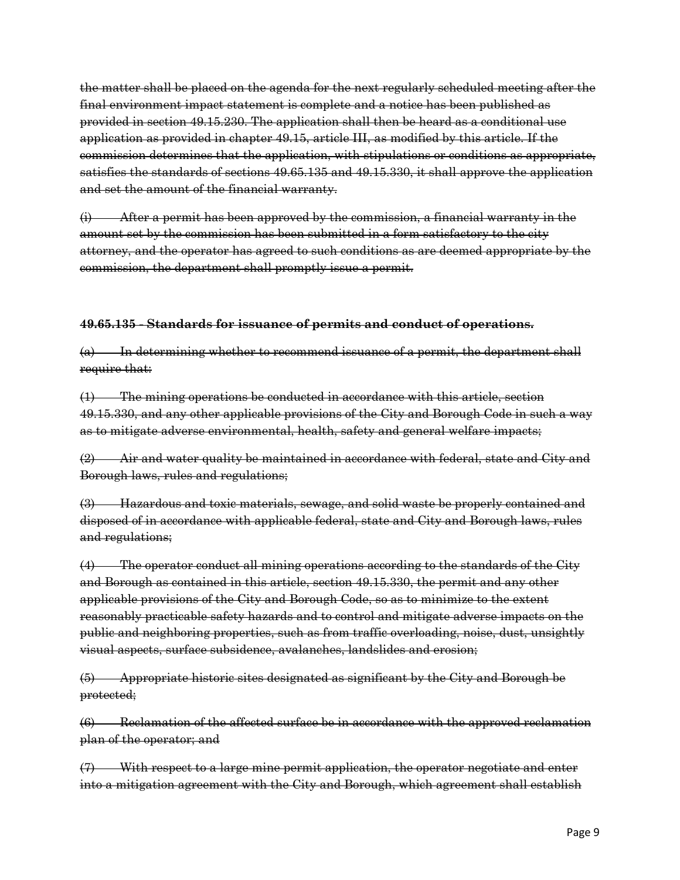~~the matter shall be placed on the agenda for the next regularly scheduled meeting after the final environment impact statement is complete and a notice has been published as provided in section 49.15.230. The application shall then be heard as a conditional use application as provided in chapter 49.15, article III, as modified by this article. If the commission determines that the application, with stipulations or conditions as appropriate, satisfies the standards of sections 49.65.135 and 49.15.330, it shall approve the application and set the amount of the financial warranty.~~

~~(i) After a permit has been approved by the commission, a financial warranty in the amount set by the commission has been submitted in a form satisfactory to the city attorney, and the operator has agreed to such conditions as are deemed appropriate by the commission, the department shall promptly issue a permit.~~

**49.65.135 - Standards for issuance of permits and conduct of operations.**

~~(a) In determining whether to recommend issuance of a permit, the department shall require that:~~

~~(1) The mining operations be conducted in accordance with this article, section 49.15.330, and any other applicable provisions of the City and Borough Code in such a way as to mitigate adverse environmental, health, safety and general welfare impacts;~~

~~(2) Air and water quality be maintained in accordance with federal, state and City and Borough laws, rules and regulations;~~

~~(3) Hazardous and toxic materials, sewage, and solid waste be properly contained and disposed of in accordance with applicable federal, state and City and Borough laws, rules and regulations;~~

~~(4) The operator conduct all mining operations according to the standards of the City and Borough as contained in this article, section 49.15.330, the permit and any other applicable provisions of the City and Borough Code, so as to minimize to the extent reasonably practicable safety hazards and to control and mitigate adverse impacts on the public and neighboring properties, such as from traffic overloading, noise, dust, unsightly visual aspects, surface subsidence, avalanches, landslides and erosion;~~

~~(5) Appropriate historic sites designated as significant by the City and Borough be protected;~~

~~(6) Reclamation of the affected surface be in accordance with the approved reclamation plan of the operator; and~~

~~(7) With respect to a large mine permit application, the operator negotiate and enter into a mitigation agreement with the City and Borough, which agreement shall establish~~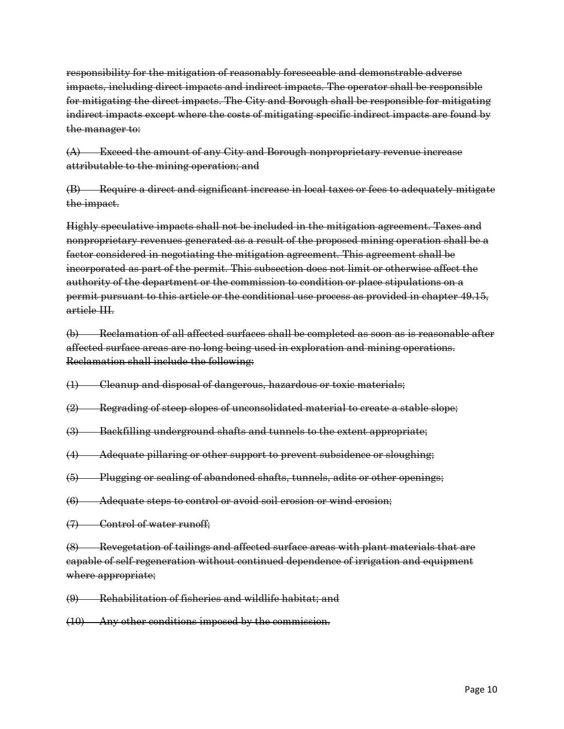~~responsibility for the mitigation of reasonably foreseeable and demonstrable adverse impacts, including direct impacts and indirect impacts. The operator shall be responsible for mitigating the direct impacts. The City and Borough shall be responsible for mitigating indirect impacts except where the costs of mitigating specific indirect impacts are found by the manager to:~~

~~(A) Exceed the amount of any City and Borough nonproprietary revenue increase attributable to the mining operation; and~~

~~(B) Require a direct and significant increase in local taxes or fees to adequately mitigate the impact.~~

~~Highly speculative impacts shall not be included in the mitigation agreement. Taxes and nonproprietary revenues generated as a result of the proposed mining operation shall be a factor considered in negotiating the mitigation agreement. This agreement shall be incorporated as part of the permit. This subsection does not limit or otherwise affect the authority of the department or the commission to condition or place stipulations on a permit pursuant to this article or the conditional use process as provided in chapter 49.15, article III.~~

~~(b) Reclamation of all affected surfaces shall be completed as soon as is reasonable after affected surface areas are no long being used in exploration and mining operations. Reclamation shall include the following:~~

~~(1) Cleanup and disposal of dangerous, hazardous or toxic materials;~~

~~(2) Regrading of steep slopes of unconsolidated material to create a stable slope;~~

~~(3) Backfilling underground shafts and tunnels to the extent appropriate;~~

~~(4) Adequate pillaring or other support to prevent subsidence or sloughing;~~

~~(5) Plugging or sealing of abandoned shafts, tunnels, adits or other openings;~~

~~(6) Adequate steps to control or avoid soil erosion or wind erosion;~~

~~(7) Control of water runoff;~~

~~(8) Revegetation of tailings and affected surface areas with plant materials that are capable of self-regeneration without continued dependence of irrigation and equipment where appropriate;~~

~~(9) Rehabilitation of fisheries and wildlife habitat; and~~

~~(10) Any other conditions imposed by the commission.~~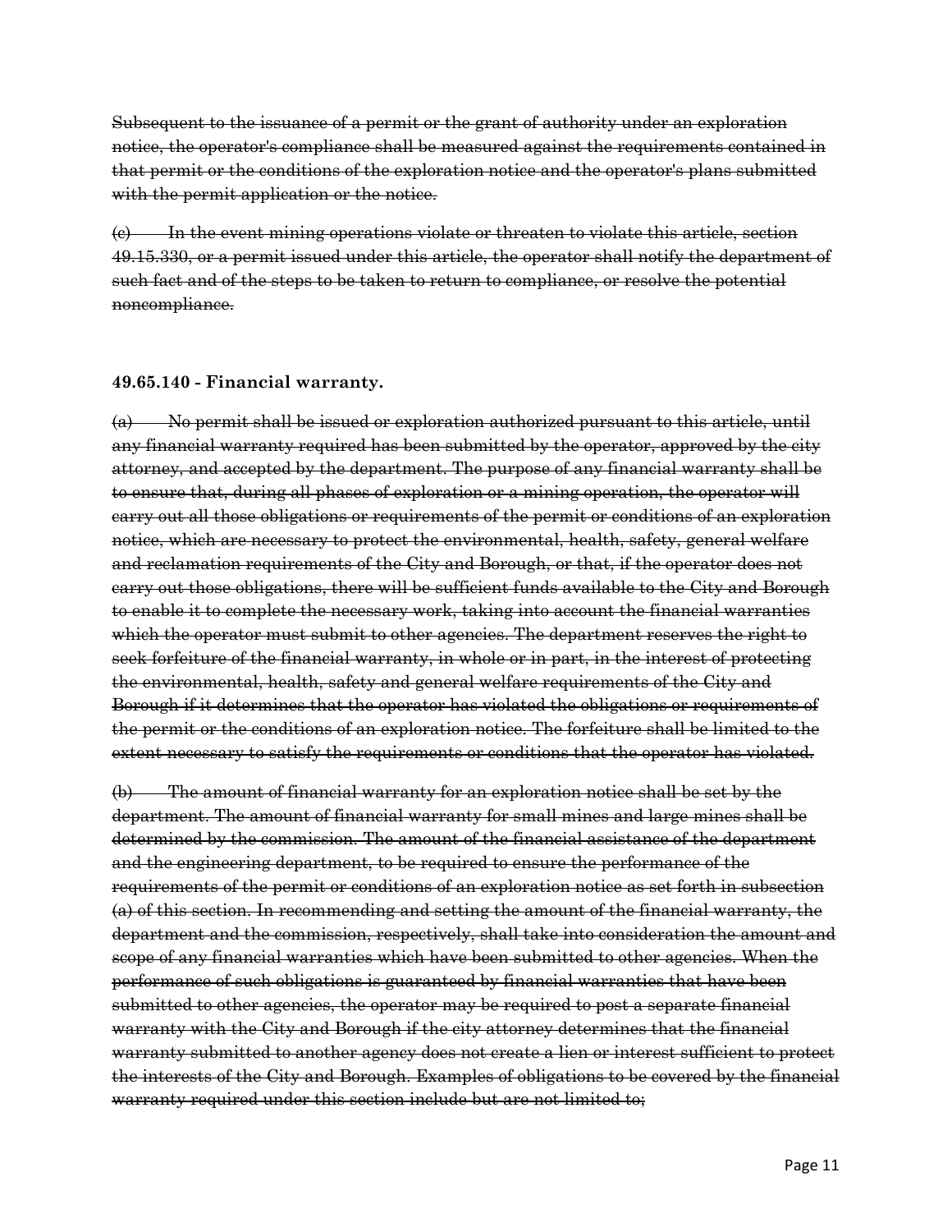~~Subsequent to the issuance of a permit or the grant of authority under an exploration notice, the operator's compliance shall be measured against the requirements contained in that permit or the conditions of the exploration notice and the operator's plans submitted with the permit application or the notice.~~

~~(c) In the event mining operations violate or threaten to violate this article, section 49.15.330, or a permit issued under this article, the operator shall notify the department of such fact and of the steps to be taken to return to compliance, or resolve the potential noncompliance.~~

**49.65.140 - Financial warranty.**

~~(a) No permit shall be issued or exploration authorized pursuant to this article, until any financial warranty required has been submitted by the operator, approved by the city attorney, and accepted by the department. The purpose of any financial warranty shall be to ensure that, during all phases of exploration or a mining operation, the operator will carry out all those obligations or requirements of the permit or conditions of an exploration notice, which are necessary to protect the environmental, health, safety, general welfare and reclamation requirements of the City and Borough, or that, if the operator does not carry out those obligations, there will be sufficient funds available to the City and Borough to enable it to complete the necessary work, taking into account the financial warranties which the operator must submit to other agencies. The department reserves the right to seek forfeiture of the financial warranty, in whole or in part, in the interest of protecting the environmental, health, safety and general welfare requirements of the City and Borough if it determines that the operator has violated the obligations or requirements of the permit or the conditions of an exploration notice. The forfeiture shall be limited to the extent necessary to satisfy the requirements or conditions that the operator has violated.~~

~~(b) The amount of financial warranty for an exploration notice shall be set by the department. The amount of financial warranty for small mines and large mines shall be determined by the commission. The amount of the financial assistance of the department and the engineering department, to be required to ensure the performance of the requirements of the permit or conditions of an exploration notice as set forth in subsection (a) of this section. In recommending and setting the amount of the financial warranty, the department and the commission, respectively, shall take into consideration the amount and scope of any financial warranties which have been submitted to other agencies. When the performance of such obligations is guaranteed by financial warranties that have been submitted to other agencies, the operator may be required to post a separate financial warranty with the City and Borough if the city attorney determines that the financial warranty submitted to another agency does not create a lien or interest sufficient to protect the interests of the City and Borough. Examples of obligations to be covered by the financial warranty required under this section include but are not limited to;~~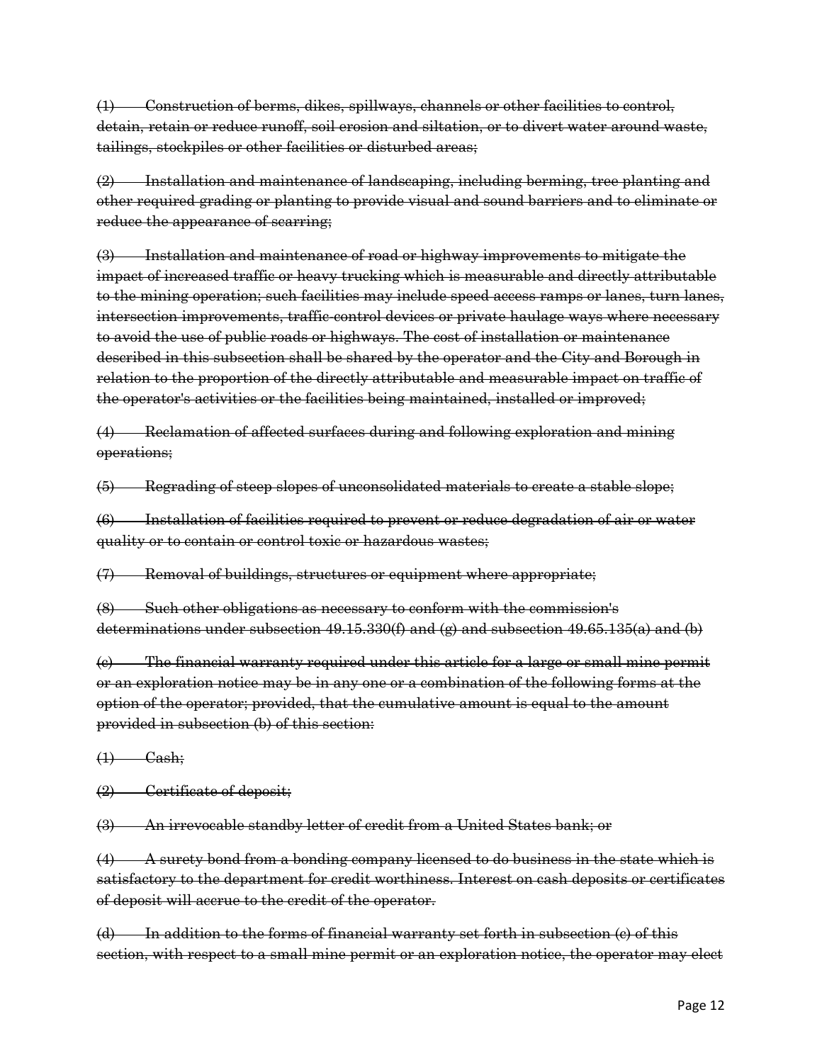~~(1) Construction of berms, dikes, spillways, channels or other facilities to control, detain, retain or reduce runoff, soil erosion and siltation, or to divert water around waste, tailings, stockpiles or other facilities or disturbed areas;~~

~~(2) Installation and maintenance of landscaping, including berming, tree planting and other required grading or planting to provide visual and sound barriers and to eliminate or reduce the appearance of scarring;~~

~~(3) Installation and maintenance of road or highway improvements to mitigate the impact of increased traffic or heavy trucking which is measurable and directly attributable to the mining operation; such facilities may include speed access ramps or lanes, turn lanes, intersection improvements, traffic-control devices or private haulage ways where necessary to avoid the use of public roads or highways. The cost of installation or maintenance described in this subsection shall be shared by the operator and the City and Borough in relation to the proportion of the directly attributable and measurable impact on traffic of the operator's activities or the facilities being maintained, installed or improved;~~

~~(4) Reclamation of affected surfaces during and following exploration and mining operations;~~

~~(5) Regrading of steep slopes of unconsolidated materials to create a stable slope;~~

~~(6) Installation of facilities required to prevent or reduce degradation of air or water quality or to contain or control toxic or hazardous wastes;~~

~~(7) Removal of buildings, structures or equipment where appropriate;~~

~~(8) Such other obligations as necessary to conform with the commission's determinations under subsection 49.15.330(f) and (g) and subsection 49.65.135(a) and (b)~~

~~(c) The financial warranty required under this article for a large or small mine permit or an exploration notice may be in any one or a combination of the following forms at the option of the operator; provided, that the cumulative amount is equal to the amount provided in subsection (b) of this section:~~

~~(1) Cash;~~

~~(2) Certificate of deposit;~~

~~(3) An irrevocable standby letter of credit from a United States bank; or~~

~~(4) A surety bond from a bonding company licensed to do business in the state which is satisfactory to the department for credit worthiness. Interest on cash deposits or certificates of deposit will accrue to the credit of the operator.~~

~~(d) In addition to the forms of financial warranty set forth in subsection (c) of this section, with respect to a small mine permit or an exploration notice, the operator may elect~~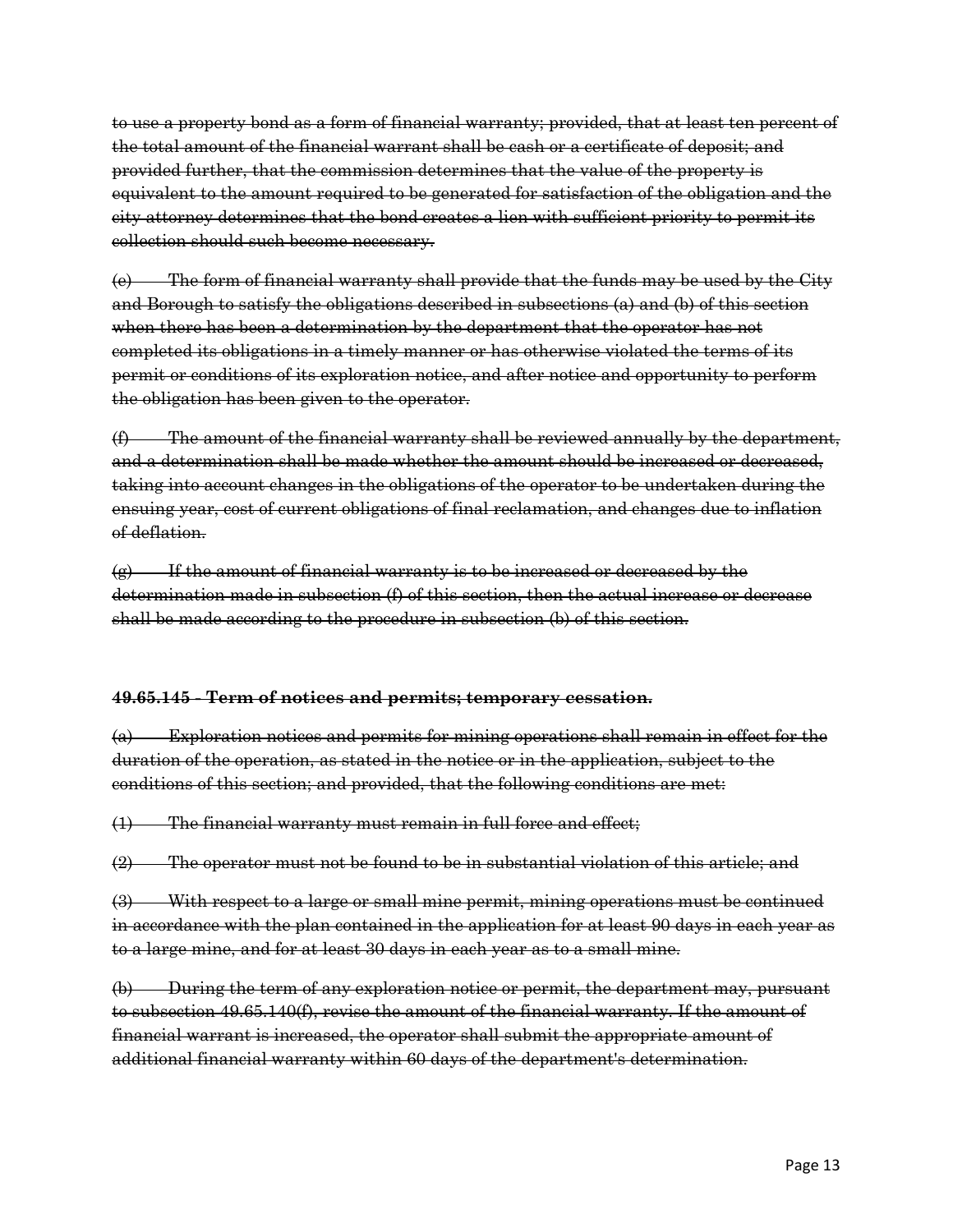~~to use a property bond as a form of financial warranty; provided, that at least ten percent of the total amount of the financial warrant shall be cash or a certificate of deposit; and provided further, that the commission determines that the value of the property is equivalent to the amount required to be generated for satisfaction of the obligation and the city attorney determines that the bond creates a lien with sufficient priority to permit its collection should such become necessary.~~

~~(e) The form of financial warranty shall provide that the funds may be used by the City and Borough to satisfy the obligations described in subsections (a) and (b) of this section when there has been a determination by the department that the operator has not completed its obligations in a timely manner or has otherwise violated the terms of its permit or conditions of its exploration notice, and after notice and opportunity to perform the obligation has been given to the operator.~~

~~(f) The amount of the financial warranty shall be reviewed annually by the department, and a determination shall be made whether the amount should be increased or decreased, taking into account changes in the obligations of the operator to be undertaken during the ensuing year, cost of current obligations of final reclamation, and changes due to inflation of deflation.~~

~~(g) If the amount of financial warranty is to be increased or decreased by the determination made in subsection (f) of this section, then the actual increase or decrease shall be made according to the procedure in subsection (b) of this section.~~

**~~49.65.145 - Term of notices and permits; temporary cessation.~~**

~~(a) Exploration notices and permits for mining operations shall remain in effect for the duration of the operation, as stated in the notice or in the application, subject to the conditions of this section; and provided, that the following conditions are met:~~

~~(1) The financial warranty must remain in full force and effect;~~

~~(2) The operator must not be found to be in substantial violation of this article; and~~

~~(3) With respect to a large or small mine permit, mining operations must be continued in accordance with the plan contained in the application for at least 90 days in each year as to a large mine, and for at least 30 days in each year as to a small mine.~~

~~(b) During the term of any exploration notice or permit, the department may, pursuant to subsection 49.65.140(f), revise the amount of the financial warranty. If the amount of financial warrant is increased, the operator shall submit the appropriate amount of additional financial warranty within 60 days of the department's determination.~~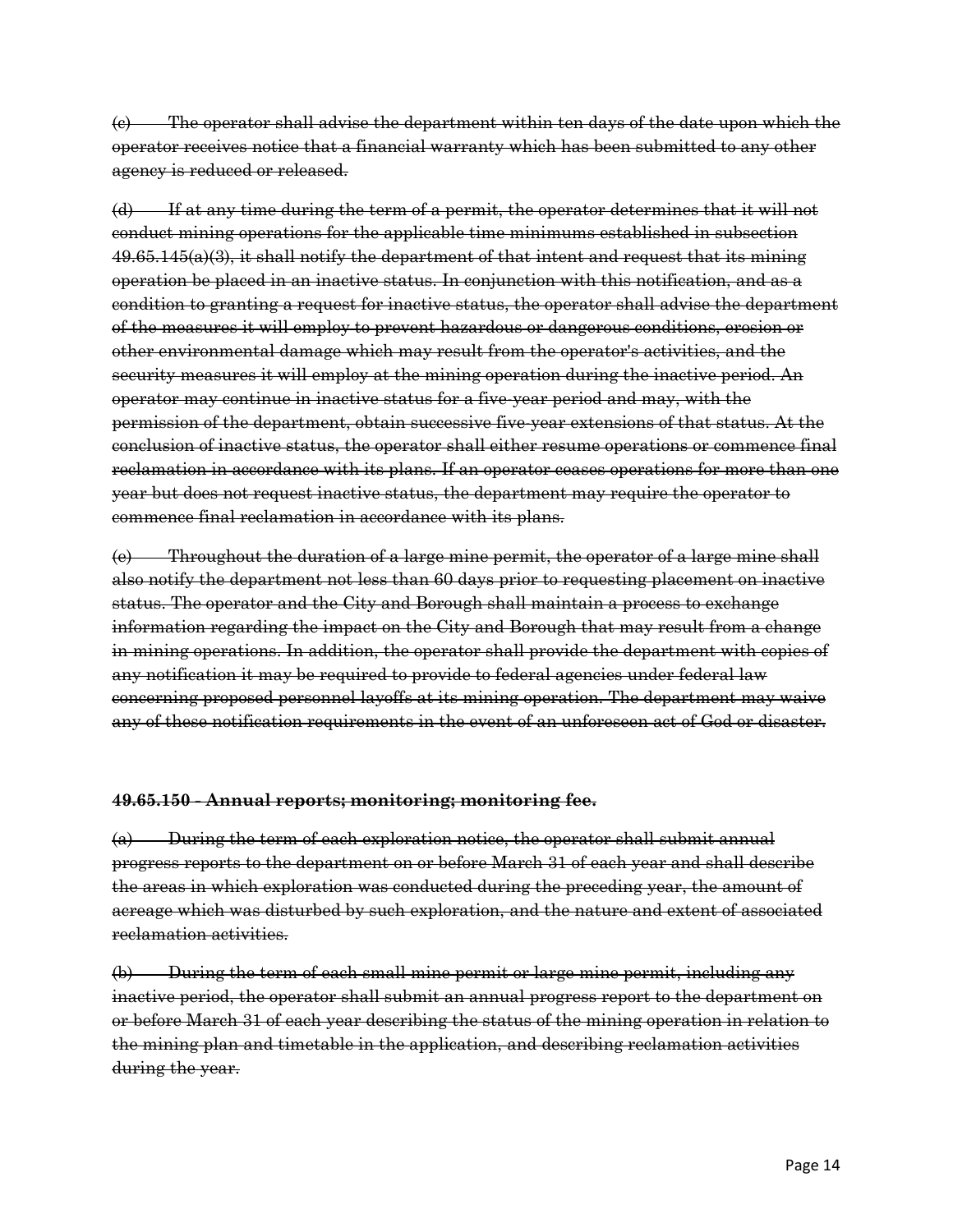~~(c) The operator shall advise the department within ten days of the date upon which the operator receives notice that a financial warranty which has been submitted to any other agency is reduced or released.~~

~~(d) If at any time during the term of a permit, the operator determines that it will not conduct mining operations for the applicable time minimums established in subsection 49.65.145(a)(3), it shall notify the department of that intent and request that its mining operation be placed in an inactive status. In conjunction with this notification, and as a condition to granting a request for inactive status, the operator shall advise the department of the measures it will employ to prevent hazardous or dangerous conditions, erosion or other environmental damage which may result from the operator's activities, and the security measures it will employ at the mining operation during the inactive period. An operator may continue in inactive status for a five-year period and may, with the permission of the department, obtain successive five-year extensions of that status. At the conclusion of inactive status, the operator shall either resume operations or commence final reclamation in accordance with its plans. If an operator ceases operations for more than one year but does not request inactive status, the department may require the operator to commence final reclamation in accordance with its plans.~~

~~(e) Throughout the duration of a large mine permit, the operator of a large mine shall also notify the department not less than 60 days prior to requesting placement on inactive status. The operator and the City and Borough shall maintain a process to exchange information regarding the impact on the City and Borough that may result from a change in mining operations. In addition, the operator shall provide the department with copies of any notification it may be required to provide to federal agencies under federal law concerning proposed personnel layoffs at its mining operation. The department may waive any of these notification requirements in the event of an unforeseen act of God or disaster.~~

**~~49.65.150 - Annual reports; monitoring; monitoring fee.~~**

~~(a) During the term of each exploration notice, the operator shall submit annual progress reports to the department on or before March 31 of each year and shall describe the areas in which exploration was conducted during the preceding year, the amount of acreage which was disturbed by such exploration, and the nature and extent of associated reclamation activities.~~

~~(b) During the term of each small mine permit or large mine permit, including any inactive period, the operator shall submit an annual progress report to the department on or before March 31 of each year describing the status of the mining operation in relation to the mining plan and timetable in the application, and describing reclamation activities during the year.~~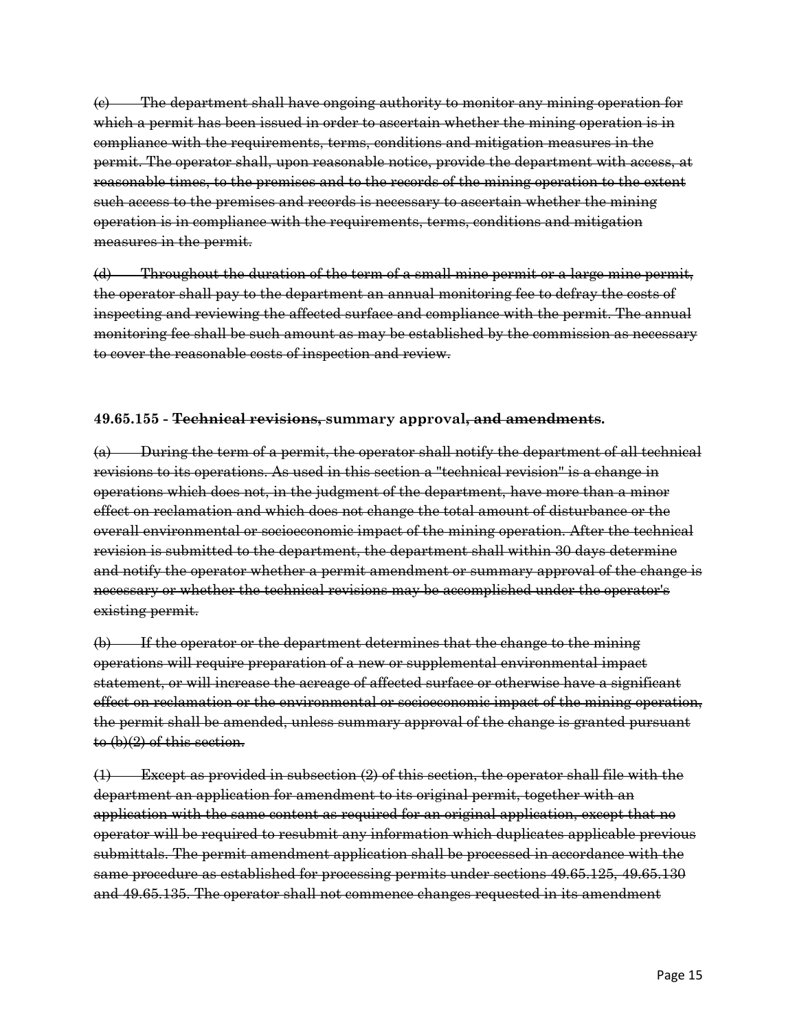~~(c) The department shall have ongoing authority to monitor any mining operation for which a permit has been issued in order to ascertain whether the mining operation is in compliance with the requirements, terms, conditions and mitigation measures in the permit. The operator shall, upon reasonable notice, provide the department with access, at reasonable times, to the premises and to the records of the mining operation to the extent such access to the premises and records is necessary to ascertain whether the mining operation is in compliance with the requirements, terms, conditions and mitigation measures in the permit.~~

~~(d) Throughout the duration of the term of a small mine permit or a large mine permit, the operator shall pay to the department an annual monitoring fee to defray the costs of inspecting and reviewing the affected surface and compliance with the permit. The annual monitoring fee shall be such amount as may be established by the commission as necessary to cover the reasonable costs of inspection and review.~~

**49.65.155 - ~~Technical revisions,~~ summary approval~~, and amendments~~.**

~~(a) During the term of a permit, the operator shall notify the department of all technical revisions to its operations. As used in this section a "technical revision" is a change in operations which does not, in the judgment of the department, have more than a minor effect on reclamation and which does not change the total amount of disturbance or the overall environmental or socioeconomic impact of the mining operation. After the technical revision is submitted to the department, the department shall within 30 days determine and notify the operator whether a permit amendment or summary approval of the change is necessary or whether the technical revisions may be accomplished under the operator's existing permit.~~

~~(b) If the operator or the department determines that the change to the mining operations will require preparation of a new or supplemental environmental impact statement, or will increase the acreage of affected surface or otherwise have a significant effect on reclamation or the environmental or socioeconomic impact of the mining operation, the permit shall be amended, unless summary approval of the change is granted pursuant to (b)(2) of this section.~~

~~(1) Except as provided in subsection (2) of this section, the operator shall file with the department an application for amendment to its original permit, together with an application with the same content as required for an original application, except that no operator will be required to resubmit any information which duplicates applicable previous submittals. The permit amendment application shall be processed in accordance with the same procedure as established for processing permits under sections 49.65.125, 49.65.130 and 49.65.135. The operator shall not commence changes requested in its amendment~~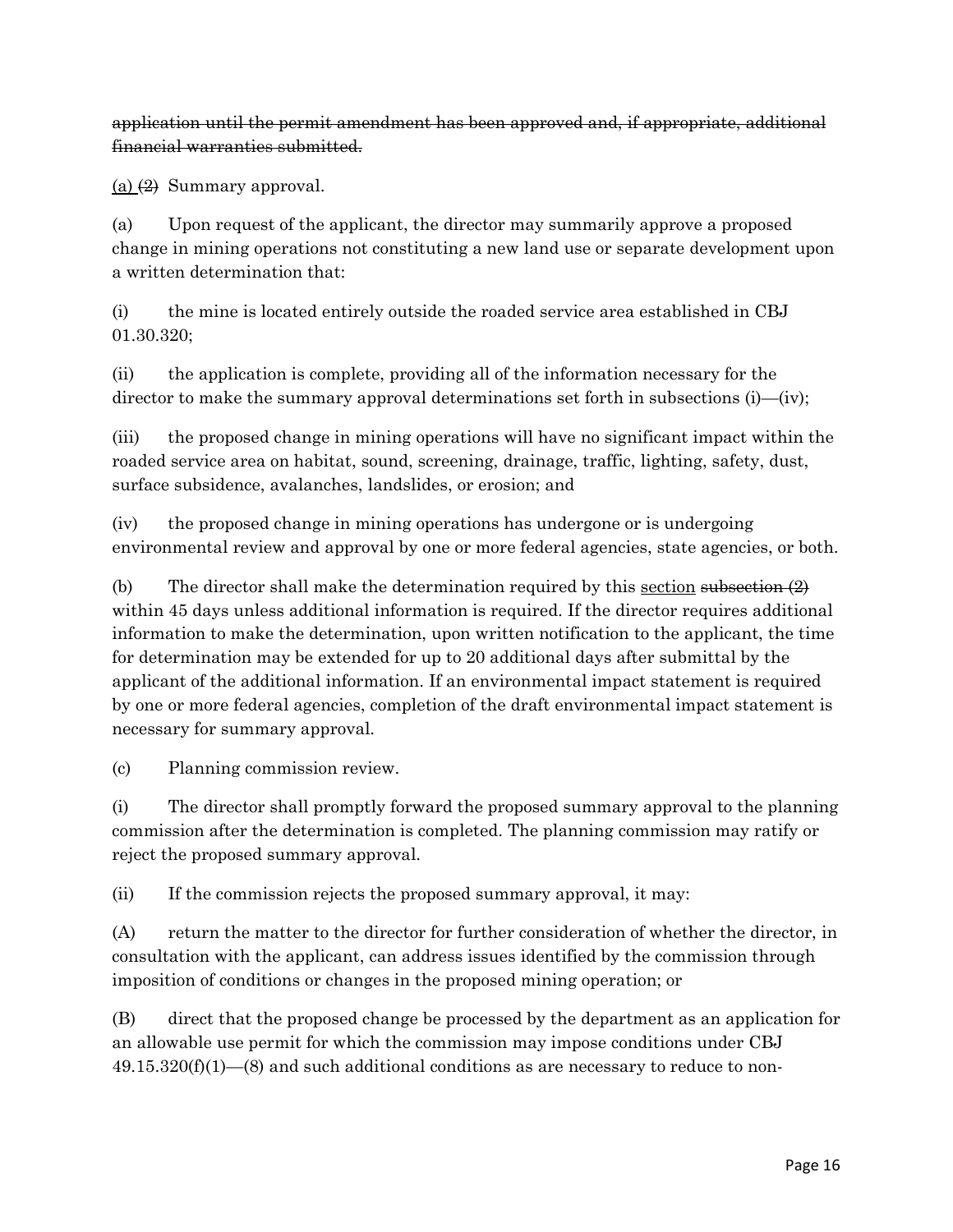~~application until the permit amendment has been approved and, if appropriate, additional financial warranties submitted.~~

<u>(a)</u> ~~(2)~~ Summary approval.

(a) Upon request of the applicant, the director may summarily approve a proposed change in mining operations not constituting a new land use or separate development upon a written determination that:

(i) the mine is located entirely outside the roaded service area established in CBJ 01.30.320;

(ii) the application is complete, providing all of the information necessary for the director to make the summary approval determinations set forth in subsections (i)—(iv);

(iii) the proposed change in mining operations will have no significant impact within the roaded service area on habitat, sound, screening, drainage, traffic, lighting, safety, dust, surface subsidence, avalanches, landslides, or erosion; and

(iv) the proposed change in mining operations has undergone or is undergoing environmental review and approval by one or more federal agencies, state agencies, or both.

(b) The director shall make the determination required by this <u>section</u> ~~subsection (2)~~ within 45 days unless additional information is required. If the director requires additional information to make the determination, upon written notification to the applicant, the time for determination may be extended for up to 20 additional days after submittal by the applicant of the additional information. If an environmental impact statement is required by one or more federal agencies, completion of the draft environmental impact statement is necessary for summary approval.

(c) Planning commission review.

(i) The director shall promptly forward the proposed summary approval to the planning commission after the determination is completed. The planning commission may ratify or reject the proposed summary approval.

(ii) If the commission rejects the proposed summary approval, it may:

(A) return the matter to the director for further consideration of whether the director, in consultation with the applicant, can address issues identified by the commission through imposition of conditions or changes in the proposed mining operation; or

(B) direct that the proposed change be processed by the department as an application for an allowable use permit for which the commission may impose conditions under CBJ 49.15.320(f)(1)—(8) and such additional conditions as are necessary to reduce to non-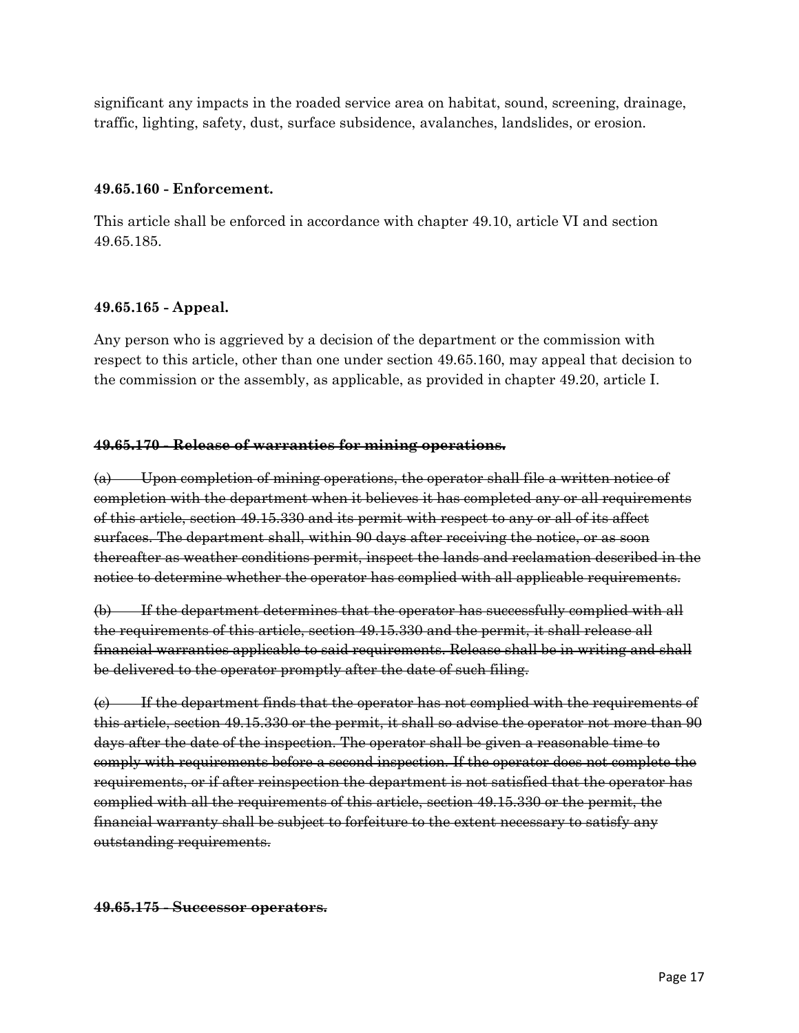significant any impacts in the roaded service area on habitat, sound, screening, drainage, traffic, lighting, safety, dust, surface subsidence, avalanches, landslides, or erosion.

**49.65.160 - Enforcement.**

This article shall be enforced in accordance with chapter 49.10, article VI and section 49.65.185.

**49.65.165 - Appeal.**

Any person who is aggrieved by a decision of the department or the commission with respect to this article, other than one under section 49.65.160, may appeal that decision to the commission or the assembly, as applicable, as provided in chapter 49.20, article I.

~~**49.65.170 - Release of warranties for mining operations.**~~

~~(a) Upon completion of mining operations, the operator shall file a written notice of completion with the department when it believes it has completed any or all requirements of this article, section 49.15.330 and its permit with respect to any or all of its affect surfaces. The department shall, within 90 days after receiving the notice, or as soon thereafter as weather conditions permit, inspect the lands and reclamation described in the notice to determine whether the operator has complied with all applicable requirements.~~

~~(b) If the department determines that the operator has successfully complied with all the requirements of this article, section 49.15.330 and the permit, it shall release all financial warranties applicable to said requirements. Release shall be in writing and shall be delivered to the operator promptly after the date of such filing.~~

~~(c) If the department finds that the operator has not complied with the requirements of this article, section 49.15.330 or the permit, it shall so advise the operator not more than 90 days after the date of the inspection. The operator shall be given a reasonable time to comply with requirements before a second inspection. If the operator does not complete the requirements, or if after reinspection the department is not satisfied that the operator has complied with all the requirements of this article, section 49.15.330 or the permit, the financial warranty shall be subject to forfeiture to the extent necessary to satisfy any outstanding requirements.~~

~~**49.65.175 - Successor operators.**~~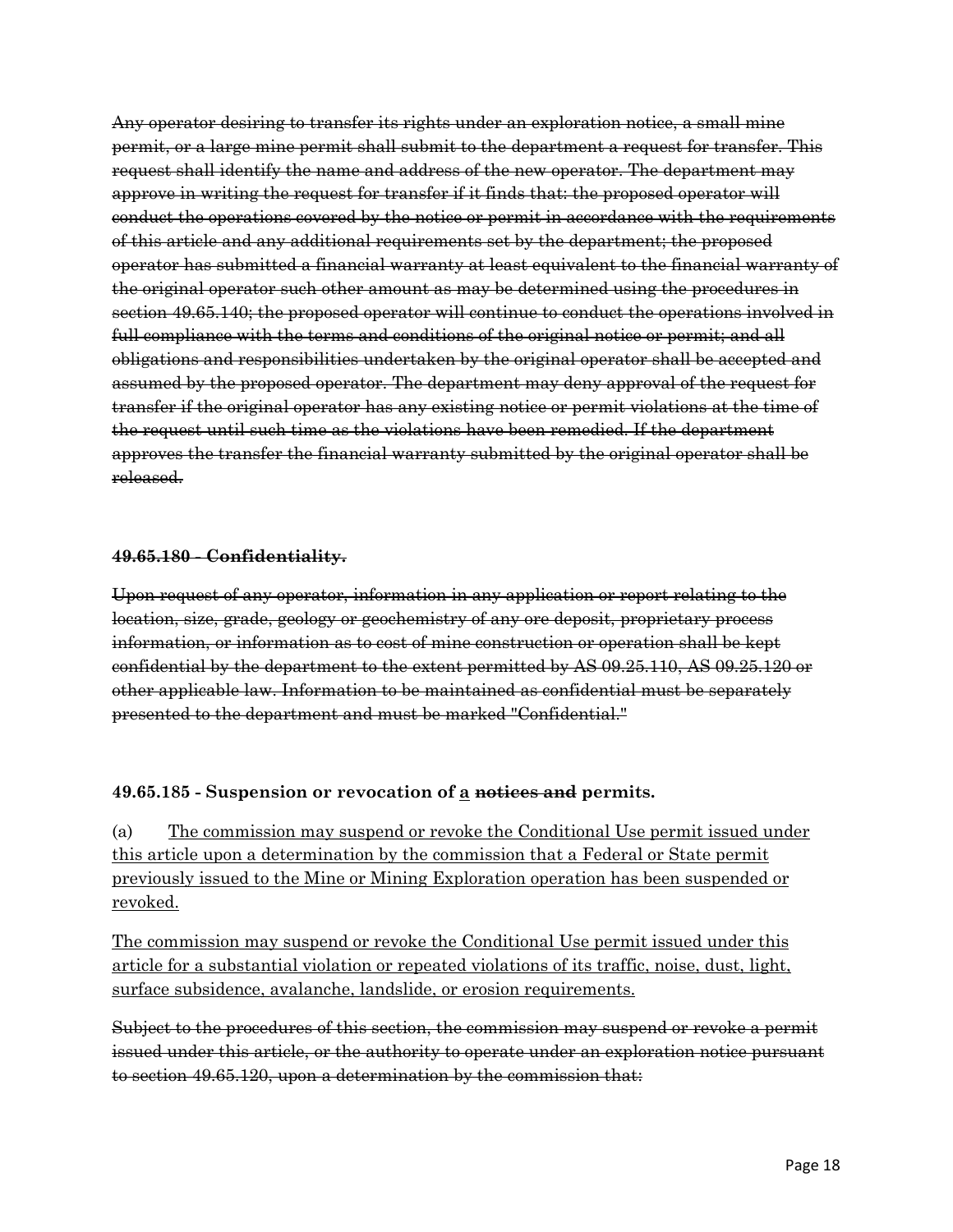~~Any operator desiring to transfer its rights under an exploration notice, a small mine permit, or a large mine permit shall submit to the department a request for transfer. This request shall identify the name and address of the new operator. The department may approve in writing the request for transfer if it finds that: the proposed operator will conduct the operations covered by the notice or permit in accordance with the requirements of this article and any additional requirements set by the department; the proposed operator has submitted a financial warranty at least equivalent to the financial warranty of the original operator such other amount as may be determined using the procedures in section 49.65.140; the proposed operator will continue to conduct the operations involved in full compliance with the terms and conditions of the original notice or permit; and all obligations and responsibilities undertaken by the original operator shall be accepted and assumed by the proposed operator. The department may deny approval of the request for transfer if the original operator has any existing notice or permit violations at the time of the request until such time as the violations have been remedied. If the department approves the transfer the financial warranty submitted by the original operator shall be released.~~

**~~49.65.180 - Confidentiality.~~**

~~Upon request of any operator, information in any application or report relating to the location, size, grade, geology or geochemistry of any ore deposit, proprietary process information, or information as to cost of mine construction or operation shall be kept confidential by the department to the extent permitted by AS 09.25.110, AS 09.25.120 or other applicable law. Information to be maintained as confidential must be separately presented to the department and must be marked "Confidential."~~

**49.65.185 - Suspension or revocation of <u>a</u> ~~notices and~~ permits.**

(a) <u>The commission may suspend or revoke the Conditional Use permit issued under this article upon a determination by the commission that a Federal or State permit previously issued to the Mine or Mining Exploration operation has been suspended or revoked.</u>

<u>The commission may suspend or revoke the Conditional Use permit issued under this article for a substantial violation or repeated violations of its traffic, noise, dust, light, surface subsidence, avalanche, landslide, or erosion requirements.</u>

~~Subject to the procedures of this section, the commission may suspend or revoke a permit issued under this article, or the authority to operate under an exploration notice pursuant to section 49.65.120, upon a determination by the commission that:~~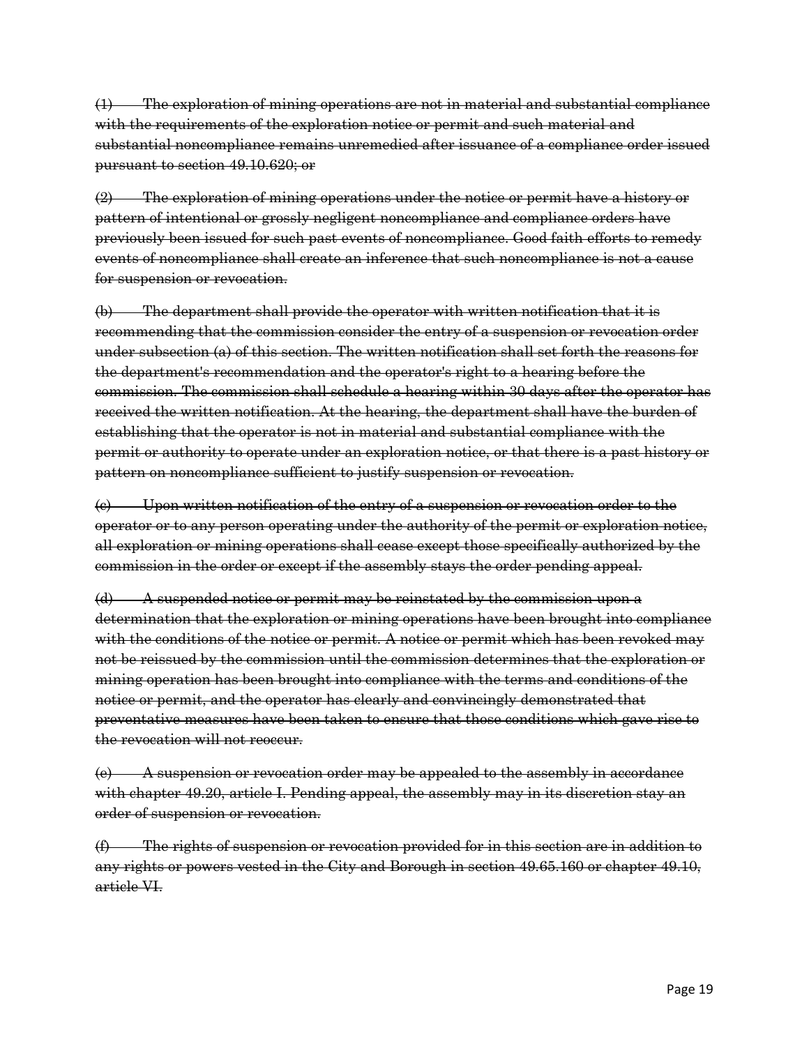~~(1) The exploration of mining operations are not in material and substantial compliance with the requirements of the exploration notice or permit and such material and substantial noncompliance remains unremedied after issuance of a compliance order issued pursuant to section 49.10.620; or~~

~~(2) The exploration of mining operations under the notice or permit have a history or pattern of intentional or grossly negligent noncompliance and compliance orders have previously been issued for such past events of noncompliance. Good faith efforts to remedy events of noncompliance shall create an inference that such noncompliance is not a cause for suspension or revocation.~~

~~(b) The department shall provide the operator with written notification that it is recommending that the commission consider the entry of a suspension or revocation order under subsection (a) of this section. The written notification shall set forth the reasons for the department's recommendation and the operator's right to a hearing before the commission. The commission shall schedule a hearing within 30 days after the operator has received the written notification. At the hearing, the department shall have the burden of establishing that the operator is not in material and substantial compliance with the permit or authority to operate under an exploration notice, or that there is a past history or pattern on noncompliance sufficient to justify suspension or revocation.~~

~~(c) Upon written notification of the entry of a suspension or revocation order to the operator or to any person operating under the authority of the permit or exploration notice, all exploration or mining operations shall cease except those specifically authorized by the commission in the order or except if the assembly stays the order pending appeal.~~

~~(d) A suspended notice or permit may be reinstated by the commission upon a determination that the exploration or mining operations have been brought into compliance with the conditions of the notice or permit. A notice or permit which has been revoked may not be reissued by the commission until the commission determines that the exploration or mining operation has been brought into compliance with the terms and conditions of the notice or permit, and the operator has clearly and convincingly demonstrated that preventative measures have been taken to ensure that those conditions which gave rise to the revocation will not reoccur.~~

~~(e) A suspension or revocation order may be appealed to the assembly in accordance with chapter 49.20, article I. Pending appeal, the assembly may in its discretion stay an order of suspension or revocation.~~

~~(f) The rights of suspension or revocation provided for in this section are in addition to any rights or powers vested in the City and Borough in section 49.65.160 or chapter 49.10, article VI.~~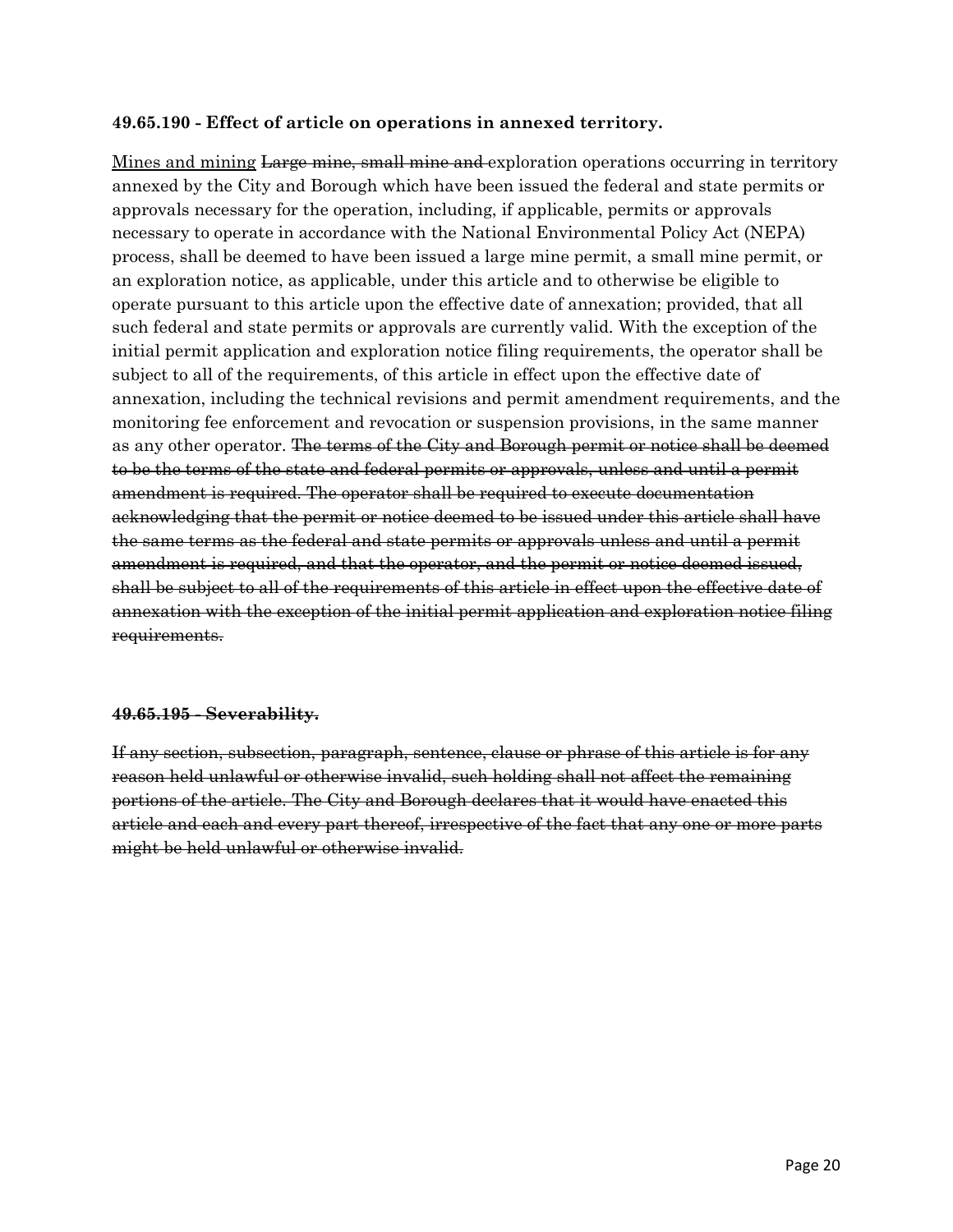**49.65.190 - Effect of article on operations in annexed territory.**

<u>Mines and mining</u> ~~Large mine, small mine and~~ exploration operations occurring in territory annexed by the City and Borough which have been issued the federal and state permits or approvals necessary for the operation, including, if applicable, permits or approvals necessary to operate in accordance with the National Environmental Policy Act (NEPA) process, shall be deemed to have been issued a large mine permit, a small mine permit, or an exploration notice, as applicable, under this article and to otherwise be eligible to operate pursuant to this article upon the effective date of annexation; provided, that all such federal and state permits or approvals are currently valid. With the exception of the initial permit application and exploration notice filing requirements, the operator shall be subject to all of the requirements, of this article in effect upon the effective date of annexation, including the technical revisions and permit amendment requirements, and the monitoring fee enforcement and revocation or suspension provisions, in the same manner as any other operator. ~~The terms of the City and Borough permit or notice shall be deemed to be the terms of the state and federal permits or approvals, unless and until a permit amendment is required. The operator shall be required to execute documentation acknowledging that the permit or notice deemed to be issued under this article shall have the same terms as the federal and state permits or approvals unless and until a permit amendment is required, and that the operator, and the permit or notice deemed issued, shall be subject to all of the requirements of this article in effect upon the effective date of annexation with the exception of the initial permit application and exploration notice filing requirements.~~

~~**49.65.195 - Severability.**~~

~~If any section, subsection, paragraph, sentence, clause or phrase of this article is for any reason held unlawful or otherwise invalid, such holding shall not affect the remaining portions of the article. The City and Borough declares that it would have enacted this article and each and every part thereof, irrespective of the fact that any one or more parts might be held unlawful or otherwise invalid.~~